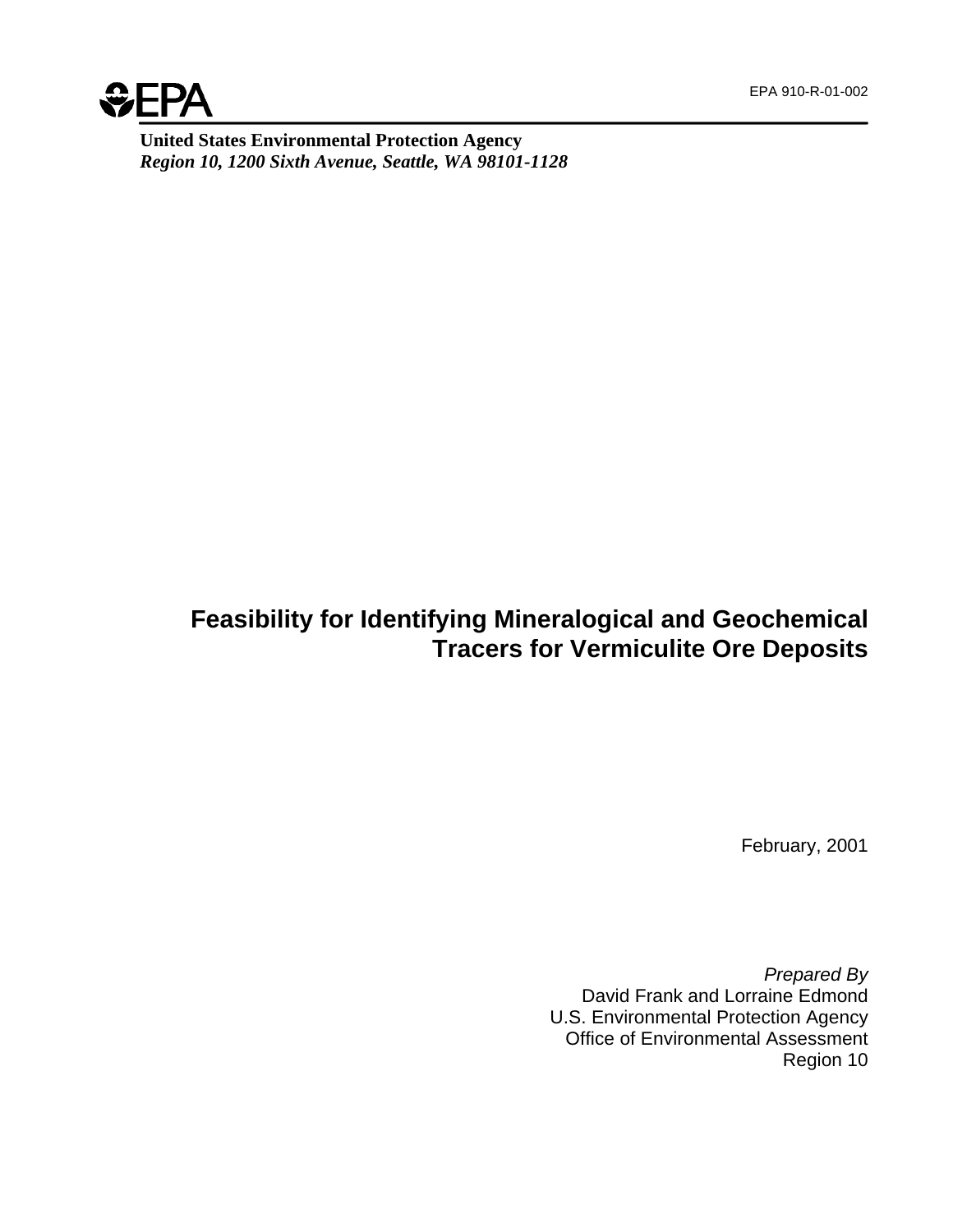EPA 910-R-01-002

**United States Environmental Protection Agency**
***Region 10, 1200 Sixth Avenue, Seattle, WA 98101-1128***

# Feasibility for Identifying Mineralogical and Geochemical Tracers for Vermiculite Ore Deposits

February, 2001

*Prepared By*
David Frank and Lorraine Edmond
U.S. Environmental Protection Agency
Office of Environmental Assessment
Region 10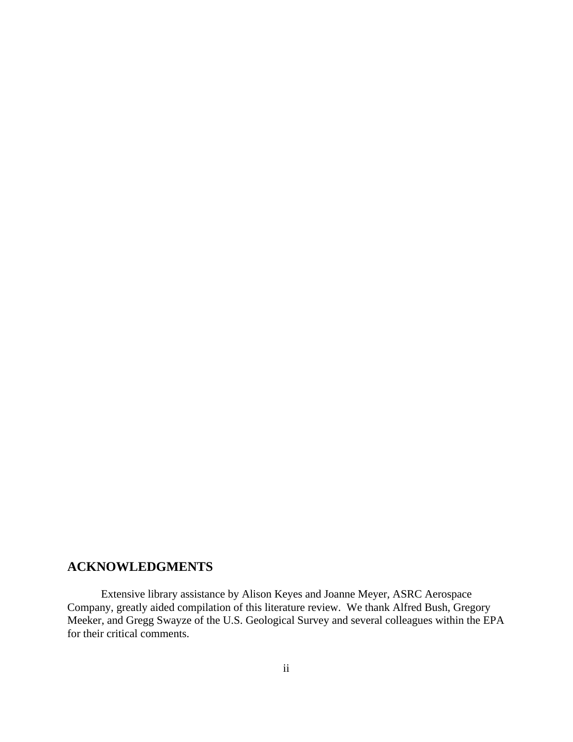## ACKNOWLEDGMENTS

Extensive library assistance by Alison Keyes and Joanne Meyer, ASRC Aerospace Company, greatly aided compilation of this literature review. We thank Alfred Bush, Gregory Meeker, and Gregg Swayze of the U.S. Geological Survey and several colleagues within the EPA for their critical comments.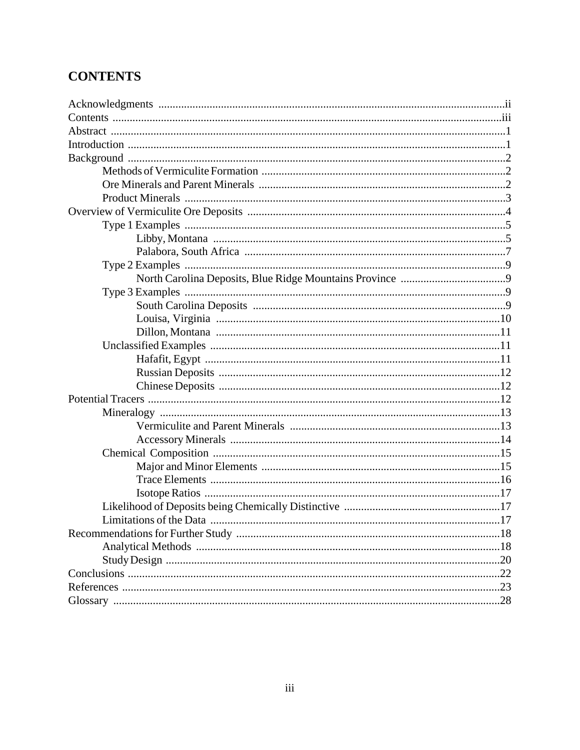# CONTENTS

- Acknowledgments ..... ii
- Contents ..... iii
- Abstract ..... 1
- Introduction ..... 1
- Background ..... 2
  - Methods of Vermiculite Formation ..... 2
  - Ore Minerals and Parent Minerals ..... 2
  - Product Minerals ..... 3
- Overview of Vermiculite Ore Deposits ..... 4
  - Type 1 Examples ..... 5
    - Libby, Montana ..... 5
    - Palabora, South Africa ..... 7
  - Type 2 Examples ..... 9
    - North Carolina Deposits, Blue Ridge Mountains Province ..... 9
  - Type 3 Examples ..... 9
    - South Carolina Deposits ..... 9
    - Louisa, Virginia ..... 10
    - Dillon, Montana ..... 11
  - Unclassified Examples ..... 11
    - Hafafit, Egypt ..... 11
    - Russian Deposits ..... 12
    - Chinese Deposits ..... 12
- Potential Tracers ..... 12
  - Mineralogy ..... 13
    - Vermiculite and Parent Minerals ..... 13
    - Accessory Minerals ..... 14
  - Chemical Composition ..... 15
    - Major and Minor Elements ..... 15
    - Trace Elements ..... 16
    - Isotope Ratios ..... 17
  - Likelihood of Deposits being Chemically Distinctive ..... 17
  - Limitations of the Data ..... 17
- Recommendations for Further Study ..... 18
  - Analytical Methods ..... 18
  - Study Design ..... 20
- Conclusions ..... 22
- References ..... 23
- Glossary ..... 28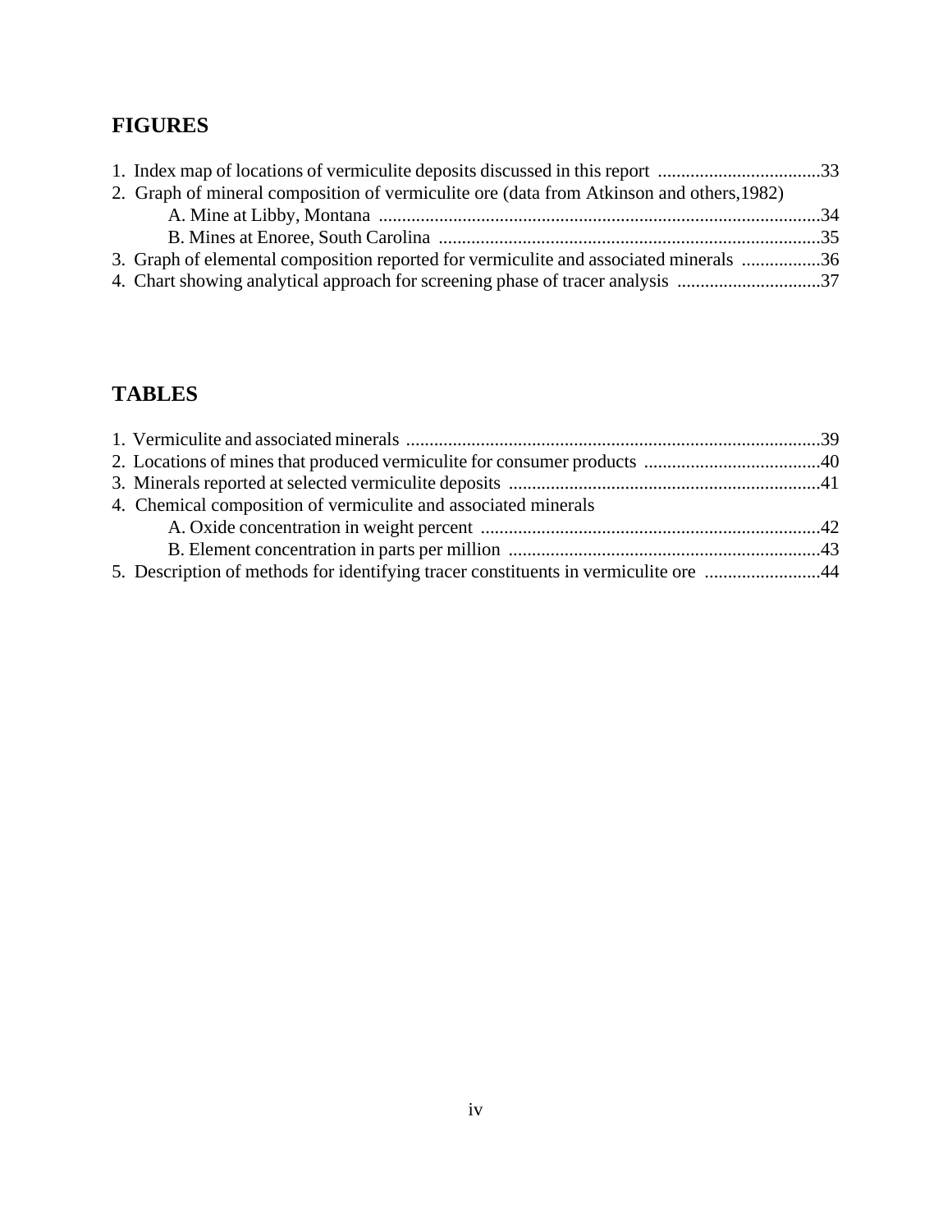## FIGURES

1. Index map of locations of vermiculite deposits discussed in this report ...................................33
2. Graph of mineral composition of vermiculite ore (data from Atkinson and others,1982)
   - A. Mine at Libby, Montana ...............................................................................................34
   - B. Mines at Enoree, South Carolina ..................................................................................35
3. Graph of elemental composition reported for vermiculite and associated minerals .................36
4. Chart showing analytical approach for screening phase of tracer analysis ...............................37

## TABLES

1. Vermiculite and associated minerals .........................................................................................39
2. Locations of mines that produced vermiculite for consumer products ......................................40
3. Minerals reported at selected vermiculite deposits ...................................................................41
4. Chemical composition of vermiculite and associated minerals
   - A. Oxide concentration in weight percent .........................................................................42
   - B. Element concentration in parts per million ...................................................................43
5. Description of methods for identifying tracer constituents in vermiculite ore .........................44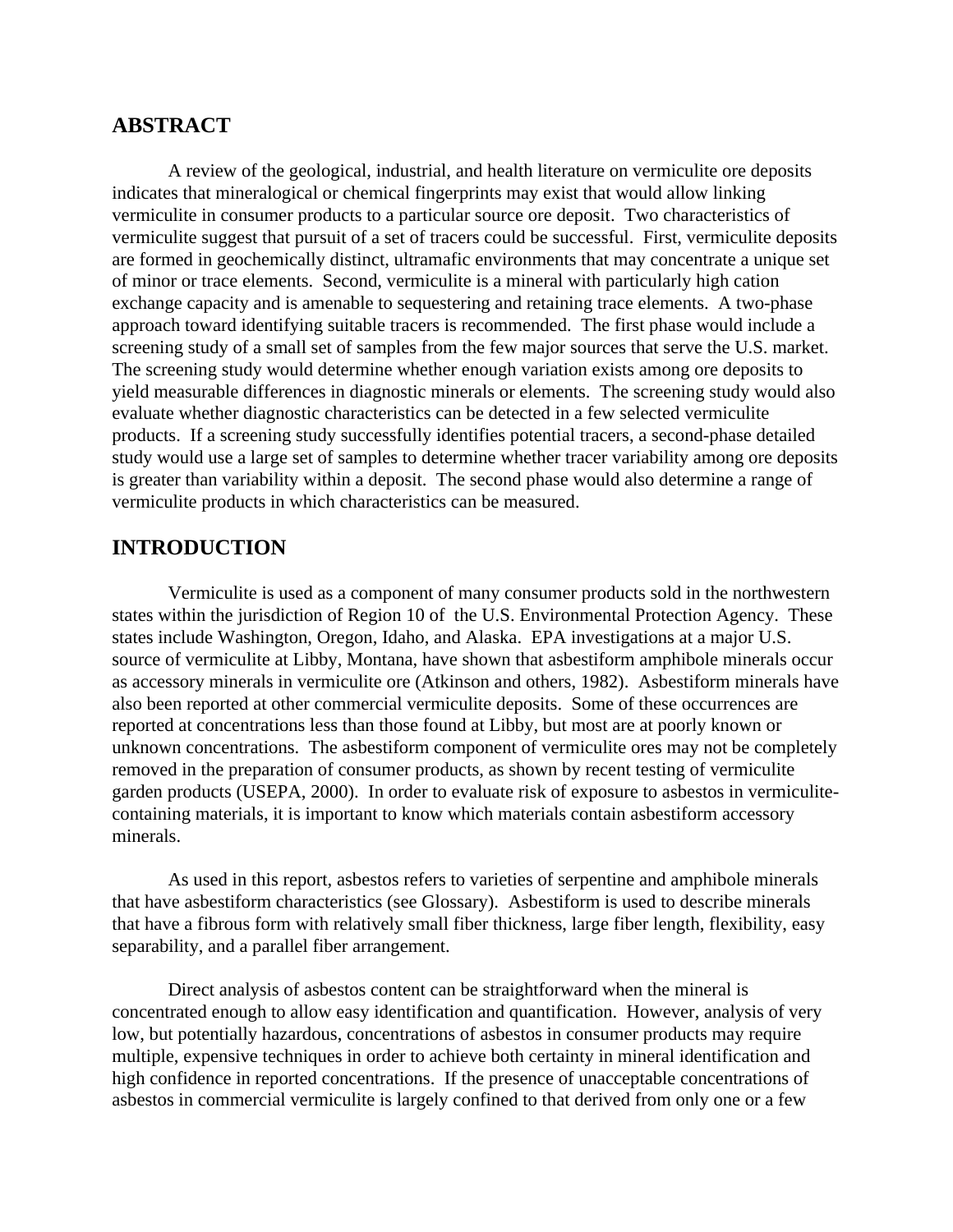## ABSTRACT

A review of the geological, industrial, and health literature on vermiculite ore deposits indicates that mineralogical or chemical fingerprints may exist that would allow linking vermiculite in consumer products to a particular source ore deposit. Two characteristics of vermiculite suggest that pursuit of a set of tracers could be successful. First, vermiculite deposits are formed in geochemically distinct, ultramafic environments that may concentrate a unique set of minor or trace elements. Second, vermiculite is a mineral with particularly high cation exchange capacity and is amenable to sequestering and retaining trace elements. A two-phase approach toward identifying suitable tracers is recommended. The first phase would include a screening study of a small set of samples from the few major sources that serve the U.S. market. The screening study would determine whether enough variation exists among ore deposits to yield measurable differences in diagnostic minerals or elements. The screening study would also evaluate whether diagnostic characteristics can be detected in a few selected vermiculite products. If a screening study successfully identifies potential tracers, a second-phase detailed study would use a large set of samples to determine whether tracer variability among ore deposits is greater than variability within a deposit. The second phase would also determine a range of vermiculite products in which characteristics can be measured.

## INTRODUCTION

Vermiculite is used as a component of many consumer products sold in the northwestern states within the jurisdiction of Region 10 of the U.S. Environmental Protection Agency. These states include Washington, Oregon, Idaho, and Alaska. EPA investigations at a major U.S. source of vermiculite at Libby, Montana, have shown that asbestiform amphibole minerals occur as accessory minerals in vermiculite ore (Atkinson and others, 1982). Asbestiform minerals have also been reported at other commercial vermiculite deposits. Some of these occurrences are reported at concentrations less than those found at Libby, but most are at poorly known or unknown concentrations. The asbestiform component of vermiculite ores may not be completely removed in the preparation of consumer products, as shown by recent testing of vermiculite garden products (USEPA, 2000). In order to evaluate risk of exposure to asbestos in vermiculite-containing materials, it is important to know which materials contain asbestiform accessory minerals.

As used in this report, asbestos refers to varieties of serpentine and amphibole minerals that have asbestiform characteristics (see Glossary). Asbestiform is used to describe minerals that have a fibrous form with relatively small fiber thickness, large fiber length, flexibility, easy separability, and a parallel fiber arrangement.

Direct analysis of asbestos content can be straightforward when the mineral is concentrated enough to allow easy identification and quantification. However, analysis of very low, but potentially hazardous, concentrations of asbestos in consumer products may require multiple, expensive techniques in order to achieve both certainty in mineral identification and high confidence in reported concentrations. If the presence of unacceptable concentrations of asbestos in commercial vermiculite is largely confined to that derived from only one or a few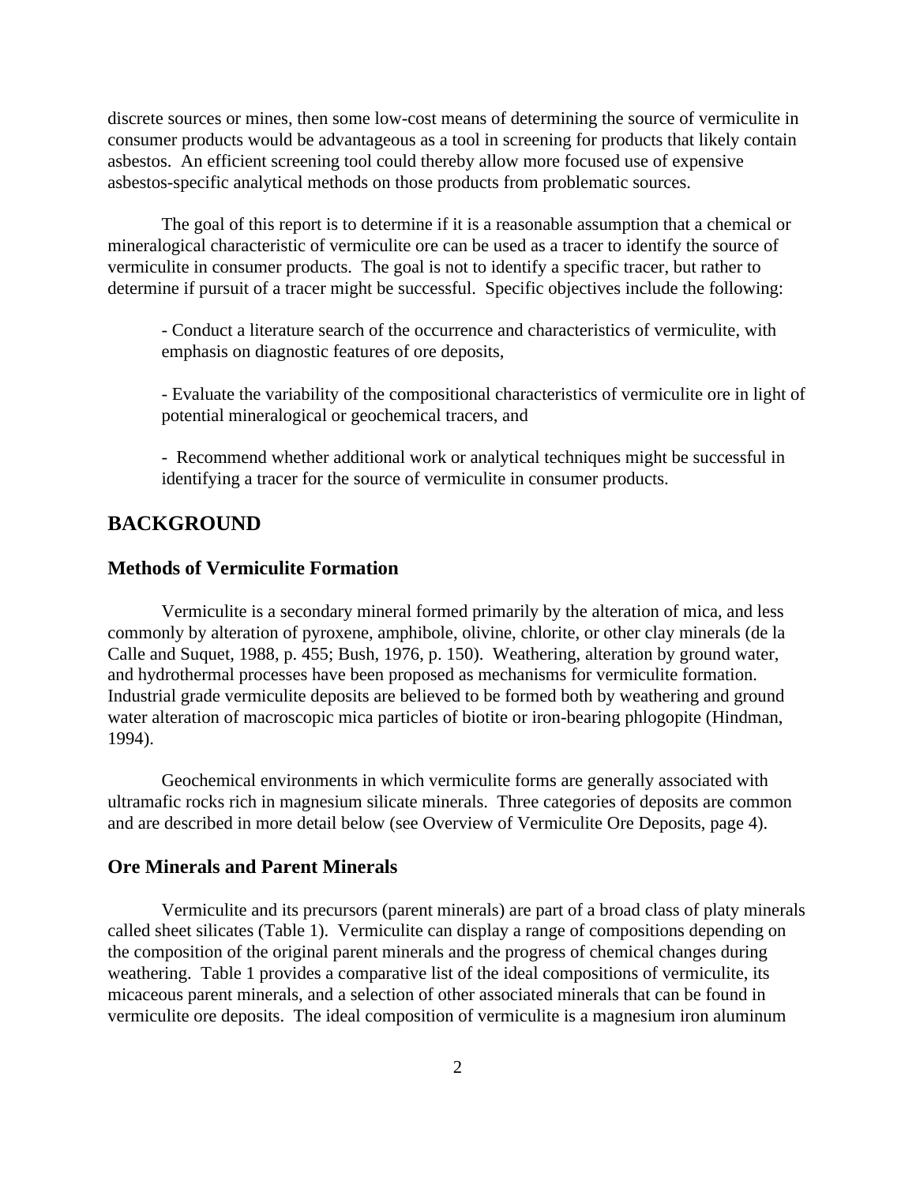discrete sources or mines, then some low-cost means of determining the source of vermiculite in consumer products would be advantageous as a tool in screening for products that likely contain asbestos. An efficient screening tool could thereby allow more focused use of expensive asbestos-specific analytical methods on those products from problematic sources.

The goal of this report is to determine if it is a reasonable assumption that a chemical or mineralogical characteristic of vermiculite ore can be used as a tracer to identify the source of vermiculite in consumer products. The goal is not to identify a specific tracer, but rather to determine if pursuit of a tracer might be successful. Specific objectives include the following:

- Conduct a literature search of the occurrence and characteristics of vermiculite, with emphasis on diagnostic features of ore deposits,

- Evaluate the variability of the compositional characteristics of vermiculite ore in light of potential mineralogical or geochemical tracers, and

- Recommend whether additional work or analytical techniques might be successful in identifying a tracer for the source of vermiculite in consumer products.

## BACKGROUND

### Methods of Vermiculite Formation

Vermiculite is a secondary mineral formed primarily by the alteration of mica, and less commonly by alteration of pyroxene, amphibole, olivine, chlorite, or other clay minerals (de la Calle and Suquet, 1988, p. 455; Bush, 1976, p. 150). Weathering, alteration by ground water, and hydrothermal processes have been proposed as mechanisms for vermiculite formation. Industrial grade vermiculite deposits are believed to be formed both by weathering and ground water alteration of macroscopic mica particles of biotite or iron-bearing phlogopite (Hindman, 1994).

Geochemical environments in which vermiculite forms are generally associated with ultramafic rocks rich in magnesium silicate minerals. Three categories of deposits are common and are described in more detail below (see Overview of Vermiculite Ore Deposits, page 4).

### Ore Minerals and Parent Minerals

Vermiculite and its precursors (parent minerals) are part of a broad class of platy minerals called sheet silicates (Table 1). Vermiculite can display a range of compositions depending on the composition of the original parent minerals and the progress of chemical changes during weathering. Table 1 provides a comparative list of the ideal compositions of vermiculite, its micaceous parent minerals, and a selection of other associated minerals that can be found in vermiculite ore deposits. The ideal composition of vermiculite is a magnesium iron aluminum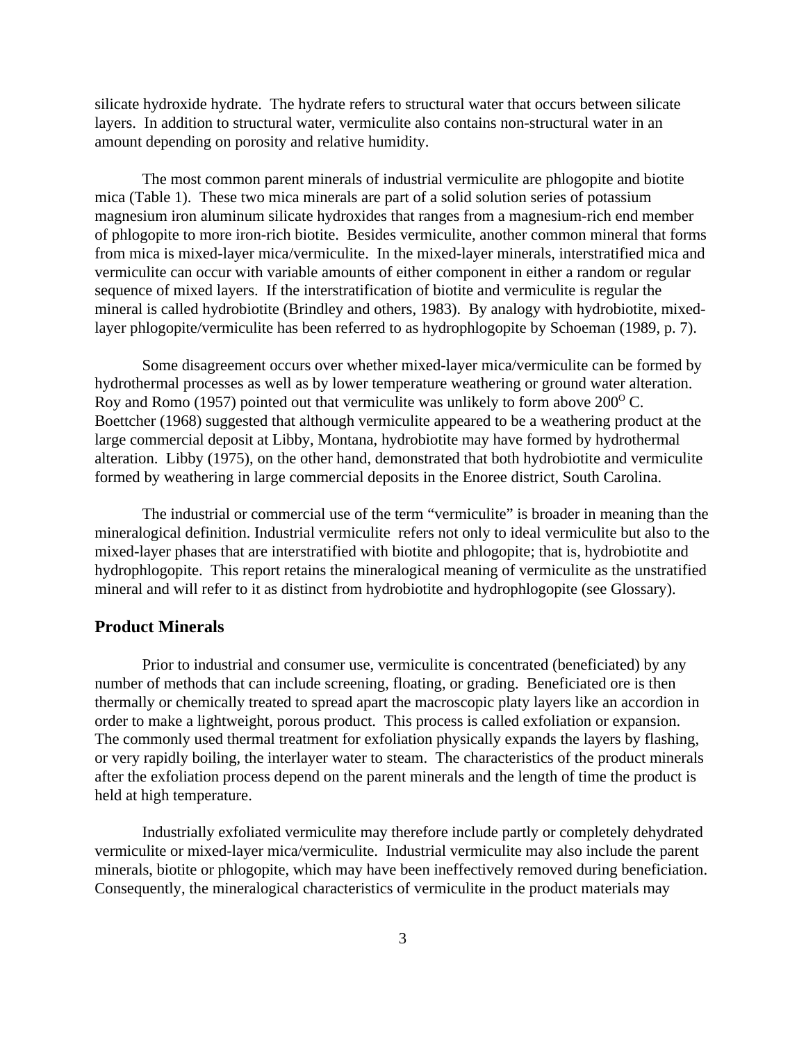silicate hydroxide hydrate. The hydrate refers to structural water that occurs between silicate layers. In addition to structural water, vermiculite also contains non-structural water in an amount depending on porosity and relative humidity.

The most common parent minerals of industrial vermiculite are phlogopite and biotite mica (Table 1). These two mica minerals are part of a solid solution series of potassium magnesium iron aluminum silicate hydroxides that ranges from a magnesium-rich end member of phlogopite to more iron-rich biotite. Besides vermiculite, another common mineral that forms from mica is mixed-layer mica/vermiculite. In the mixed-layer minerals, interstratified mica and vermiculite can occur with variable amounts of either component in either a random or regular sequence of mixed layers. If the interstratification of biotite and vermiculite is regular the mineral is called hydrobiotite (Brindley and others, 1983). By analogy with hydrobiotite, mixed-layer phlogopite/vermiculite has been referred to as hydrophlogopite by Schoeman (1989, p. 7).

Some disagreement occurs over whether mixed-layer mica/vermiculite can be formed by hydrothermal processes as well as by lower temperature weathering or ground water alteration. Roy and Romo (1957) pointed out that vermiculite was unlikely to form above $200^{O}$ C. Boettcher (1968) suggested that although vermiculite appeared to be a weathering product at the large commercial deposit at Libby, Montana, hydrobiotite may have formed by hydrothermal alteration. Libby (1975), on the other hand, demonstrated that both hydrobiotite and vermiculite formed by weathering in large commercial deposits in the Enoree district, South Carolina.

The industrial or commercial use of the term "vermiculite" is broader in meaning than the mineralogical definition. Industrial vermiculite refers not only to ideal vermiculite but also to the mixed-layer phases that are interstratified with biotite and phlogopite; that is, hydrobiotite and hydrophlogopite. This report retains the mineralogical meaning of vermiculite as the unstratified mineral and will refer to it as distinct from hydrobiotite and hydrophlogopite (see Glossary).

## Product Minerals

Prior to industrial and consumer use, vermiculite is concentrated (beneficiated) by any number of methods that can include screening, floating, or grading. Beneficiated ore is then thermally or chemically treated to spread apart the macroscopic platy layers like an accordion in order to make a lightweight, porous product. This process is called exfoliation or expansion. The commonly used thermal treatment for exfoliation physically expands the layers by flashing, or very rapidly boiling, the interlayer water to steam. The characteristics of the product minerals after the exfoliation process depend on the parent minerals and the length of time the product is held at high temperature.

Industrially exfoliated vermiculite may therefore include partly or completely dehydrated vermiculite or mixed-layer mica/vermiculite. Industrial vermiculite may also include the parent minerals, biotite or phlogopite, which may have been ineffectively removed during beneficiation. Consequently, the mineralogical characteristics of vermiculite in the product materials may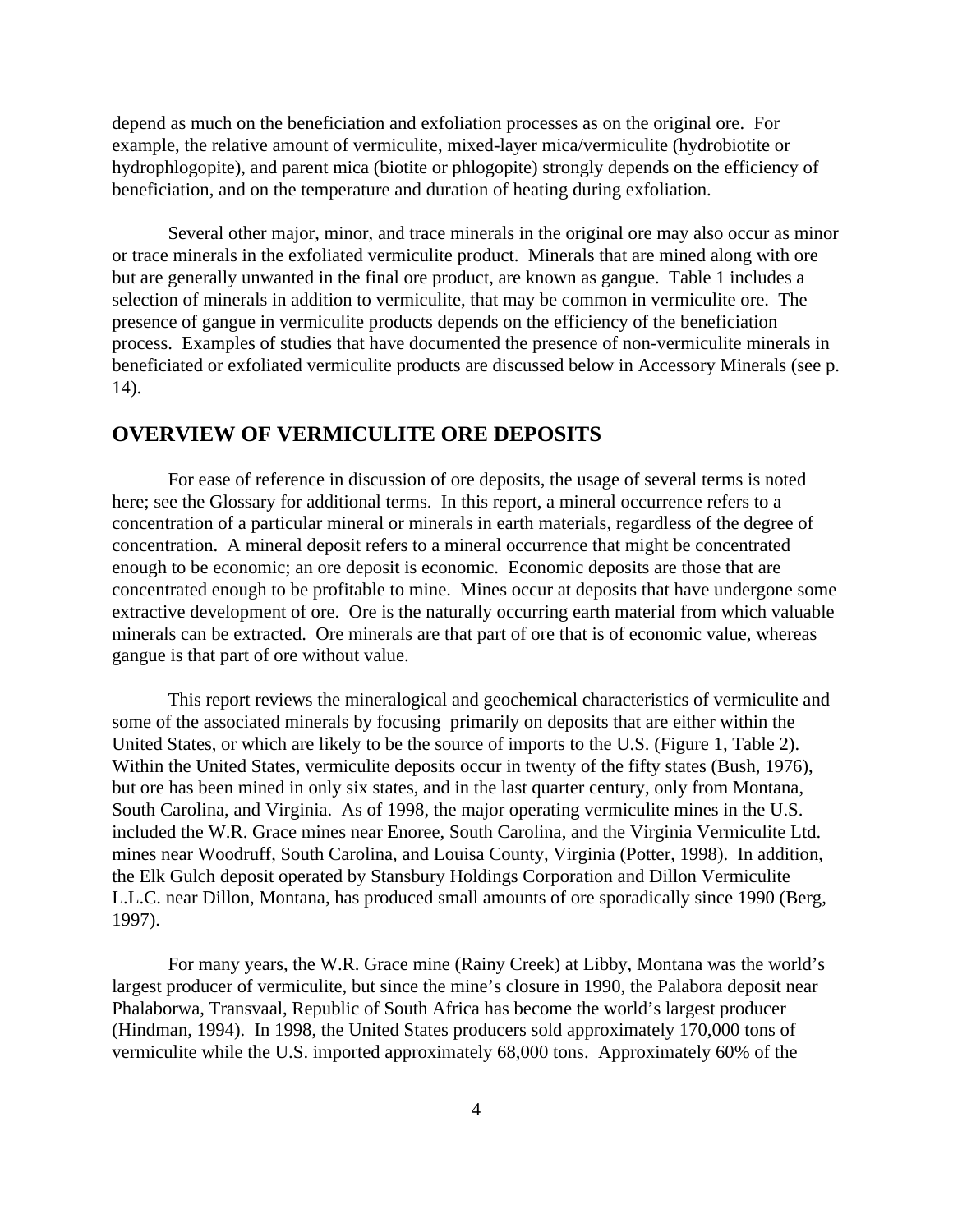depend as much on the beneficiation and exfoliation processes as on the original ore. For example, the relative amount of vermiculite, mixed-layer mica/vermiculite (hydrobiotite or hydrophlogopite), and parent mica (biotite or phlogopite) strongly depends on the efficiency of beneficiation, and on the temperature and duration of heating during exfoliation.

Several other major, minor, and trace minerals in the original ore may also occur as minor or trace minerals in the exfoliated vermiculite product. Minerals that are mined along with ore but are generally unwanted in the final ore product, are known as gangue. Table 1 includes a selection of minerals in addition to vermiculite, that may be common in vermiculite ore. The presence of gangue in vermiculite products depends on the efficiency of the beneficiation process. Examples of studies that have documented the presence of non-vermiculite minerals in beneficiated or exfoliated vermiculite products are discussed below in Accessory Minerals (see p. 14).

## OVERVIEW OF VERMICULITE ORE DEPOSITS

For ease of reference in discussion of ore deposits, the usage of several terms is noted here; see the Glossary for additional terms. In this report, a mineral occurrence refers to a concentration of a particular mineral or minerals in earth materials, regardless of the degree of concentration. A mineral deposit refers to a mineral occurrence that might be concentrated enough to be economic; an ore deposit is economic. Economic deposits are those that are concentrated enough to be profitable to mine. Mines occur at deposits that have undergone some extractive development of ore. Ore is the naturally occurring earth material from which valuable minerals can be extracted. Ore minerals are that part of ore that is of economic value, whereas gangue is that part of ore without value.

This report reviews the mineralogical and geochemical characteristics of vermiculite and some of the associated minerals by focusing primarily on deposits that are either within the United States, or which are likely to be the source of imports to the U.S. (Figure 1, Table 2). Within the United States, vermiculite deposits occur in twenty of the fifty states (Bush, 1976), but ore has been mined in only six states, and in the last quarter century, only from Montana, South Carolina, and Virginia. As of 1998, the major operating vermiculite mines in the U.S. included the W.R. Grace mines near Enoree, South Carolina, and the Virginia Vermiculite Ltd. mines near Woodruff, South Carolina, and Louisa County, Virginia (Potter, 1998). In addition, the Elk Gulch deposit operated by Stansbury Holdings Corporation and Dillon Vermiculite L.L.C. near Dillon, Montana, has produced small amounts of ore sporadically since 1990 (Berg, 1997).

For many years, the W.R. Grace mine (Rainy Creek) at Libby, Montana was the world's largest producer of vermiculite, but since the mine's closure in 1990, the Palabora deposit near Phalaborwa, Transvaal, Republic of South Africa has become the world's largest producer (Hindman, 1994). In 1998, the United States producers sold approximately 170,000 tons of vermiculite while the U.S. imported approximately 68,000 tons. Approximately 60% of the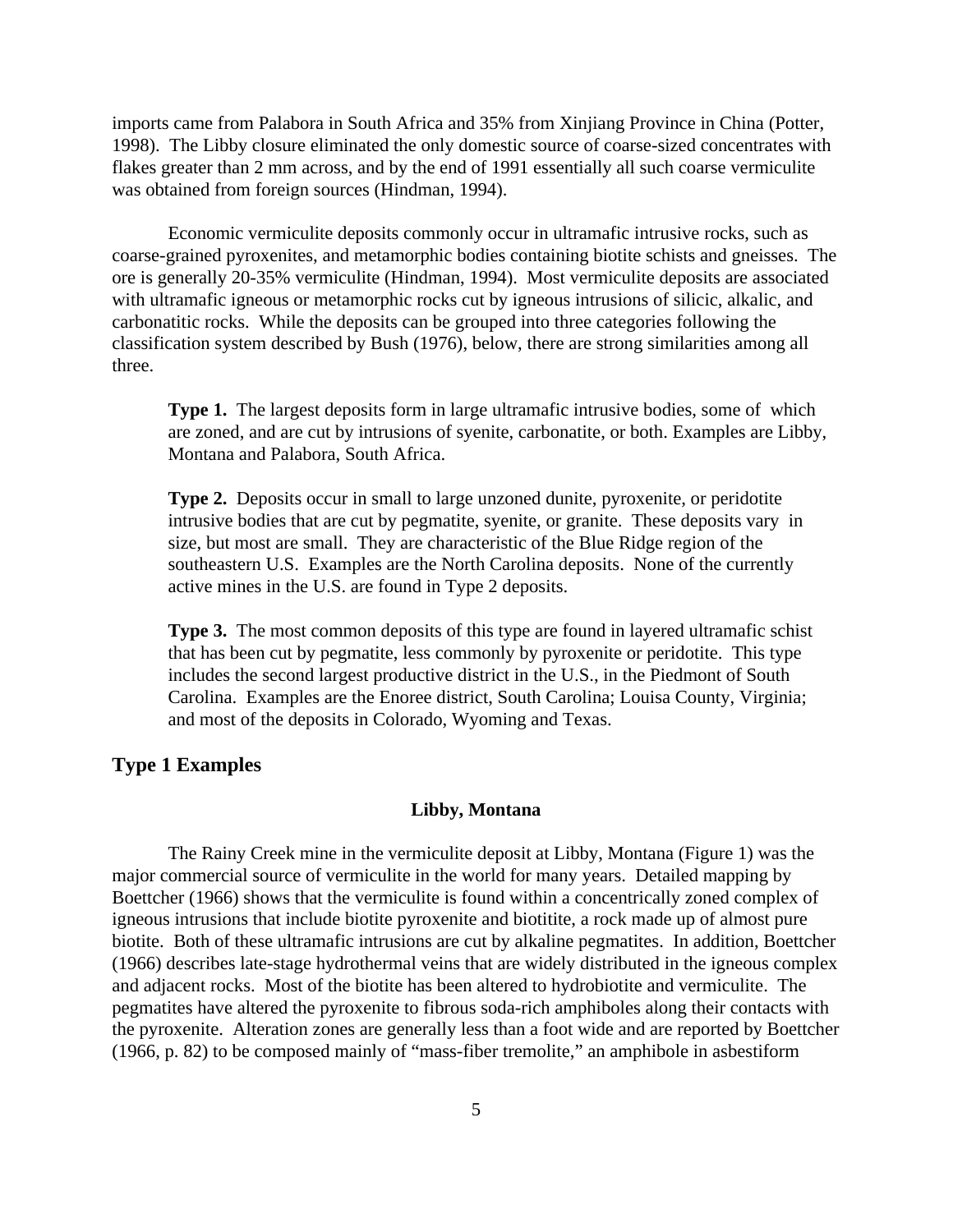imports came from Palabora in South Africa and 35% from Xinjiang Province in China (Potter, 1998). The Libby closure eliminated the only domestic source of coarse-sized concentrates with flakes greater than 2 mm across, and by the end of 1991 essentially all such coarse vermiculite was obtained from foreign sources (Hindman, 1994).

Economic vermiculite deposits commonly occur in ultramafic intrusive rocks, such as coarse-grained pyroxenites, and metamorphic bodies containing biotite schists and gneisses. The ore is generally 20-35% vermiculite (Hindman, 1994). Most vermiculite deposits are associated with ultramafic igneous or metamorphic rocks cut by igneous intrusions of silicic, alkalic, and carbonatitic rocks. While the deposits can be grouped into three categories following the classification system described by Bush (1976), below, there are strong similarities among all three.

> **Type 1.** The largest deposits form in large ultramafic intrusive bodies, some of which are zoned, and are cut by intrusions of syenite, carbonatite, or both. Examples are Libby, Montana and Palabora, South Africa.
>
> **Type 2.** Deposits occur in small to large unzoned dunite, pyroxenite, or peridotite intrusive bodies that are cut by pegmatite, syenite, or granite. These deposits vary in size, but most are small. They are characteristic of the Blue Ridge region of the southeastern U.S. Examples are the North Carolina deposits. None of the currently active mines in the U.S. are found in Type 2 deposits.
>
> **Type 3.** The most common deposits of this type are found in layered ultramafic schist that has been cut by pegmatite, less commonly by pyroxenite or peridotite. This type includes the second largest productive district in the U.S., in the Piedmont of South Carolina. Examples are the Enoree district, South Carolina; Louisa County, Virginia; and most of the deposits in Colorado, Wyoming and Texas.

## Type 1 Examples

### Libby, Montana

The Rainy Creek mine in the vermiculite deposit at Libby, Montana (Figure 1) was the major commercial source of vermiculite in the world for many years. Detailed mapping by Boettcher (1966) shows that the vermiculite is found within a concentrically zoned complex of igneous intrusions that include biotite pyroxenite and biotitite, a rock made up of almost pure biotite. Both of these ultramafic intrusions are cut by alkaline pegmatites. In addition, Boettcher (1966) describes late-stage hydrothermal veins that are widely distributed in the igneous complex and adjacent rocks. Most of the biotite has been altered to hydrobiotite and vermiculite. The pegmatites have altered the pyroxenite to fibrous soda-rich amphiboles along their contacts with the pyroxenite. Alteration zones are generally less than a foot wide and are reported by Boettcher (1966, p. 82) to be composed mainly of "mass-fiber tremolite," an amphibole in asbestiform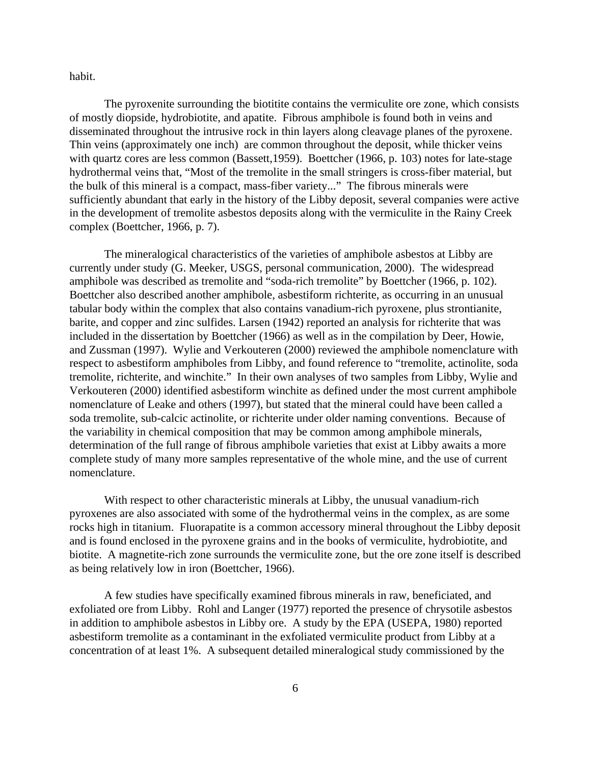habit.

The pyroxenite surrounding the biotitite contains the vermiculite ore zone, which consists of mostly diopside, hydrobiotite, and apatite. Fibrous amphibole is found both in veins and disseminated throughout the intrusive rock in thin layers along cleavage planes of the pyroxene. Thin veins (approximately one inch) are common throughout the deposit, while thicker veins with quartz cores are less common (Bassett,1959). Boettcher (1966, p. 103) notes for late-stage hydrothermal veins that, "Most of the tremolite in the small stringers is cross-fiber material, but the bulk of this mineral is a compact, mass-fiber variety..." The fibrous minerals were sufficiently abundant that early in the history of the Libby deposit, several companies were active in the development of tremolite asbestos deposits along with the vermiculite in the Rainy Creek complex (Boettcher, 1966, p. 7).

The mineralogical characteristics of the varieties of amphibole asbestos at Libby are currently under study (G. Meeker, USGS, personal communication, 2000). The widespread amphibole was described as tremolite and "soda-rich tremolite" by Boettcher (1966, p. 102). Boettcher also described another amphibole, asbestiform richterite, as occurring in an unusual tabular body within the complex that also contains vanadium-rich pyroxene, plus strontianite, barite, and copper and zinc sulfides. Larsen (1942) reported an analysis for richterite that was included in the dissertation by Boettcher (1966) as well as in the compilation by Deer, Howie, and Zussman (1997). Wylie and Verkouteren (2000) reviewed the amphibole nomenclature with respect to asbestiform amphiboles from Libby, and found reference to "tremolite, actinolite, soda tremolite, richterite, and winchite." In their own analyses of two samples from Libby, Wylie and Verkouteren (2000) identified asbestiform winchite as defined under the most current amphibole nomenclature of Leake and others (1997), but stated that the mineral could have been called a soda tremolite, sub-calcic actinolite, or richterite under older naming conventions. Because of the variability in chemical composition that may be common among amphibole minerals, determination of the full range of fibrous amphibole varieties that exist at Libby awaits a more complete study of many more samples representative of the whole mine, and the use of current nomenclature.

With respect to other characteristic minerals at Libby, the unusual vanadium-rich pyroxenes are also associated with some of the hydrothermal veins in the complex, as are some rocks high in titanium. Fluorapatite is a common accessory mineral throughout the Libby deposit and is found enclosed in the pyroxene grains and in the books of vermiculite, hydrobiotite, and biotite. A magnetite-rich zone surrounds the vermiculite zone, but the ore zone itself is described as being relatively low in iron (Boettcher, 1966).

A few studies have specifically examined fibrous minerals in raw, beneficiated, and exfoliated ore from Libby. Rohl and Langer (1977) reported the presence of chrysotile asbestos in addition to amphibole asbestos in Libby ore. A study by the EPA (USEPA, 1980) reported asbestiform tremolite as a contaminant in the exfoliated vermiculite product from Libby at a concentration of at least 1%. A subsequent detailed mineralogical study commissioned by the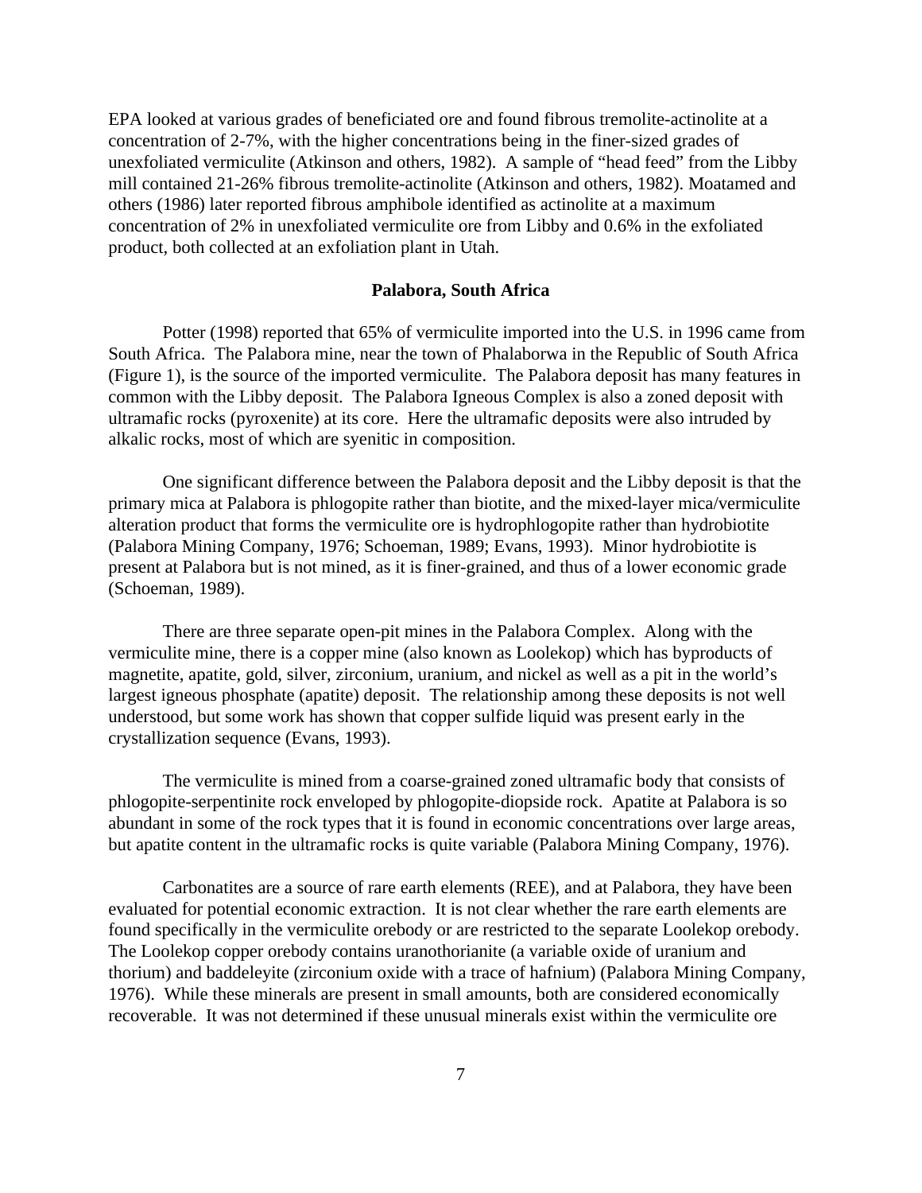EPA looked at various grades of beneficiated ore and found fibrous tremolite-actinolite at a concentration of 2-7%, with the higher concentrations being in the finer-sized grades of unexfoliated vermiculite (Atkinson and others, 1982). A sample of "head feed" from the Libby mill contained 21-26% fibrous tremolite-actinolite (Atkinson and others, 1982). Moatamed and others (1986) later reported fibrous amphibole identified as actinolite at a maximum concentration of 2% in unexfoliated vermiculite ore from Libby and 0.6% in the exfoliated product, both collected at an exfoliation plant in Utah.

### Palabora, South Africa

Potter (1998) reported that 65% of vermiculite imported into the U.S. in 1996 came from South Africa. The Palabora mine, near the town of Phalaborwa in the Republic of South Africa (Figure 1), is the source of the imported vermiculite. The Palabora deposit has many features in common with the Libby deposit. The Palabora Igneous Complex is also a zoned deposit with ultramafic rocks (pyroxenite) at its core. Here the ultramafic deposits were also intruded by alkalic rocks, most of which are syenitic in composition.

One significant difference between the Palabora deposit and the Libby deposit is that the primary mica at Palabora is phlogopite rather than biotite, and the mixed-layer mica/vermiculite alteration product that forms the vermiculite ore is hydrophlogopite rather than hydrobiotite (Palabora Mining Company, 1976; Schoeman, 1989; Evans, 1993). Minor hydrobiotite is present at Palabora but is not mined, as it is finer-grained, and thus of a lower economic grade (Schoeman, 1989).

There are three separate open-pit mines in the Palabora Complex. Along with the vermiculite mine, there is a copper mine (also known as Loolekop) which has byproducts of magnetite, apatite, gold, silver, zirconium, uranium, and nickel as well as a pit in the world's largest igneous phosphate (apatite) deposit. The relationship among these deposits is not well understood, but some work has shown that copper sulfide liquid was present early in the crystallization sequence (Evans, 1993).

The vermiculite is mined from a coarse-grained zoned ultramafic body that consists of phlogopite-serpentinite rock enveloped by phlogopite-diopside rock. Apatite at Palabora is so abundant in some of the rock types that it is found in economic concentrations over large areas, but apatite content in the ultramafic rocks is quite variable (Palabora Mining Company, 1976).

Carbonatites are a source of rare earth elements (REE), and at Palabora, they have been evaluated for potential economic extraction. It is not clear whether the rare earth elements are found specifically in the vermiculite orebody or are restricted to the separate Loolekop orebody. The Loolekop copper orebody contains uranothorianite (a variable oxide of uranium and thorium) and baddeleyite (zirconium oxide with a trace of hafnium) (Palabora Mining Company, 1976). While these minerals are present in small amounts, both are considered economically recoverable. It was not determined if these unusual minerals exist within the vermiculite ore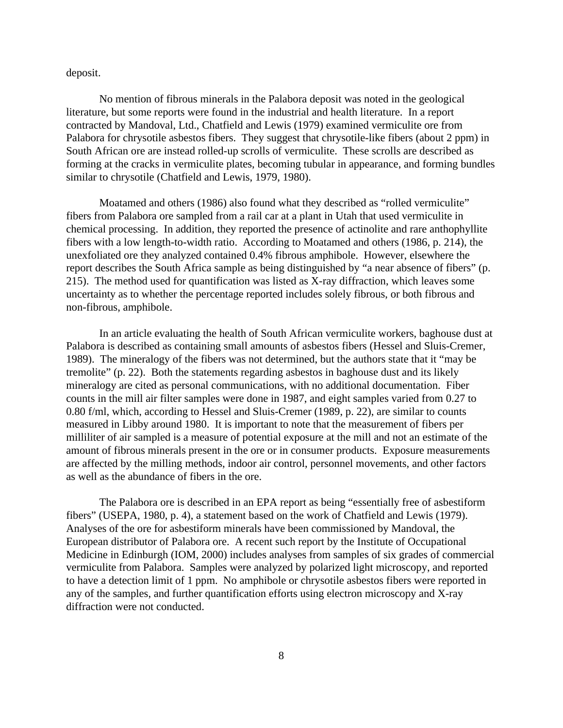deposit.

No mention of fibrous minerals in the Palabora deposit was noted in the geological literature, but some reports were found in the industrial and health literature. In a report contracted by Mandoval, Ltd., Chatfield and Lewis (1979) examined vermiculite ore from Palabora for chrysotile asbestos fibers. They suggest that chrysotile-like fibers (about 2 ppm) in South African ore are instead rolled-up scrolls of vermiculite. These scrolls are described as forming at the cracks in vermiculite plates, becoming tubular in appearance, and forming bundles similar to chrysotile (Chatfield and Lewis, 1979, 1980).

Moatamed and others (1986) also found what they described as "rolled vermiculite" fibers from Palabora ore sampled from a rail car at a plant in Utah that used vermiculite in chemical processing. In addition, they reported the presence of actinolite and rare anthophyllite fibers with a low length-to-width ratio. According to Moatamed and others (1986, p. 214), the unexfoliated ore they analyzed contained 0.4% fibrous amphibole. However, elsewhere the report describes the South Africa sample as being distinguished by "a near absence of fibers" (p. 215). The method used for quantification was listed as X-ray diffraction, which leaves some uncertainty as to whether the percentage reported includes solely fibrous, or both fibrous and non-fibrous, amphibole.

In an article evaluating the health of South African vermiculite workers, baghouse dust at Palabora is described as containing small amounts of asbestos fibers (Hessel and Sluis-Cremer, 1989). The mineralogy of the fibers was not determined, but the authors state that it "may be tremolite" (p. 22). Both the statements regarding asbestos in baghouse dust and its likely mineralogy are cited as personal communications, with no additional documentation. Fiber counts in the mill air filter samples were done in 1987, and eight samples varied from 0.27 to 0.80 f/ml, which, according to Hessel and Sluis-Cremer (1989, p. 22), are similar to counts measured in Libby around 1980. It is important to note that the measurement of fibers per milliliter of air sampled is a measure of potential exposure at the mill and not an estimate of the amount of fibrous minerals present in the ore or in consumer products. Exposure measurements are affected by the milling methods, indoor air control, personnel movements, and other factors as well as the abundance of fibers in the ore.

The Palabora ore is described in an EPA report as being "essentially free of asbestiform fibers" (USEPA, 1980, p. 4), a statement based on the work of Chatfield and Lewis (1979). Analyses of the ore for asbestiform minerals have been commissioned by Mandoval, the European distributor of Palabora ore. A recent such report by the Institute of Occupational Medicine in Edinburgh (IOM, 2000) includes analyses from samples of six grades of commercial vermiculite from Palabora. Samples were analyzed by polarized light microscopy, and reported to have a detection limit of 1 ppm. No amphibole or chrysotile asbestos fibers were reported in any of the samples, and further quantification efforts using electron microscopy and X-ray diffraction were not conducted.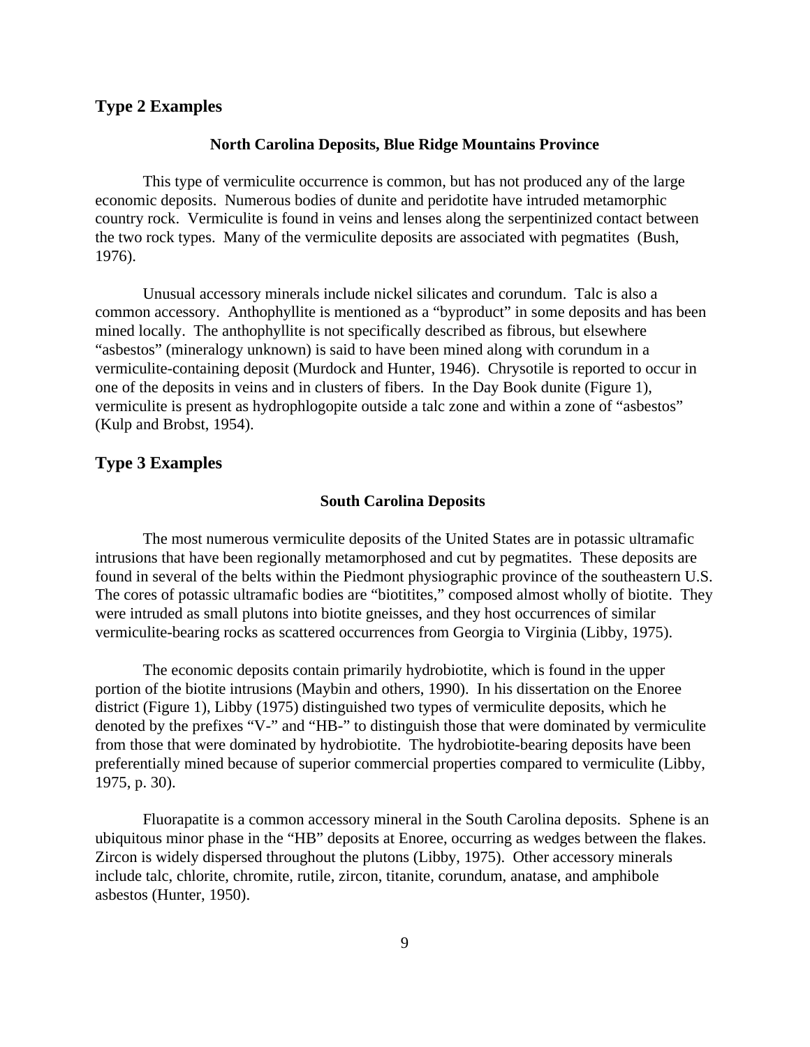## Type 2 Examples

### North Carolina Deposits, Blue Ridge Mountains Province

This type of vermiculite occurrence is common, but has not produced any of the large economic deposits. Numerous bodies of dunite and peridotite have intruded metamorphic country rock. Vermiculite is found in veins and lenses along the serpentinized contact between the two rock types. Many of the vermiculite deposits are associated with pegmatites (Bush, 1976).

Unusual accessory minerals include nickel silicates and corundum. Talc is also a common accessory. Anthophyllite is mentioned as a "byproduct" in some deposits and has been mined locally. The anthophyllite is not specifically described as fibrous, but elsewhere "asbestos" (mineralogy unknown) is said to have been mined along with corundum in a vermiculite-containing deposit (Murdock and Hunter, 1946). Chrysotile is reported to occur in one of the deposits in veins and in clusters of fibers. In the Day Book dunite (Figure 1), vermiculite is present as hydrophlogopite outside a talc zone and within a zone of "asbestos" (Kulp and Brobst, 1954).

## Type 3 Examples

### South Carolina Deposits

The most numerous vermiculite deposits of the United States are in potassic ultramafic intrusions that have been regionally metamorphosed and cut by pegmatites. These deposits are found in several of the belts within the Piedmont physiographic province of the southeastern U.S. The cores of potassic ultramafic bodies are "biotitites," composed almost wholly of biotite. They were intruded as small plutons into biotite gneisses, and they host occurrences of similar vermiculite-bearing rocks as scattered occurrences from Georgia to Virginia (Libby, 1975).

The economic deposits contain primarily hydrobiotite, which is found in the upper portion of the biotite intrusions (Maybin and others, 1990). In his dissertation on the Enoree district (Figure 1), Libby (1975) distinguished two types of vermiculite deposits, which he denoted by the prefixes "V-" and "HB-" to distinguish those that were dominated by vermiculite from those that were dominated by hydrobiotite. The hydrobiotite-bearing deposits have been preferentially mined because of superior commercial properties compared to vermiculite (Libby, 1975, p. 30).

Fluorapatite is a common accessory mineral in the South Carolina deposits. Sphene is an ubiquitous minor phase in the "HB" deposits at Enoree, occurring as wedges between the flakes. Zircon is widely dispersed throughout the plutons (Libby, 1975). Other accessory minerals include talc, chlorite, chromite, rutile, zircon, titanite, corundum, anatase, and amphibole asbestos (Hunter, 1950).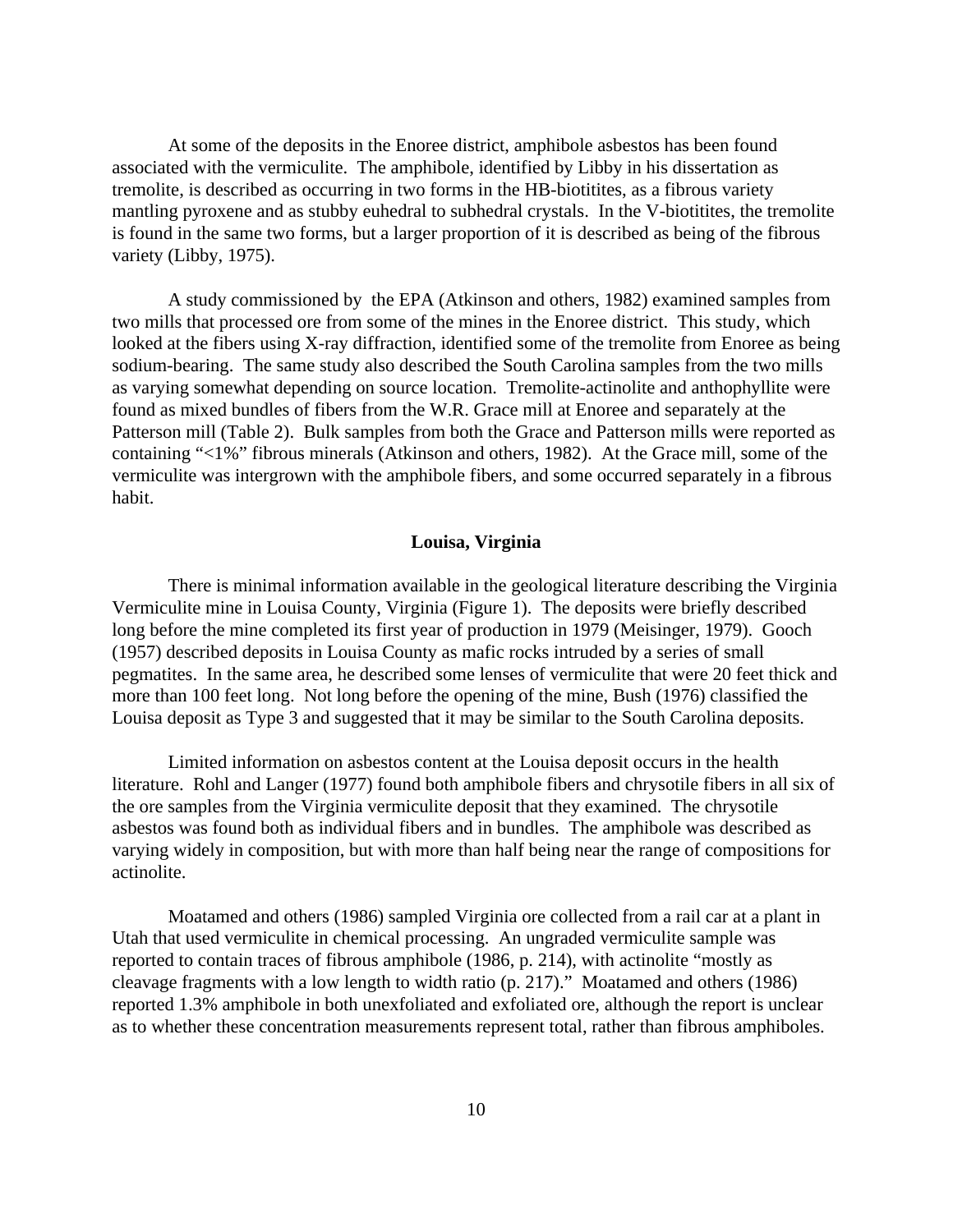At some of the deposits in the Enoree district, amphibole asbestos has been found associated with the vermiculite. The amphibole, identified by Libby in his dissertation as tremolite, is described as occurring in two forms in the HB-biotitites, as a fibrous variety mantling pyroxene and as stubby euhedral to subhedral crystals. In the V-biotitites, the tremolite is found in the same two forms, but a larger proportion of it is described as being of the fibrous variety (Libby, 1975).

A study commissioned by the EPA (Atkinson and others, 1982) examined samples from two mills that processed ore from some of the mines in the Enoree district. This study, which looked at the fibers using X-ray diffraction, identified some of the tremolite from Enoree as being sodium-bearing. The same study also described the South Carolina samples from the two mills as varying somewhat depending on source location. Tremolite-actinolite and anthophyllite were found as mixed bundles of fibers from the W.R. Grace mill at Enoree and separately at the Patterson mill (Table 2). Bulk samples from both the Grace and Patterson mills were reported as containing "<1%" fibrous minerals (Atkinson and others, 1982). At the Grace mill, some of the vermiculite was intergrown with the amphibole fibers, and some occurred separately in a fibrous habit.

### Louisa, Virginia

There is minimal information available in the geological literature describing the Virginia Vermiculite mine in Louisa County, Virginia (Figure 1). The deposits were briefly described long before the mine completed its first year of production in 1979 (Meisinger, 1979). Gooch (1957) described deposits in Louisa County as mafic rocks intruded by a series of small pegmatites. In the same area, he described some lenses of vermiculite that were 20 feet thick and more than 100 feet long. Not long before the opening of the mine, Bush (1976) classified the Louisa deposit as Type 3 and suggested that it may be similar to the South Carolina deposits.

Limited information on asbestos content at the Louisa deposit occurs in the health literature. Rohl and Langer (1977) found both amphibole fibers and chrysotile fibers in all six of the ore samples from the Virginia vermiculite deposit that they examined. The chrysotile asbestos was found both as individual fibers and in bundles. The amphibole was described as varying widely in composition, but with more than half being near the range of compositions for actinolite.

Moatamed and others (1986) sampled Virginia ore collected from a rail car at a plant in Utah that used vermiculite in chemical processing. An ungraded vermiculite sample was reported to contain traces of fibrous amphibole (1986, p. 214), with actinolite "mostly as cleavage fragments with a low length to width ratio (p. 217)." Moatamed and others (1986) reported 1.3% amphibole in both unexfoliated and exfoliated ore, although the report is unclear as to whether these concentration measurements represent total, rather than fibrous amphiboles.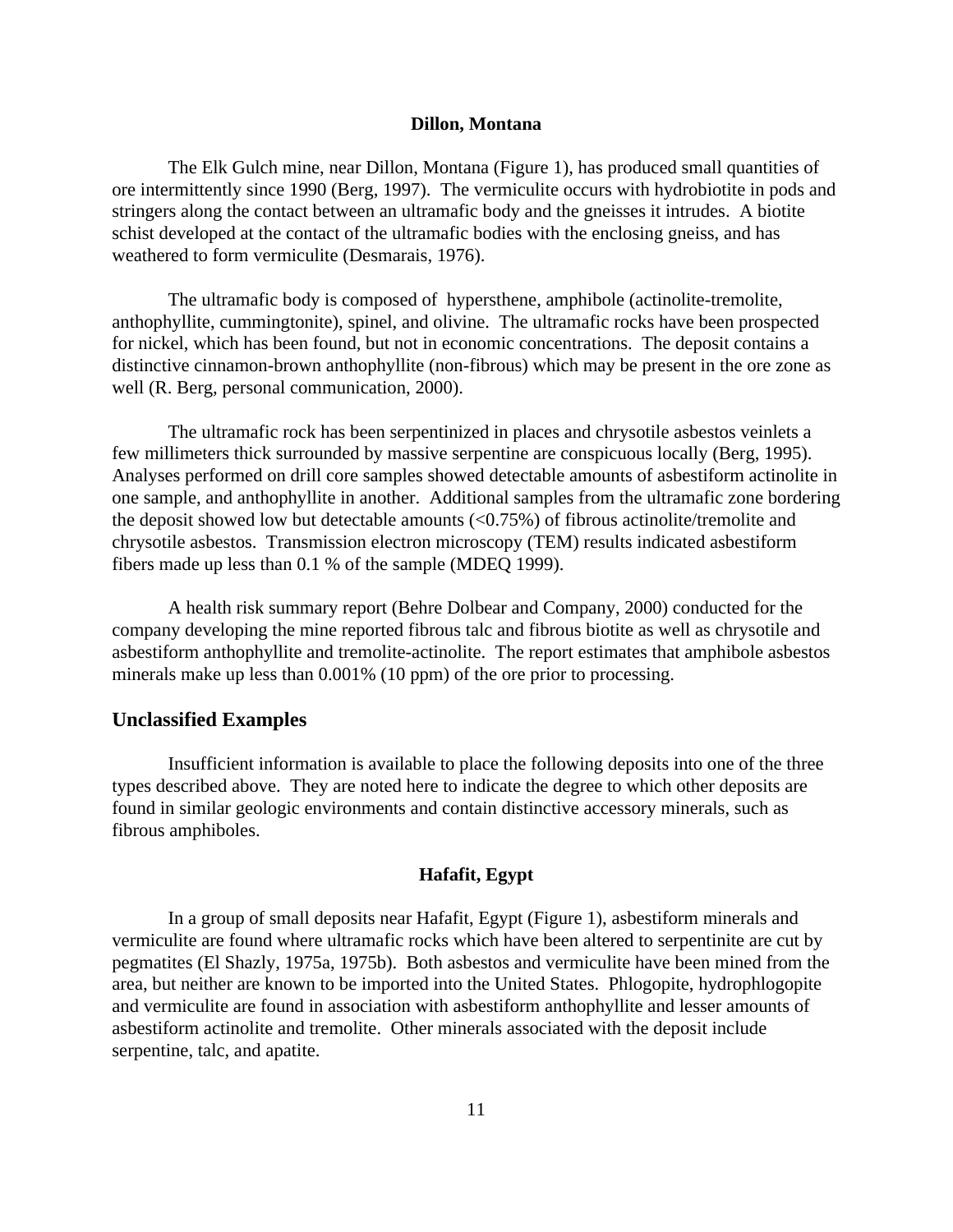#### Dillon, Montana

The Elk Gulch mine, near Dillon, Montana (Figure 1), has produced small quantities of ore intermittently since 1990 (Berg, 1997). The vermiculite occurs with hydrobiotite in pods and stringers along the contact between an ultramafic body and the gneisses it intrudes. A biotite schist developed at the contact of the ultramafic bodies with the enclosing gneiss, and has weathered to form vermiculite (Desmarais, 1976).

The ultramafic body is composed of hypersthene, amphibole (actinolite-tremolite, anthophyllite, cummingtonite), spinel, and olivine. The ultramafic rocks have been prospected for nickel, which has been found, but not in economic concentrations. The deposit contains a distinctive cinnamon-brown anthophyllite (non-fibrous) which may be present in the ore zone as well (R. Berg, personal communication, 2000).

The ultramafic rock has been serpentinized in places and chrysotile asbestos veinlets a few millimeters thick surrounded by massive serpentine are conspicuous locally (Berg, 1995). Analyses performed on drill core samples showed detectable amounts of asbestiform actinolite in one sample, and anthophyllite in another. Additional samples from the ultramafic zone bordering the deposit showed low but detectable amounts (<0.75%) of fibrous actinolite/tremolite and chrysotile asbestos. Transmission electron microscopy (TEM) results indicated asbestiform fibers made up less than 0.1 % of the sample (MDEQ 1999).

A health risk summary report (Behre Dolbear and Company, 2000) conducted for the company developing the mine reported fibrous talc and fibrous biotite as well as chrysotile and asbestiform anthophyllite and tremolite-actinolite. The report estimates that amphibole asbestos minerals make up less than 0.001% (10 ppm) of the ore prior to processing.

### Unclassified Examples

Insufficient information is available to place the following deposits into one of the three types described above. They are noted here to indicate the degree to which other deposits are found in similar geologic environments and contain distinctive accessory minerals, such as fibrous amphiboles.

#### Hafafit, Egypt

In a group of small deposits near Hafafit, Egypt (Figure 1), asbestiform minerals and vermiculite are found where ultramafic rocks which have been altered to serpentinite are cut by pegmatites (El Shazly, 1975a, 1975b). Both asbestos and vermiculite have been mined from the area, but neither are known to be imported into the United States. Phlogopite, hydrophlogopite and vermiculite are found in association with asbestiform anthophyllite and lesser amounts of asbestiform actinolite and tremolite. Other minerals associated with the deposit include serpentine, talc, and apatite.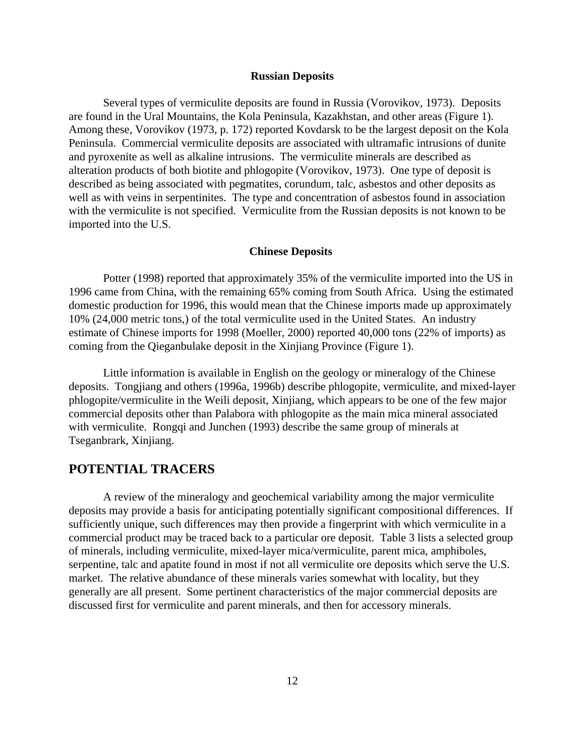### Russian Deposits

Several types of vermiculite deposits are found in Russia (Vorovikov, 1973). Deposits are found in the Ural Mountains, the Kola Peninsula, Kazakhstan, and other areas (Figure 1). Among these, Vorovikov (1973, p. 172) reported Kovdarsk to be the largest deposit on the Kola Peninsula. Commercial vermiculite deposits are associated with ultramafic intrusions of dunite and pyroxenite as well as alkaline intrusions. The vermiculite minerals are described as alteration products of both biotite and phlogopite (Vorovikov, 1973). One type of deposit is described as being associated with pegmatites, corundum, talc, asbestos and other deposits as well as with veins in serpentinites. The type and concentration of asbestos found in association with the vermiculite is not specified. Vermiculite from the Russian deposits is not known to be imported into the U.S.

### Chinese Deposits

Potter (1998) reported that approximately 35% of the vermiculite imported into the US in 1996 came from China, with the remaining 65% coming from South Africa. Using the estimated domestic production for 1996, this would mean that the Chinese imports made up approximately 10% (24,000 metric tons,) of the total vermiculite used in the United States. An industry estimate of Chinese imports for 1998 (Moeller, 2000) reported 40,000 tons (22% of imports) as coming from the Qieganbulake deposit in the Xinjiang Province (Figure 1).

Little information is available in English on the geology or mineralogy of the Chinese deposits. Tongjiang and others (1996a, 1996b) describe phlogopite, vermiculite, and mixed-layer phlogopite/vermiculite in the Weili deposit, Xinjiang, which appears to be one of the few major commercial deposits other than Palabora with phlogopite as the main mica mineral associated with vermiculite. Rongqi and Junchen (1993) describe the same group of minerals at Tseganbrark, Xinjiang.

## POTENTIAL TRACERS

A review of the mineralogy and geochemical variability among the major vermiculite deposits may provide a basis for anticipating potentially significant compositional differences. If sufficiently unique, such differences may then provide a fingerprint with which vermiculite in a commercial product may be traced back to a particular ore deposit. Table 3 lists a selected group of minerals, including vermiculite, mixed-layer mica/vermiculite, parent mica, amphiboles, serpentine, talc and apatite found in most if not all vermiculite ore deposits which serve the U.S. market. The relative abundance of these minerals varies somewhat with locality, but they generally are all present. Some pertinent characteristics of the major commercial deposits are discussed first for vermiculite and parent minerals, and then for accessory minerals.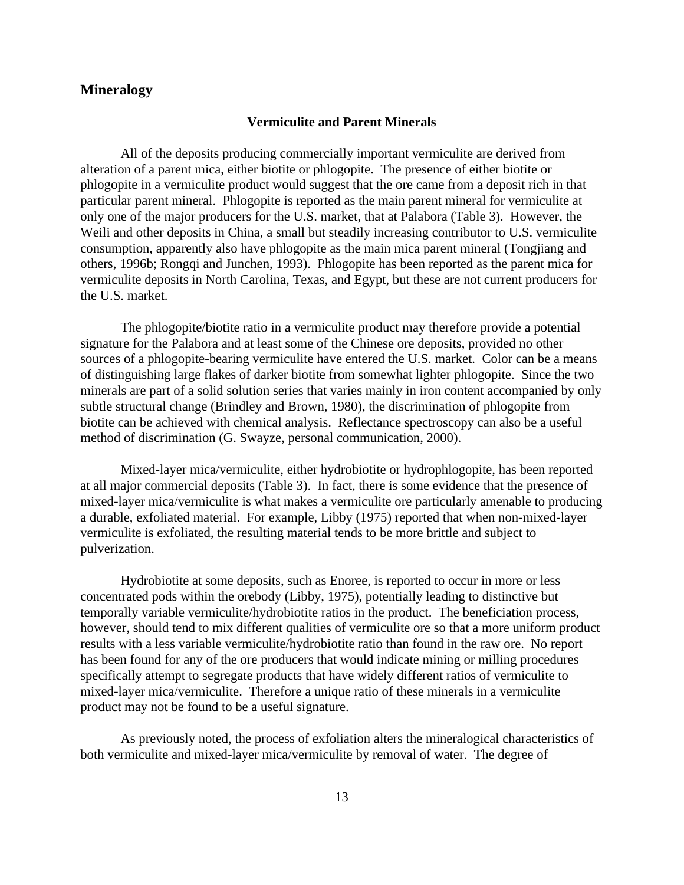## Mineralogy

### Vermiculite and Parent Minerals

All of the deposits producing commercially important vermiculite are derived from alteration of a parent mica, either biotite or phlogopite. The presence of either biotite or phlogopite in a vermiculite product would suggest that the ore came from a deposit rich in that particular parent mineral. Phlogopite is reported as the main parent mineral for vermiculite at only one of the major producers for the U.S. market, that at Palabora (Table 3). However, the Weili and other deposits in China, a small but steadily increasing contributor to U.S. vermiculite consumption, apparently also have phlogopite as the main mica parent mineral (Tongjiang and others, 1996b; Rongqi and Junchen, 1993). Phlogopite has been reported as the parent mica for vermiculite deposits in North Carolina, Texas, and Egypt, but these are not current producers for the U.S. market.

The phlogopite/biotite ratio in a vermiculite product may therefore provide a potential signature for the Palabora and at least some of the Chinese ore deposits, provided no other sources of a phlogopite-bearing vermiculite have entered the U.S. market. Color can be a means of distinguishing large flakes of darker biotite from somewhat lighter phlogopite. Since the two minerals are part of a solid solution series that varies mainly in iron content accompanied by only subtle structural change (Brindley and Brown, 1980), the discrimination of phlogopite from biotite can be achieved with chemical analysis. Reflectance spectroscopy can also be a useful method of discrimination (G. Swayze, personal communication, 2000).

Mixed-layer mica/vermiculite, either hydrobiotite or hydrophlogopite, has been reported at all major commercial deposits (Table 3). In fact, there is some evidence that the presence of mixed-layer mica/vermiculite is what makes a vermiculite ore particularly amenable to producing a durable, exfoliated material. For example, Libby (1975) reported that when non-mixed-layer vermiculite is exfoliated, the resulting material tends to be more brittle and subject to pulverization.

Hydrobiotite at some deposits, such as Enoree, is reported to occur in more or less concentrated pods within the orebody (Libby, 1975), potentially leading to distinctive but temporally variable vermiculite/hydrobiotite ratios in the product. The beneficiation process, however, should tend to mix different qualities of vermiculite ore so that a more uniform product results with a less variable vermiculite/hydrobiotite ratio than found in the raw ore. No report has been found for any of the ore producers that would indicate mining or milling procedures specifically attempt to segregate products that have widely different ratios of vermiculite to mixed-layer mica/vermiculite. Therefore a unique ratio of these minerals in a vermiculite product may not be found to be a useful signature.

As previously noted, the process of exfoliation alters the mineralogical characteristics of both vermiculite and mixed-layer mica/vermiculite by removal of water. The degree of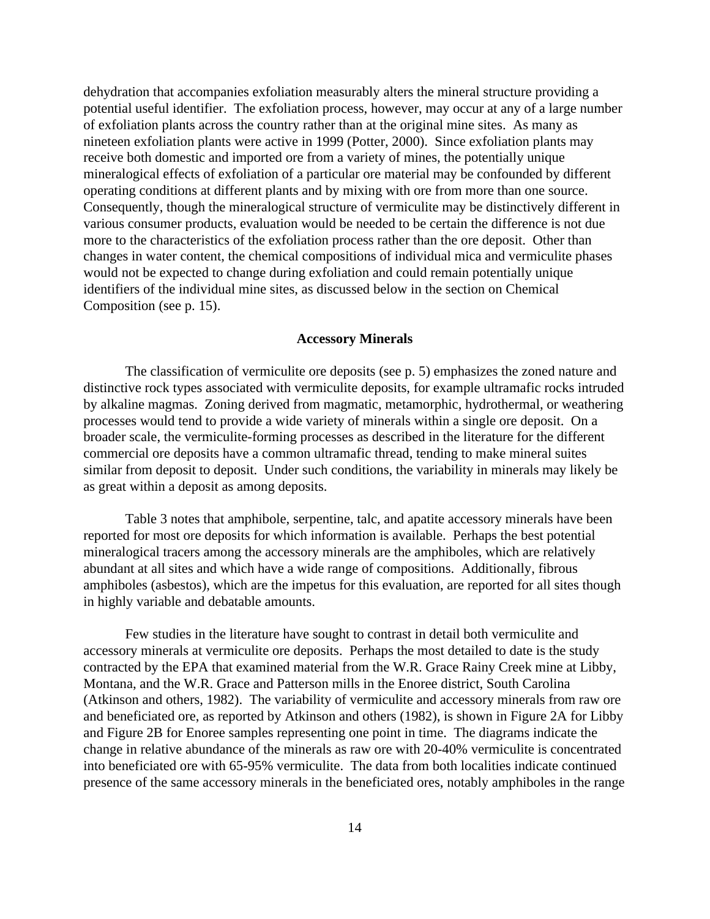dehydration that accompanies exfoliation measurably alters the mineral structure providing a potential useful identifier. The exfoliation process, however, may occur at any of a large number of exfoliation plants across the country rather than at the original mine sites. As many as nineteen exfoliation plants were active in 1999 (Potter, 2000). Since exfoliation plants may receive both domestic and imported ore from a variety of mines, the potentially unique mineralogical effects of exfoliation of a particular ore material may be confounded by different operating conditions at different plants and by mixing with ore from more than one source. Consequently, though the mineralogical structure of vermiculite may be distinctively different in various consumer products, evaluation would be needed to be certain the difference is not due more to the characteristics of the exfoliation process rather than the ore deposit. Other than changes in water content, the chemical compositions of individual mica and vermiculite phases would not be expected to change during exfoliation and could remain potentially unique identifiers of the individual mine sites, as discussed below in the section on Chemical Composition (see p. 15).

## Accessory Minerals

The classification of vermiculite ore deposits (see p. 5) emphasizes the zoned nature and distinctive rock types associated with vermiculite deposits, for example ultramafic rocks intruded by alkaline magmas. Zoning derived from magmatic, metamorphic, hydrothermal, or weathering processes would tend to provide a wide variety of minerals within a single ore deposit. On a broader scale, the vermiculite-forming processes as described in the literature for the different commercial ore deposits have a common ultramafic thread, tending to make mineral suites similar from deposit to deposit. Under such conditions, the variability in minerals may likely be as great within a deposit as among deposits.

Table 3 notes that amphibole, serpentine, talc, and apatite accessory minerals have been reported for most ore deposits for which information is available. Perhaps the best potential mineralogical tracers among the accessory minerals are the amphiboles, which are relatively abundant at all sites and which have a wide range of compositions. Additionally, fibrous amphiboles (asbestos), which are the impetus for this evaluation, are reported for all sites though in highly variable and debatable amounts.

Few studies in the literature have sought to contrast in detail both vermiculite and accessory minerals at vermiculite ore deposits. Perhaps the most detailed to date is the study contracted by the EPA that examined material from the W.R. Grace Rainy Creek mine at Libby, Montana, and the W.R. Grace and Patterson mills in the Enoree district, South Carolina (Atkinson and others, 1982). The variability of vermiculite and accessory minerals from raw ore and beneficiated ore, as reported by Atkinson and others (1982), is shown in Figure 2A for Libby and Figure 2B for Enoree samples representing one point in time. The diagrams indicate the change in relative abundance of the minerals as raw ore with 20-40% vermiculite is concentrated into beneficiated ore with 65-95% vermiculite. The data from both localities indicate continued presence of the same accessory minerals in the beneficiated ores, notably amphiboles in the range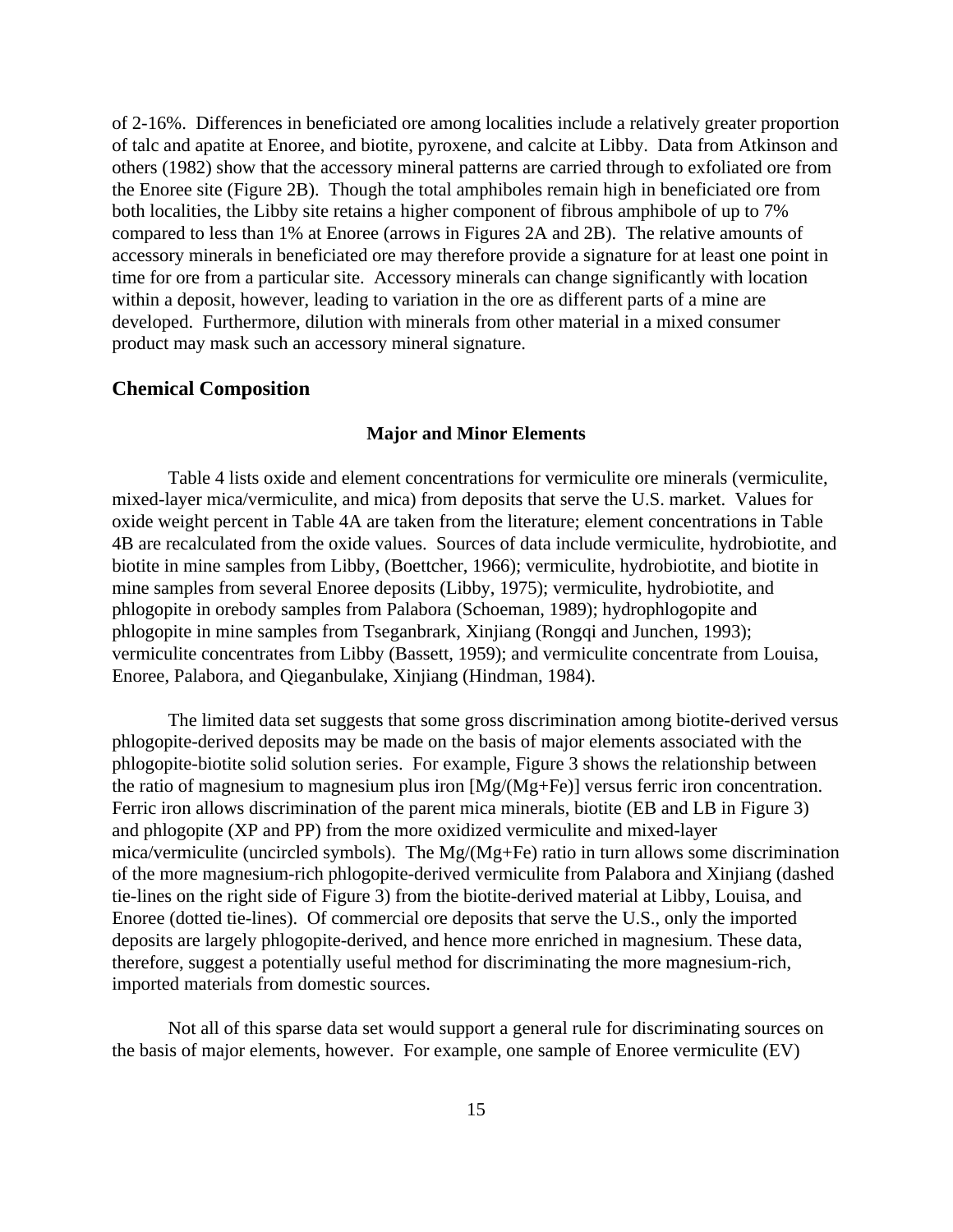of 2-16%. Differences in beneficiated ore among localities include a relatively greater proportion of talc and apatite at Enoree, and biotite, pyroxene, and calcite at Libby. Data from Atkinson and others (1982) show that the accessory mineral patterns are carried through to exfoliated ore from the Enoree site (Figure 2B). Though the total amphiboles remain high in beneficiated ore from both localities, the Libby site retains a higher component of fibrous amphibole of up to 7% compared to less than 1% at Enoree (arrows in Figures 2A and 2B). The relative amounts of accessory minerals in beneficiated ore may therefore provide a signature for at least one point in time for ore from a particular site. Accessory minerals can change significantly with location within a deposit, however, leading to variation in the ore as different parts of a mine are developed. Furthermore, dilution with minerals from other material in a mixed consumer product may mask such an accessory mineral signature.

## Chemical Composition

### Major and Minor Elements

Table 4 lists oxide and element concentrations for vermiculite ore minerals (vermiculite, mixed-layer mica/vermiculite, and mica) from deposits that serve the U.S. market. Values for oxide weight percent in Table 4A are taken from the literature; element concentrations in Table 4B are recalculated from the oxide values. Sources of data include vermiculite, hydrobiotite, and biotite in mine samples from Libby, (Boettcher, 1966); vermiculite, hydrobiotite, and biotite in mine samples from several Enoree deposits (Libby, 1975); vermiculite, hydrobiotite, and phlogopite in orebody samples from Palabora (Schoeman, 1989); hydrophlogopite and phlogopite in mine samples from Tseganbrark, Xinjiang (Rongqi and Junchen, 1993); vermiculite concentrates from Libby (Bassett, 1959); and vermiculite concentrate from Louisa, Enoree, Palabora, and Qieganbulake, Xinjiang (Hindman, 1984).

The limited data set suggests that some gross discrimination among biotite-derived versus phlogopite-derived deposits may be made on the basis of major elements associated with the phlogopite-biotite solid solution series. For example, Figure 3 shows the relationship between the ratio of magnesium to magnesium plus iron [Mg/(Mg+Fe)] versus ferric iron concentration. Ferric iron allows discrimination of the parent mica minerals, biotite (EB and LB in Figure 3) and phlogopite (XP and PP) from the more oxidized vermiculite and mixed-layer mica/vermiculite (uncircled symbols). The Mg/(Mg+Fe) ratio in turn allows some discrimination of the more magnesium-rich phlogopite-derived vermiculite from Palabora and Xinjiang (dashed tie-lines on the right side of Figure 3) from the biotite-derived material at Libby, Louisa, and Enoree (dotted tie-lines). Of commercial ore deposits that serve the U.S., only the imported deposits are largely phlogopite-derived, and hence more enriched in magnesium. These data, therefore, suggest a potentially useful method for discriminating the more magnesium-rich, imported materials from domestic sources.

Not all of this sparse data set would support a general rule for discriminating sources on the basis of major elements, however. For example, one sample of Enoree vermiculite (EV)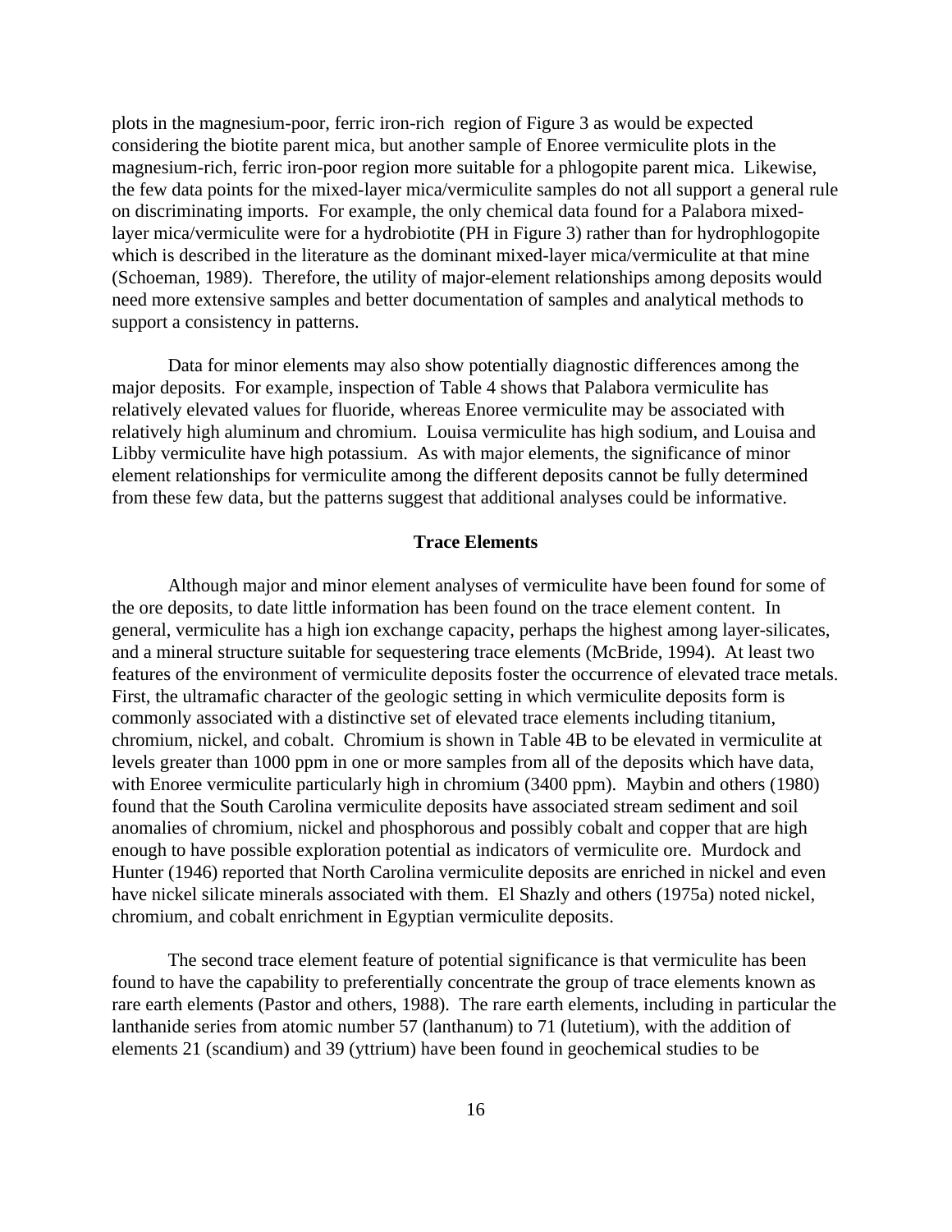plots in the magnesium-poor, ferric iron-rich region of Figure 3 as would be expected considering the biotite parent mica, but another sample of Enoree vermiculite plots in the magnesium-rich, ferric iron-poor region more suitable for a phlogopite parent mica. Likewise, the few data points for the mixed-layer mica/vermiculite samples do not all support a general rule on discriminating imports. For example, the only chemical data found for a Palabora mixed-layer mica/vermiculite were for a hydrobiotite (PH in Figure 3) rather than for hydrophlogopite which is described in the literature as the dominant mixed-layer mica/vermiculite at that mine (Schoeman, 1989). Therefore, the utility of major-element relationships among deposits would need more extensive samples and better documentation of samples and analytical methods to support a consistency in patterns.

Data for minor elements may also show potentially diagnostic differences among the major deposits. For example, inspection of Table 4 shows that Palabora vermiculite has relatively elevated values for fluoride, whereas Enoree vermiculite may be associated with relatively high aluminum and chromium. Louisa vermiculite has high sodium, and Louisa and Libby vermiculite have high potassium. As with major elements, the significance of minor element relationships for vermiculite among the different deposits cannot be fully determined from these few data, but the patterns suggest that additional analyses could be informative.

## Trace Elements

Although major and minor element analyses of vermiculite have been found for some of the ore deposits, to date little information has been found on the trace element content. In general, vermiculite has a high ion exchange capacity, perhaps the highest among layer-silicates, and a mineral structure suitable for sequestering trace elements (McBride, 1994). At least two features of the environment of vermiculite deposits foster the occurrence of elevated trace metals. First, the ultramafic character of the geologic setting in which vermiculite deposits form is commonly associated with a distinctive set of elevated trace elements including titanium, chromium, nickel, and cobalt. Chromium is shown in Table 4B to be elevated in vermiculite at levels greater than 1000 ppm in one or more samples from all of the deposits which have data, with Enoree vermiculite particularly high in chromium (3400 ppm). Maybin and others (1980) found that the South Carolina vermiculite deposits have associated stream sediment and soil anomalies of chromium, nickel and phosphorous and possibly cobalt and copper that are high enough to have possible exploration potential as indicators of vermiculite ore. Murdock and Hunter (1946) reported that North Carolina vermiculite deposits are enriched in nickel and even have nickel silicate minerals associated with them. El Shazly and others (1975a) noted nickel, chromium, and cobalt enrichment in Egyptian vermiculite deposits.

The second trace element feature of potential significance is that vermiculite has been found to have the capability to preferentially concentrate the group of trace elements known as rare earth elements (Pastor and others, 1988). The rare earth elements, including in particular the lanthanide series from atomic number 57 (lanthanum) to 71 (lutetium), with the addition of elements 21 (scandium) and 39 (yttrium) have been found in geochemical studies to be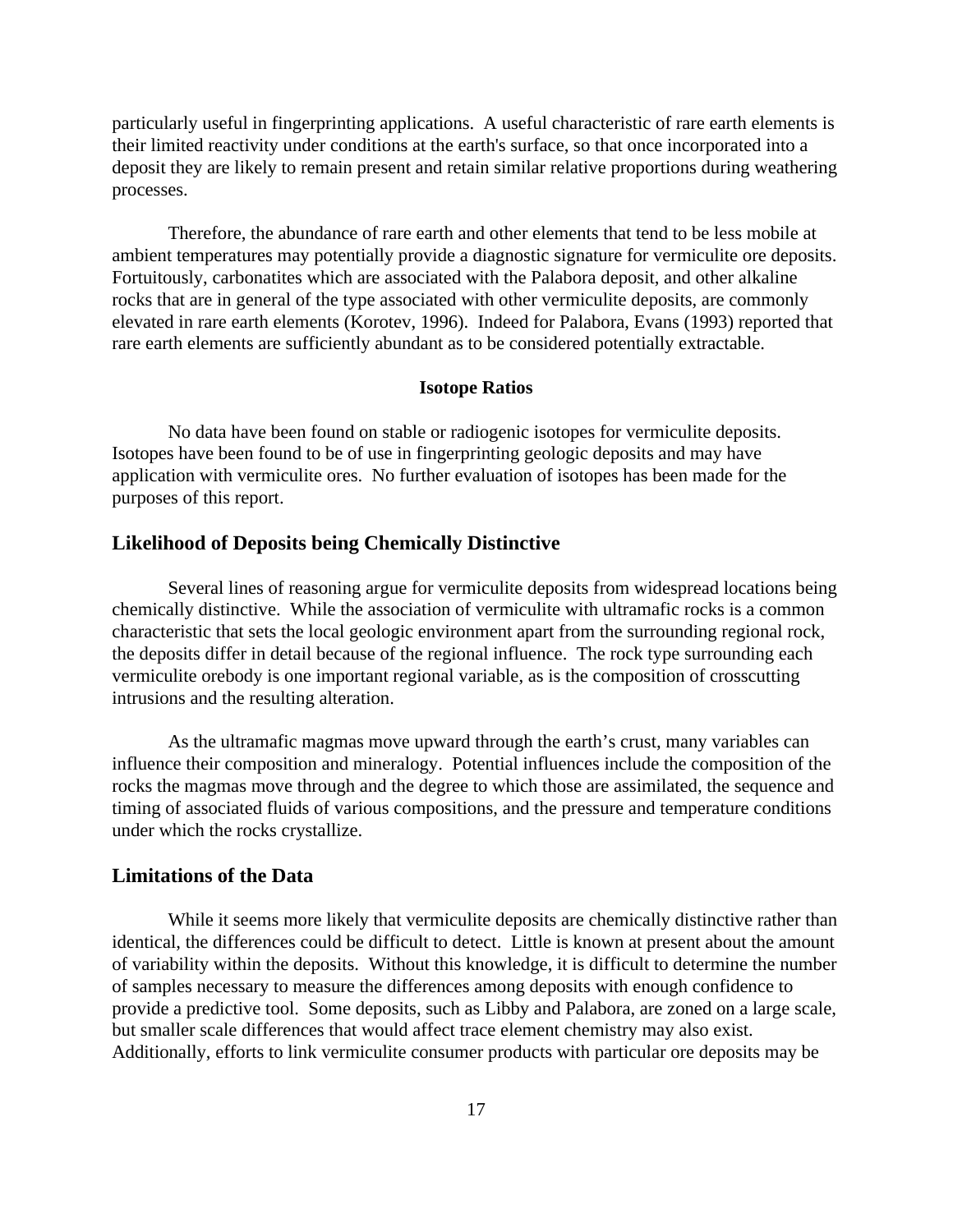particularly useful in fingerprinting applications. A useful characteristic of rare earth elements is their limited reactivity under conditions at the earth's surface, so that once incorporated into a deposit they are likely to remain present and retain similar relative proportions during weathering processes.

Therefore, the abundance of rare earth and other elements that tend to be less mobile at ambient temperatures may potentially provide a diagnostic signature for vermiculite ore deposits. Fortuitously, carbonatites which are associated with the Palabora deposit, and other alkaline rocks that are in general of the type associated with other vermiculite deposits, are commonly elevated in rare earth elements (Korotev, 1996). Indeed for Palabora, Evans (1993) reported that rare earth elements are sufficiently abundant as to be considered potentially extractable.

### Isotope Ratios

No data have been found on stable or radiogenic isotopes for vermiculite deposits. Isotopes have been found to be of use in fingerprinting geologic deposits and may have application with vermiculite ores. No further evaluation of isotopes has been made for the purposes of this report.

## Likelihood of Deposits being Chemically Distinctive

Several lines of reasoning argue for vermiculite deposits from widespread locations being chemically distinctive. While the association of vermiculite with ultramafic rocks is a common characteristic that sets the local geologic environment apart from the surrounding regional rock, the deposits differ in detail because of the regional influence. The rock type surrounding each vermiculite orebody is one important regional variable, as is the composition of crosscutting intrusions and the resulting alteration.

As the ultramafic magmas move upward through the earth's crust, many variables can influence their composition and mineralogy. Potential influences include the composition of the rocks the magmas move through and the degree to which those are assimilated, the sequence and timing of associated fluids of various compositions, and the pressure and temperature conditions under which the rocks crystallize.

## Limitations of the Data

While it seems more likely that vermiculite deposits are chemically distinctive rather than identical, the differences could be difficult to detect. Little is known at present about the amount of variability within the deposits. Without this knowledge, it is difficult to determine the number of samples necessary to measure the differences among deposits with enough confidence to provide a predictive tool. Some deposits, such as Libby and Palabora, are zoned on a large scale, but smaller scale differences that would affect trace element chemistry may also exist. Additionally, efforts to link vermiculite consumer products with particular ore deposits may be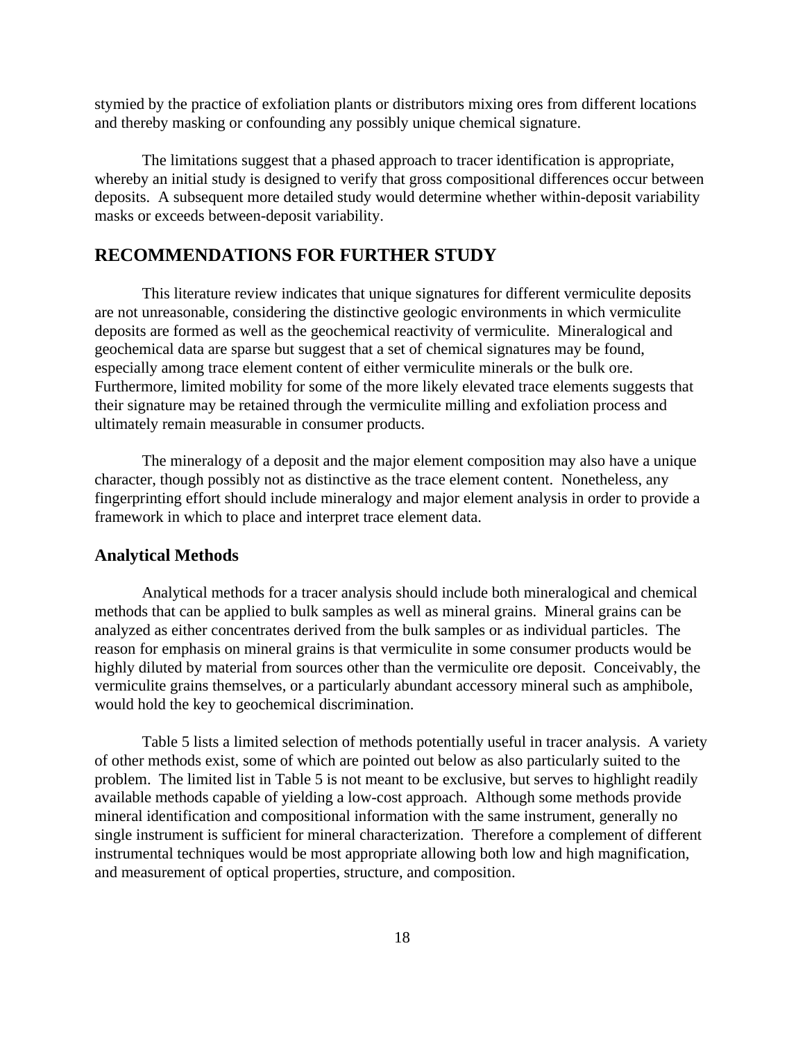stymied by the practice of exfoliation plants or distributors mixing ores from different locations and thereby masking or confounding any possibly unique chemical signature.

The limitations suggest that a phased approach to tracer identification is appropriate, whereby an initial study is designed to verify that gross compositional differences occur between deposits. A subsequent more detailed study would determine whether within-deposit variability masks or exceeds between-deposit variability.

## RECOMMENDATIONS FOR FURTHER STUDY

This literature review indicates that unique signatures for different vermiculite deposits are not unreasonable, considering the distinctive geologic environments in which vermiculite deposits are formed as well as the geochemical reactivity of vermiculite. Mineralogical and geochemical data are sparse but suggest that a set of chemical signatures may be found, especially among trace element content of either vermiculite minerals or the bulk ore. Furthermore, limited mobility for some of the more likely elevated trace elements suggests that their signature may be retained through the vermiculite milling and exfoliation process and ultimately remain measurable in consumer products.

The mineralogy of a deposit and the major element composition may also have a unique character, though possibly not as distinctive as the trace element content. Nonetheless, any fingerprinting effort should include mineralogy and major element analysis in order to provide a framework in which to place and interpret trace element data.

### Analytical Methods

Analytical methods for a tracer analysis should include both mineralogical and chemical methods that can be applied to bulk samples as well as mineral grains. Mineral grains can be analyzed as either concentrates derived from the bulk samples or as individual particles. The reason for emphasis on mineral grains is that vermiculite in some consumer products would be highly diluted by material from sources other than the vermiculite ore deposit. Conceivably, the vermiculite grains themselves, or a particularly abundant accessory mineral such as amphibole, would hold the key to geochemical discrimination.

Table 5 lists a limited selection of methods potentially useful in tracer analysis. A variety of other methods exist, some of which are pointed out below as also particularly suited to the problem. The limited list in Table 5 is not meant to be exclusive, but serves to highlight readily available methods capable of yielding a low-cost approach. Although some methods provide mineral identification and compositional information with the same instrument, generally no single instrument is sufficient for mineral characterization. Therefore a complement of different instrumental techniques would be most appropriate allowing both low and high magnification, and measurement of optical properties, structure, and composition.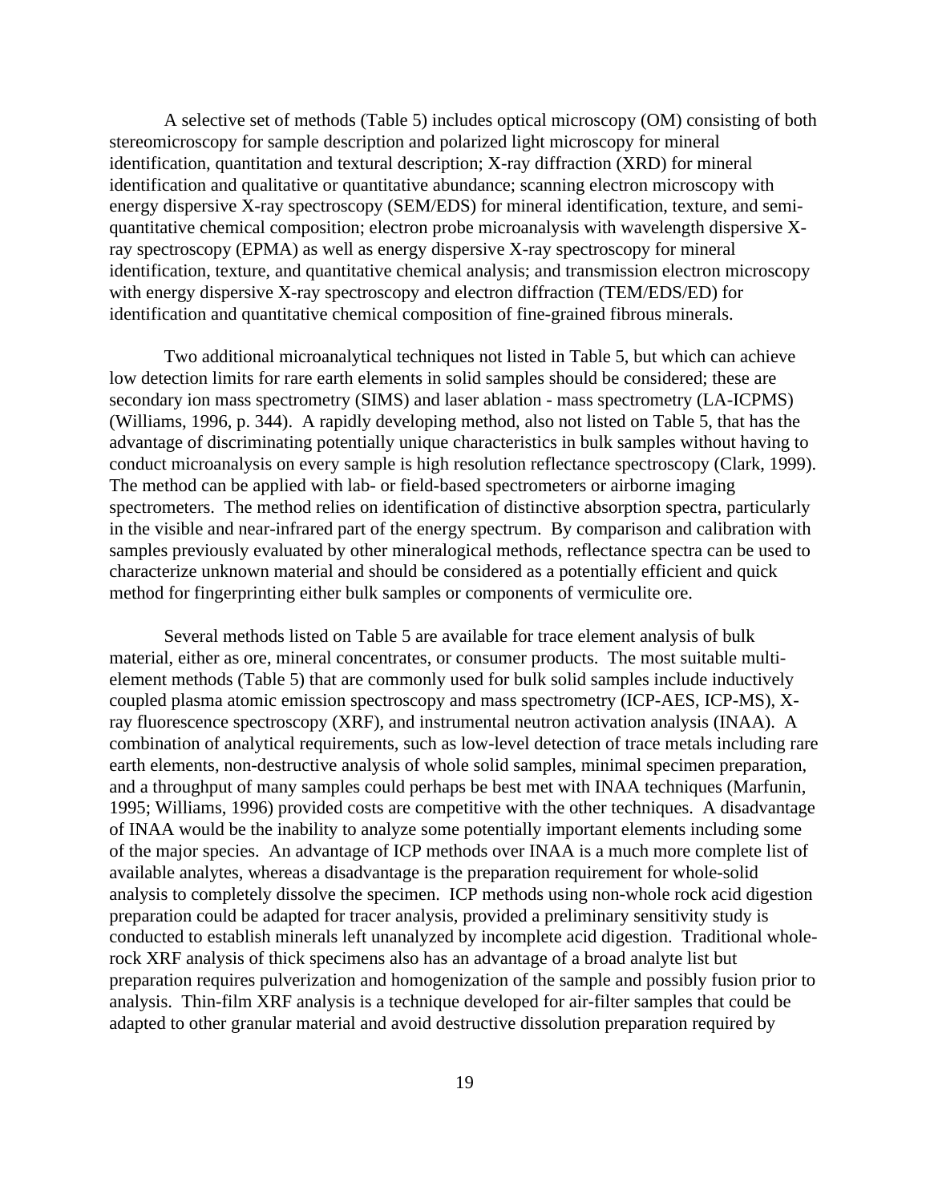A selective set of methods (Table 5) includes optical microscopy (OM) consisting of both stereomicroscopy for sample description and polarized light microscopy for mineral identification, quantitation and textural description; X-ray diffraction (XRD) for mineral identification and qualitative or quantitative abundance; scanning electron microscopy with energy dispersive X-ray spectroscopy (SEM/EDS) for mineral identification, texture, and semi-quantitative chemical composition; electron probe microanalysis with wavelength dispersive X-ray spectroscopy (EPMA) as well as energy dispersive X-ray spectroscopy for mineral identification, texture, and quantitative chemical analysis; and transmission electron microscopy with energy dispersive X-ray spectroscopy and electron diffraction (TEM/EDS/ED) for identification and quantitative chemical composition of fine-grained fibrous minerals.

Two additional microanalytical techniques not listed in Table 5, but which can achieve low detection limits for rare earth elements in solid samples should be considered; these are secondary ion mass spectrometry (SIMS) and laser ablation - mass spectrometry (LA-ICPMS) (Williams, 1996, p. 344). A rapidly developing method, also not listed on Table 5, that has the advantage of discriminating potentially unique characteristics in bulk samples without having to conduct microanalysis on every sample is high resolution reflectance spectroscopy (Clark, 1999). The method can be applied with lab- or field-based spectrometers or airborne imaging spectrometers. The method relies on identification of distinctive absorption spectra, particularly in the visible and near-infrared part of the energy spectrum. By comparison and calibration with samples previously evaluated by other mineralogical methods, reflectance spectra can be used to characterize unknown material and should be considered as a potentially efficient and quick method for fingerprinting either bulk samples or components of vermiculite ore.

Several methods listed on Table 5 are available for trace element analysis of bulk material, either as ore, mineral concentrates, or consumer products. The most suitable multi-element methods (Table 5) that are commonly used for bulk solid samples include inductively coupled plasma atomic emission spectroscopy and mass spectrometry (ICP-AES, ICP-MS), X-ray fluorescence spectroscopy (XRF), and instrumental neutron activation analysis (INAA). A combination of analytical requirements, such as low-level detection of trace metals including rare earth elements, non-destructive analysis of whole solid samples, minimal specimen preparation, and a throughput of many samples could perhaps be best met with INAA techniques (Marfunin, 1995; Williams, 1996) provided costs are competitive with the other techniques. A disadvantage of INAA would be the inability to analyze some potentially important elements including some of the major species. An advantage of ICP methods over INAA is a much more complete list of available analytes, whereas a disadvantage is the preparation requirement for whole-solid analysis to completely dissolve the specimen. ICP methods using non-whole rock acid digestion preparation could be adapted for tracer analysis, provided a preliminary sensitivity study is conducted to establish minerals left unanalyzed by incomplete acid digestion. Traditional whole-rock XRF analysis of thick specimens also has an advantage of a broad analyte list but preparation requires pulverization and homogenization of the sample and possibly fusion prior to analysis. Thin-film XRF analysis is a technique developed for air-filter samples that could be adapted to other granular material and avoid destructive dissolution preparation required by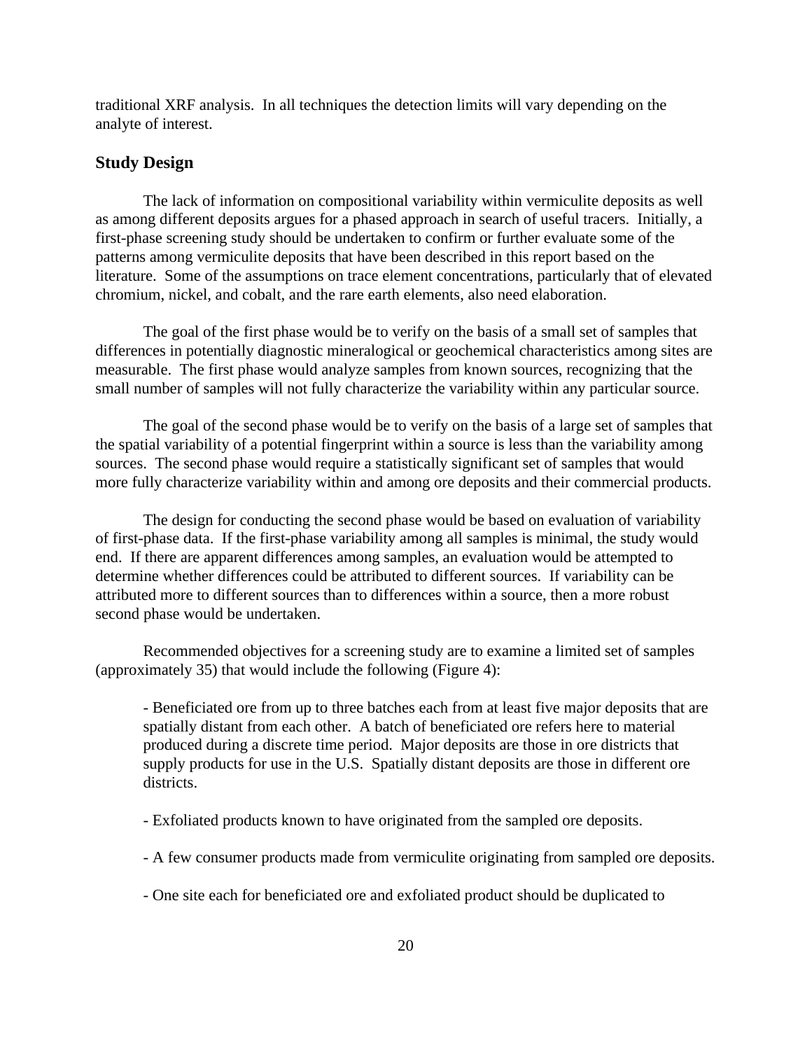traditional XRF analysis. In all techniques the detection limits will vary depending on the analyte of interest.

## Study Design

The lack of information on compositional variability within vermiculite deposits as well as among different deposits argues for a phased approach in search of useful tracers. Initially, a first-phase screening study should be undertaken to confirm or further evaluate some of the patterns among vermiculite deposits that have been described in this report based on the literature. Some of the assumptions on trace element concentrations, particularly that of elevated chromium, nickel, and cobalt, and the rare earth elements, also need elaboration.

The goal of the first phase would be to verify on the basis of a small set of samples that differences in potentially diagnostic mineralogical or geochemical characteristics among sites are measurable. The first phase would analyze samples from known sources, recognizing that the small number of samples will not fully characterize the variability within any particular source.

The goal of the second phase would be to verify on the basis of a large set of samples that the spatial variability of a potential fingerprint within a source is less than the variability among sources. The second phase would require a statistically significant set of samples that would more fully characterize variability within and among ore deposits and their commercial products.

The design for conducting the second phase would be based on evaluation of variability of first-phase data. If the first-phase variability among all samples is minimal, the study would end. If there are apparent differences among samples, an evaluation would be attempted to determine whether differences could be attributed to different sources. If variability can be attributed more to different sources than to differences within a source, then a more robust second phase would be undertaken.

Recommended objectives for a screening study are to examine a limited set of samples (approximately 35) that would include the following (Figure 4):

- Beneficiated ore from up to three batches each from at least five major deposits that are spatially distant from each other. A batch of beneficiated ore refers here to material produced during a discrete time period. Major deposits are those in ore districts that supply products for use in the U.S. Spatially distant deposits are those in different ore districts.

- Exfoliated products known to have originated from the sampled ore deposits.

- A few consumer products made from vermiculite originating from sampled ore deposits.

- One site each for beneficiated ore and exfoliated product should be duplicated to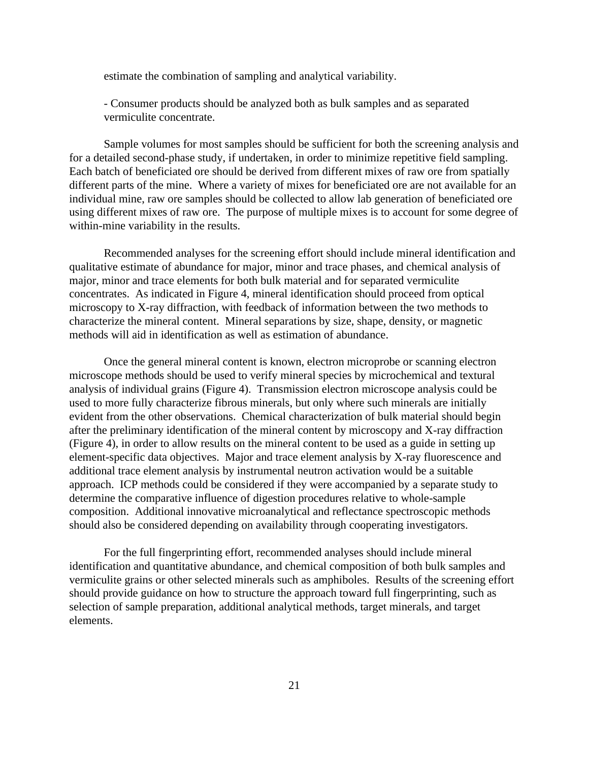estimate the combination of sampling and analytical variability.

- Consumer products should be analyzed both as bulk samples and as separated vermiculite concentrate.

Sample volumes for most samples should be sufficient for both the screening analysis and for a detailed second-phase study, if undertaken, in order to minimize repetitive field sampling. Each batch of beneficiated ore should be derived from different mixes of raw ore from spatially different parts of the mine. Where a variety of mixes for beneficiated ore are not available for an individual mine, raw ore samples should be collected to allow lab generation of beneficiated ore using different mixes of raw ore. The purpose of multiple mixes is to account for some degree of within-mine variability in the results.

Recommended analyses for the screening effort should include mineral identification and qualitative estimate of abundance for major, minor and trace phases, and chemical analysis of major, minor and trace elements for both bulk material and for separated vermiculite concentrates. As indicated in Figure 4, mineral identification should proceed from optical microscopy to X-ray diffraction, with feedback of information between the two methods to characterize the mineral content. Mineral separations by size, shape, density, or magnetic methods will aid in identification as well as estimation of abundance.

Once the general mineral content is known, electron microprobe or scanning electron microscope methods should be used to verify mineral species by microchemical and textural analysis of individual grains (Figure 4). Transmission electron microscope analysis could be used to more fully characterize fibrous minerals, but only where such minerals are initially evident from the other observations. Chemical characterization of bulk material should begin after the preliminary identification of the mineral content by microscopy and X-ray diffraction (Figure 4), in order to allow results on the mineral content to be used as a guide in setting up element-specific data objectives. Major and trace element analysis by X-ray fluorescence and additional trace element analysis by instrumental neutron activation would be a suitable approach. ICP methods could be considered if they were accompanied by a separate study to determine the comparative influence of digestion procedures relative to whole-sample composition. Additional innovative microanalytical and reflectance spectroscopic methods should also be considered depending on availability through cooperating investigators.

For the full fingerprinting effort, recommended analyses should include mineral identification and quantitative abundance, and chemical composition of both bulk samples and vermiculite grains or other selected minerals such as amphiboles. Results of the screening effort should provide guidance on how to structure the approach toward full fingerprinting, such as selection of sample preparation, additional analytical methods, target minerals, and target elements.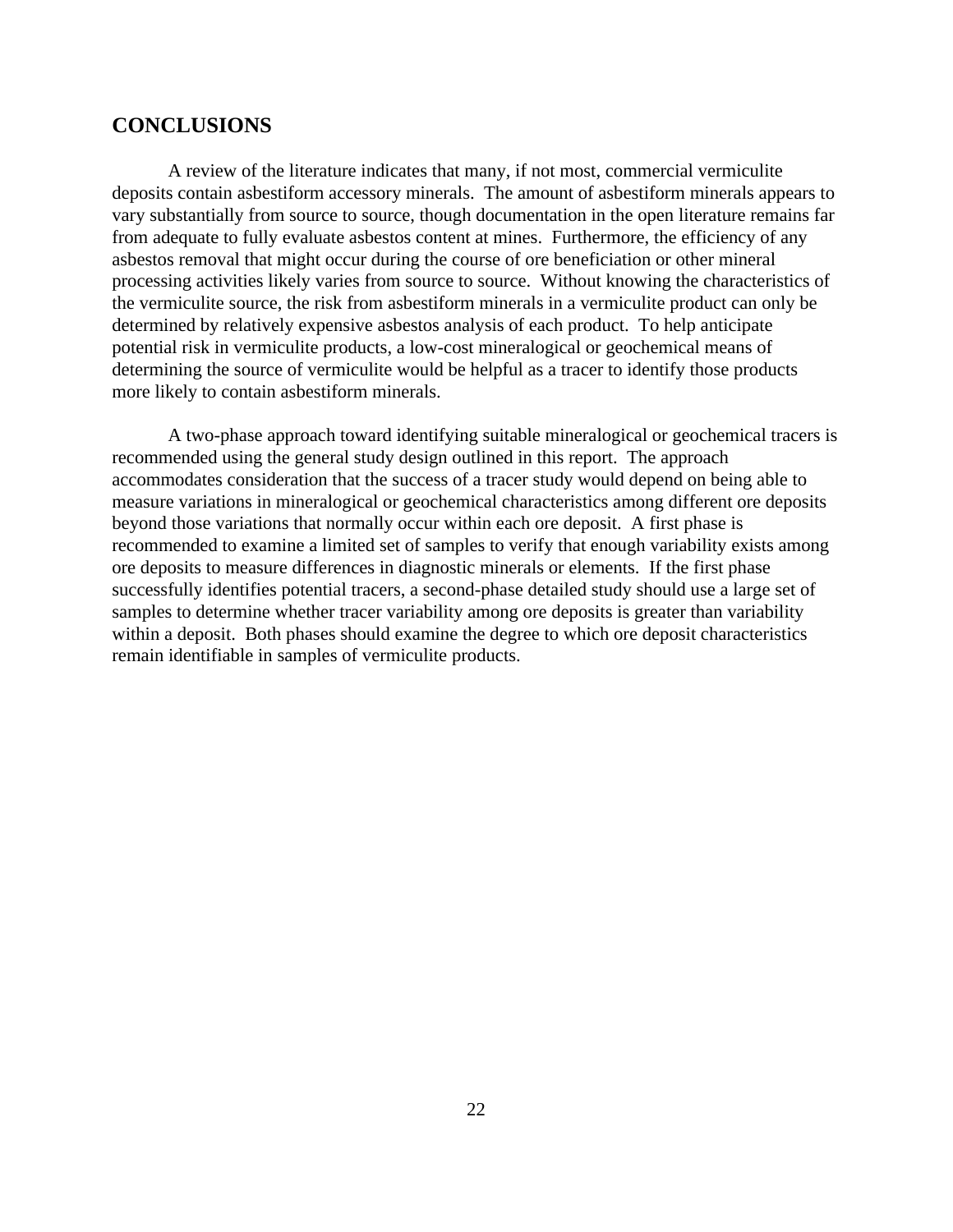## CONCLUSIONS

A review of the literature indicates that many, if not most, commercial vermiculite deposits contain asbestiform accessory minerals. The amount of asbestiform minerals appears to vary substantially from source to source, though documentation in the open literature remains far from adequate to fully evaluate asbestos content at mines. Furthermore, the efficiency of any asbestos removal that might occur during the course of ore beneficiation or other mineral processing activities likely varies from source to source. Without knowing the characteristics of the vermiculite source, the risk from asbestiform minerals in a vermiculite product can only be determined by relatively expensive asbestos analysis of each product. To help anticipate potential risk in vermiculite products, a low-cost mineralogical or geochemical means of determining the source of vermiculite would be helpful as a tracer to identify those products more likely to contain asbestiform minerals.

A two-phase approach toward identifying suitable mineralogical or geochemical tracers is recommended using the general study design outlined in this report. The approach accommodates consideration that the success of a tracer study would depend on being able to measure variations in mineralogical or geochemical characteristics among different ore deposits beyond those variations that normally occur within each ore deposit. A first phase is recommended to examine a limited set of samples to verify that enough variability exists among ore deposits to measure differences in diagnostic minerals or elements. If the first phase successfully identifies potential tracers, a second-phase detailed study should use a large set of samples to determine whether tracer variability among ore deposits is greater than variability within a deposit. Both phases should examine the degree to which ore deposit characteristics remain identifiable in samples of vermiculite products.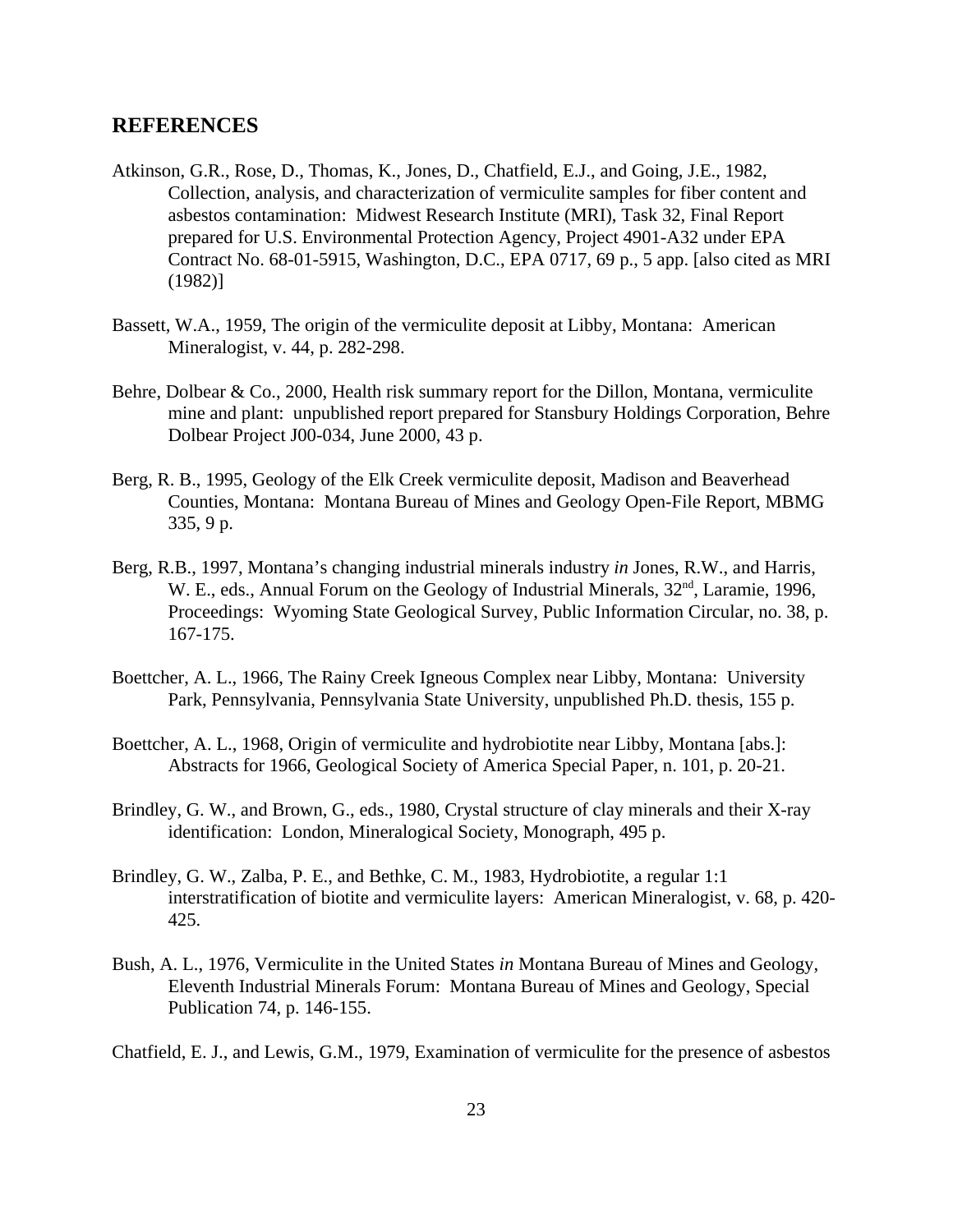## REFERENCES

Atkinson, G.R., Rose, D., Thomas, K., Jones, D., Chatfield, E.J., and Going, J.E., 1982, Collection, analysis, and characterization of vermiculite samples for fiber content and asbestos contamination: Midwest Research Institute (MRI), Task 32, Final Report prepared for U.S. Environmental Protection Agency, Project 4901-A32 under EPA Contract No. 68-01-5915, Washington, D.C., EPA 0717, 69 p., 5 app. [also cited as MRI (1982)]

Bassett, W.A., 1959, The origin of the vermiculite deposit at Libby, Montana: American Mineralogist, v. 44, p. 282-298.

Behre, Dolbear & Co., 2000, Health risk summary report for the Dillon, Montana, vermiculite mine and plant: unpublished report prepared for Stansbury Holdings Corporation, Behre Dolbear Project J00-034, June 2000, 43 p.

Berg, R. B., 1995, Geology of the Elk Creek vermiculite deposit, Madison and Beaverhead Counties, Montana: Montana Bureau of Mines and Geology Open-File Report, MBMG 335, 9 p.

Berg, R.B., 1997, Montana's changing industrial minerals industry *in* Jones, R.W., and Harris, W. E., eds., Annual Forum on the Geology of Industrial Minerals, 32nd, Laramie, 1996, Proceedings: Wyoming State Geological Survey, Public Information Circular, no. 38, p. 167-175.

Boettcher, A. L., 1966, The Rainy Creek Igneous Complex near Libby, Montana: University Park, Pennsylvania, Pennsylvania State University, unpublished Ph.D. thesis, 155 p.

Boettcher, A. L., 1968, Origin of vermiculite and hydrobiotite near Libby, Montana [abs.]: Abstracts for 1966, Geological Society of America Special Paper, n. 101, p. 20-21.

Brindley, G. W., and Brown, G., eds., 1980, Crystal structure of clay minerals and their X-ray identification: London, Mineralogical Society, Monograph, 495 p.

Brindley, G. W., Zalba, P. E., and Bethke, C. M., 1983, Hydrobiotite, a regular 1:1 interstratification of biotite and vermiculite layers: American Mineralogist, v. 68, p. 420-425.

Bush, A. L., 1976, Vermiculite in the United States *in* Montana Bureau of Mines and Geology, Eleventh Industrial Minerals Forum: Montana Bureau of Mines and Geology, Special Publication 74, p. 146-155.

Chatfield, E. J., and Lewis, G.M., 1979, Examination of vermiculite for the presence of asbestos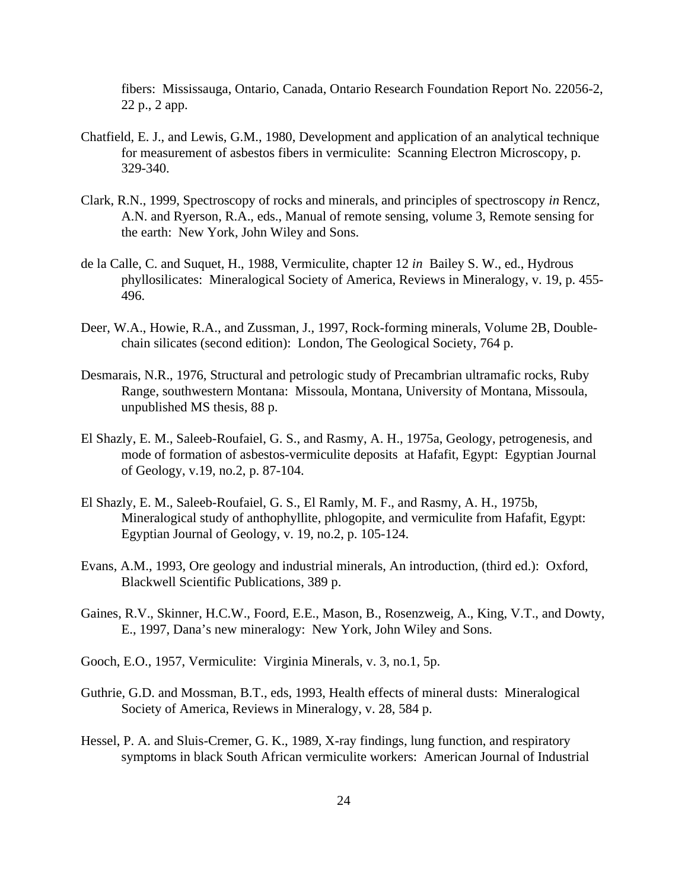fibers: Mississauga, Ontario, Canada, Ontario Research Foundation Report No. 22056-2, 22 p., 2 app.

Chatfield, E. J., and Lewis, G.M., 1980, Development and application of an analytical technique for measurement of asbestos fibers in vermiculite: Scanning Electron Microscopy, p. 329-340.

Clark, R.N., 1999, Spectroscopy of rocks and minerals, and principles of spectroscopy *in* Rencz, A.N. and Ryerson, R.A., eds., Manual of remote sensing, volume 3, Remote sensing for the earth: New York, John Wiley and Sons.

de la Calle, C. and Suquet, H., 1988, Vermiculite, chapter 12 *in* Bailey S. W., ed., Hydrous phyllosilicates: Mineralogical Society of America, Reviews in Mineralogy, v. 19, p. 455-496.

Deer, W.A., Howie, R.A., and Zussman, J., 1997, Rock-forming minerals, Volume 2B, Double-chain silicates (second edition): London, The Geological Society, 764 p.

Desmarais, N.R., 1976, Structural and petrologic study of Precambrian ultramafic rocks, Ruby Range, southwestern Montana: Missoula, Montana, University of Montana, Missoula, unpublished MS thesis, 88 p.

El Shazly, E. M., Saleeb-Roufaiel, G. S., and Rasmy, A. H., 1975a, Geology, petrogenesis, and mode of formation of asbestos-vermiculite deposits at Hafafit, Egypt: Egyptian Journal of Geology, v.19, no.2, p. 87-104.

El Shazly, E. M., Saleeb-Roufaiel, G. S., El Ramly, M. F., and Rasmy, A. H., 1975b, Mineralogical study of anthophyllite, phlogopite, and vermiculite from Hafafit, Egypt: Egyptian Journal of Geology, v. 19, no.2, p. 105-124.

Evans, A.M., 1993, Ore geology and industrial minerals, An introduction, (third ed.): Oxford, Blackwell Scientific Publications, 389 p.

Gaines, R.V., Skinner, H.C.W., Foord, E.E., Mason, B., Rosenzweig, A., King, V.T., and Dowty, E., 1997, Dana's new mineralogy: New York, John Wiley and Sons.

Gooch, E.O., 1957, Vermiculite: Virginia Minerals, v. 3, no.1, 5p.

Guthrie, G.D. and Mossman, B.T., eds, 1993, Health effects of mineral dusts: Mineralogical Society of America, Reviews in Mineralogy, v. 28, 584 p.

Hessel, P. A. and Sluis-Cremer, G. K., 1989, X-ray findings, lung function, and respiratory symptoms in black South African vermiculite workers: American Journal of Industrial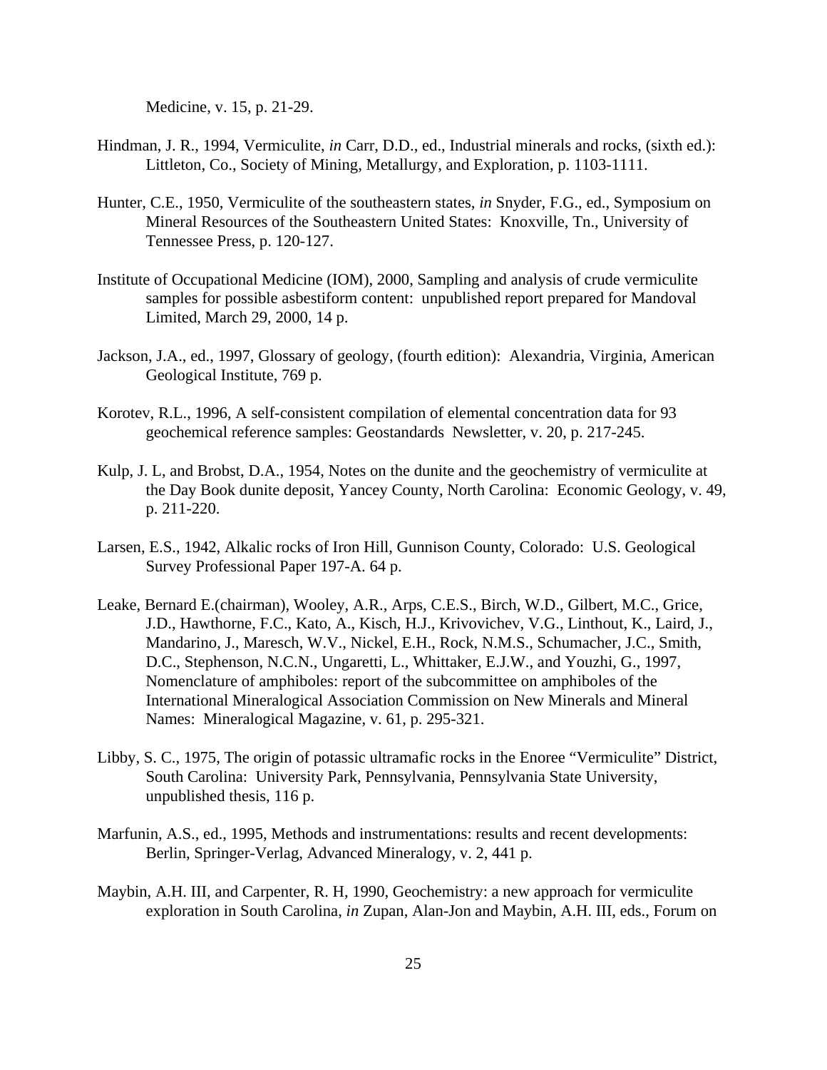Medicine, v. 15, p. 21-29.

Hindman, J. R., 1994, Vermiculite, *in* Carr, D.D., ed., Industrial minerals and rocks, (sixth ed.): Littleton, Co., Society of Mining, Metallurgy, and Exploration, p. 1103-1111.

Hunter, C.E., 1950, Vermiculite of the southeastern states, *in* Snyder, F.G., ed., Symposium on Mineral Resources of the Southeastern United States: Knoxville, Tn., University of Tennessee Press, p. 120-127.

Institute of Occupational Medicine (IOM), 2000, Sampling and analysis of crude vermiculite samples for possible asbestiform content: unpublished report prepared for Mandoval Limited, March 29, 2000, 14 p.

Jackson, J.A., ed., 1997, Glossary of geology, (fourth edition): Alexandria, Virginia, American Geological Institute, 769 p.

Korotev, R.L., 1996, A self-consistent compilation of elemental concentration data for 93 geochemical reference samples: Geostandards Newsletter, v. 20, p. 217-245.

Kulp, J. L, and Brobst, D.A., 1954, Notes on the dunite and the geochemistry of vermiculite at the Day Book dunite deposit, Yancey County, North Carolina: Economic Geology, v. 49, p. 211-220.

Larsen, E.S., 1942, Alkalic rocks of Iron Hill, Gunnison County, Colorado: U.S. Geological Survey Professional Paper 197-A. 64 p.

Leake, Bernard E.(chairman), Wooley, A.R., Arps, C.E.S., Birch, W.D., Gilbert, M.C., Grice, J.D., Hawthorne, F.C., Kato, A., Kisch, H.J., Krivovichev, V.G., Linthout, K., Laird, J., Mandarino, J., Maresch, W.V., Nickel, E.H., Rock, N.M.S., Schumacher, J.C., Smith, D.C., Stephenson, N.C.N., Ungaretti, L., Whittaker, E.J.W., and Youzhi, G., 1997, Nomenclature of amphiboles: report of the subcommittee on amphiboles of the International Mineralogical Association Commission on New Minerals and Mineral Names: Mineralogical Magazine, v. 61, p. 295-321.

Libby, S. C., 1975, The origin of potassic ultramafic rocks in the Enoree "Vermiculite" District, South Carolina: University Park, Pennsylvania, Pennsylvania State University, unpublished thesis, 116 p.

Marfunin, A.S., ed., 1995, Methods and instrumentations: results and recent developments: Berlin, Springer-Verlag, Advanced Mineralogy, v. 2, 441 p.

Maybin, A.H. III, and Carpenter, R. H, 1990, Geochemistry: a new approach for vermiculite exploration in South Carolina, *in* Zupan, Alan-Jon and Maybin, A.H. III, eds., Forum on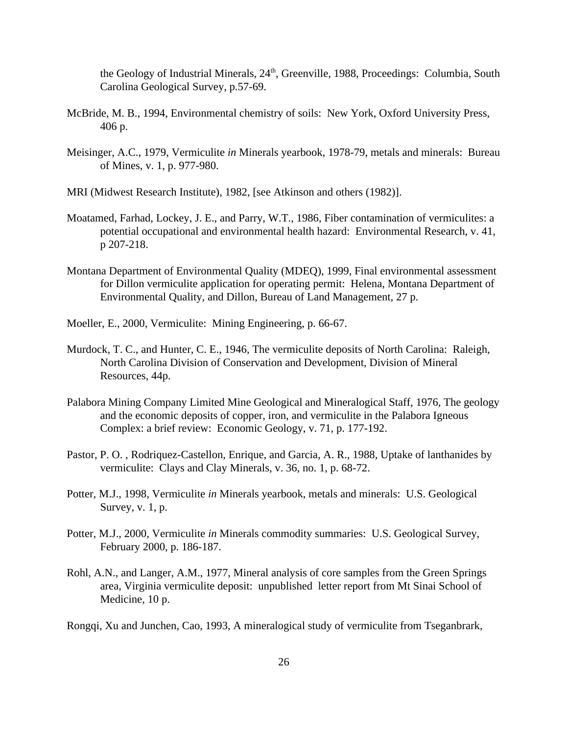the Geology of Industrial Minerals, 24th, Greenville, 1988, Proceedings: Columbia, South Carolina Geological Survey, p.57-69.

McBride, M. B., 1994, Environmental chemistry of soils: New York, Oxford University Press, 406 p.

Meisinger, A.C., 1979, Vermiculite *in* Minerals yearbook, 1978-79, metals and minerals: Bureau of Mines, v. 1, p. 977-980.

MRI (Midwest Research Institute), 1982, [see Atkinson and others (1982)].

Moatamed, Farhad, Lockey, J. E., and Parry, W.T., 1986, Fiber contamination of vermiculites: a potential occupational and environmental health hazard: Environmental Research, v. 41, p 207-218.

Montana Department of Environmental Quality (MDEQ), 1999, Final environmental assessment for Dillon vermiculite application for operating permit: Helena, Montana Department of Environmental Quality, and Dillon, Bureau of Land Management, 27 p.

Moeller, E., 2000, Vermiculite: Mining Engineering, p. 66-67.

Murdock, T. C., and Hunter, C. E., 1946, The vermiculite deposits of North Carolina: Raleigh, North Carolina Division of Conservation and Development, Division of Mineral Resources, 44p.

Palabora Mining Company Limited Mine Geological and Mineralogical Staff, 1976, The geology and the economic deposits of copper, iron, and vermiculite in the Palabora Igneous Complex: a brief review: Economic Geology, v. 71, p. 177-192.

Pastor, P. O. , Rodriquez-Castellon, Enrique, and Garcia, A. R., 1988, Uptake of lanthanides by vermiculite: Clays and Clay Minerals, v. 36, no. 1, p. 68-72.

Potter, M.J., 1998, Vermiculite *in* Minerals yearbook, metals and minerals: U.S. Geological Survey, v. 1, p.

Potter, M.J., 2000, Vermiculite *in* Minerals commodity summaries: U.S. Geological Survey, February 2000, p. 186-187.

Rohl, A.N., and Langer, A.M., 1977, Mineral analysis of core samples from the Green Springs area, Virginia vermiculite deposit: unpublished letter report from Mt Sinai School of Medicine, 10 p.

Rongqi, Xu and Junchen, Cao, 1993, A mineralogical study of vermiculite from Tseganbrark,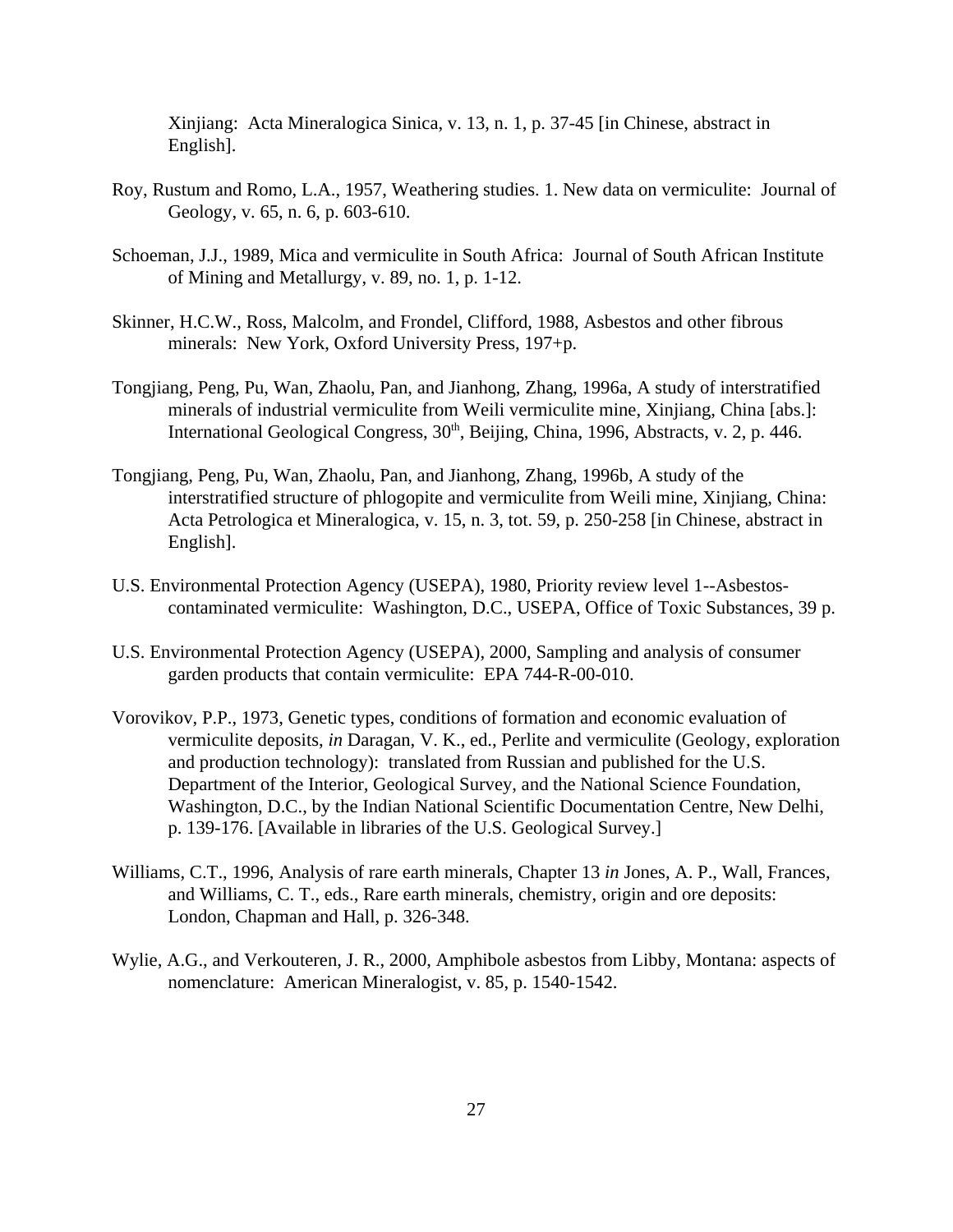Xinjiang: Acta Mineralogica Sinica, v. 13, n. 1, p. 37-45 [in Chinese, abstract in English].

Roy, Rustum and Romo, L.A., 1957, Weathering studies. 1. New data on vermiculite: Journal of Geology, v. 65, n. 6, p. 603-610.

Schoeman, J.J., 1989, Mica and vermiculite in South Africa: Journal of South African Institute of Mining and Metallurgy, v. 89, no. 1, p. 1-12.

Skinner, H.C.W., Ross, Malcolm, and Frondel, Clifford, 1988, Asbestos and other fibrous minerals: New York, Oxford University Press, 197+p.

Tongjiang, Peng, Pu, Wan, Zhaolu, Pan, and Jianhong, Zhang, 1996a, A study of interstratified minerals of industrial vermiculite from Weili vermiculite mine, Xinjiang, China [abs.]: International Geological Congress, 30th, Beijing, China, 1996, Abstracts, v. 2, p. 446.

Tongjiang, Peng, Pu, Wan, Zhaolu, Pan, and Jianhong, Zhang, 1996b, A study of the interstratified structure of phlogopite and vermiculite from Weili mine, Xinjiang, China: Acta Petrologica et Mineralogica, v. 15, n. 3, tot. 59, p. 250-258 [in Chinese, abstract in English].

U.S. Environmental Protection Agency (USEPA), 1980, Priority review level 1--Asbestos-contaminated vermiculite: Washington, D.C., USEPA, Office of Toxic Substances, 39 p.

U.S. Environmental Protection Agency (USEPA), 2000, Sampling and analysis of consumer garden products that contain vermiculite: EPA 744-R-00-010.

Vorovikov, P.P., 1973, Genetic types, conditions of formation and economic evaluation of vermiculite deposits, *in* Daragan, V. K., ed., Perlite and vermiculite (Geology, exploration and production technology): translated from Russian and published for the U.S. Department of the Interior, Geological Survey, and the National Science Foundation, Washington, D.C., by the Indian National Scientific Documentation Centre, New Delhi, p. 139-176. [Available in libraries of the U.S. Geological Survey.]

Williams, C.T., 1996, Analysis of rare earth minerals, Chapter 13 *in* Jones, A. P., Wall, Frances, and Williams, C. T., eds., Rare earth minerals, chemistry, origin and ore deposits: London, Chapman and Hall, p. 326-348.

Wylie, A.G., and Verkouteren, J. R., 2000, Amphibole asbestos from Libby, Montana: aspects of nomenclature: American Mineralogist, v. 85, p. 1540-1542.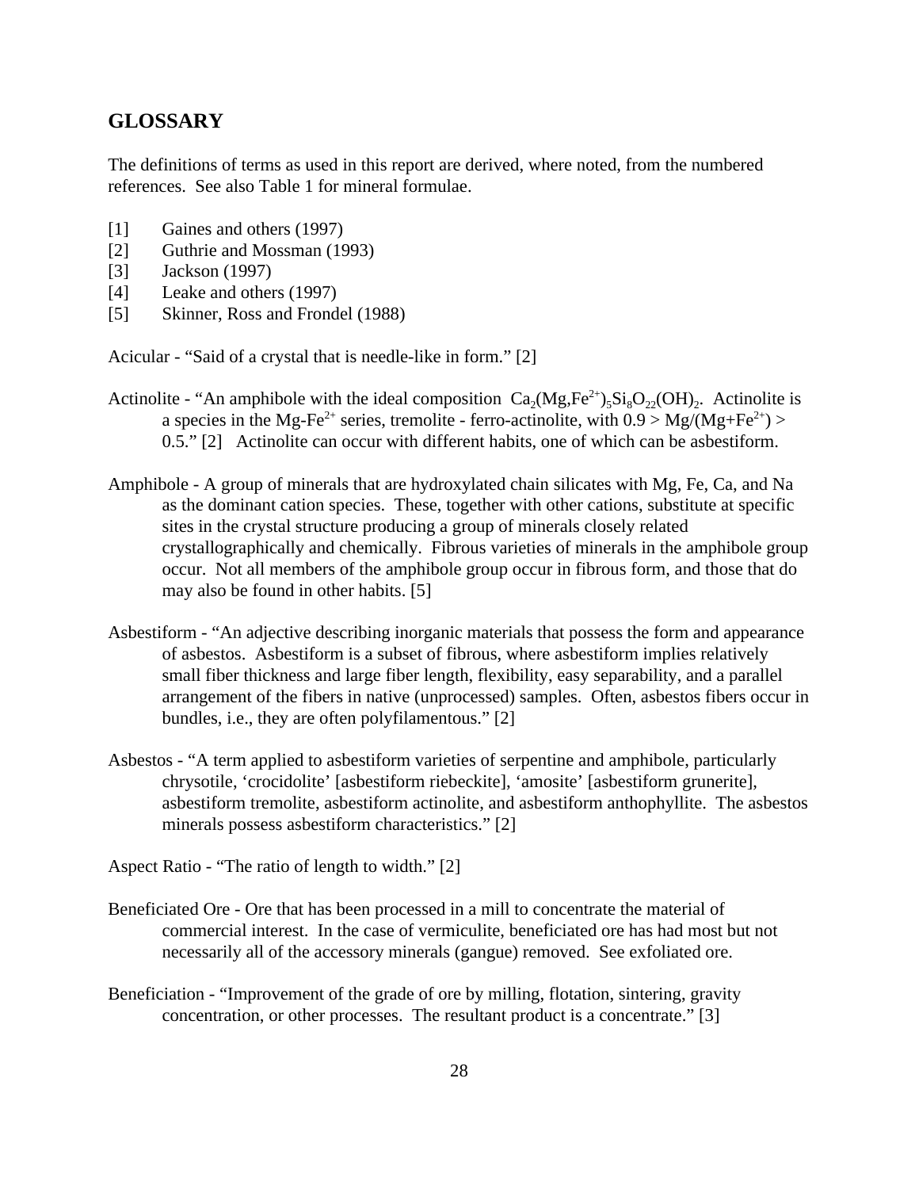## GLOSSARY

The definitions of terms as used in this report are derived, where noted, from the numbered references. See also Table 1 for mineral formulae.

[1] Gaines and others (1997)
[2] Guthrie and Mossman (1993)
[3] Jackson (1997)
[4] Leake and others (1997)
[5] Skinner, Ross and Frondel (1988)

Acicular - "Said of a crystal that is needle-like in form." [2]

Actinolite - "An amphibole with the ideal composition $Ca_2(Mg,Fe^{2+})_5Si_8O_{22}(OH)_2$. Actinolite is a species in the Mg-$Fe^{2+}$ series, tremolite - ferro-actinolite, with $0.9 > Mg/(Mg+Fe^{2+}) > 0.5$." [2] Actinolite can occur with different habits, one of which can be asbestiform.

Amphibole - A group of minerals that are hydroxylated chain silicates with Mg, Fe, Ca, and Na as the dominant cation species. These, together with other cations, substitute at specific sites in the crystal structure producing a group of minerals closely related crystallographically and chemically. Fibrous varieties of minerals in the amphibole group occur. Not all members of the amphibole group occur in fibrous form, and those that do may also be found in other habits. [5]

Asbestiform - "An adjective describing inorganic materials that possess the form and appearance of asbestos. Asbestiform is a subset of fibrous, where asbestiform implies relatively small fiber thickness and large fiber length, flexibility, easy separability, and a parallel arrangement of the fibers in native (unprocessed) samples. Often, asbestos fibers occur in bundles, i.e., they are often polyfilamentous." [2]

Asbestos - "A term applied to asbestiform varieties of serpentine and amphibole, particularly chrysotile, 'crocidolite' [asbestiform riebeckite], 'amosite' [asbestiform grunerite], asbestiform tremolite, asbestiform actinolite, and asbestiform anthophyllite. The asbestos minerals possess asbestiform characteristics." [2]

Aspect Ratio - "The ratio of length to width." [2]

Beneficiated Ore - Ore that has been processed in a mill to concentrate the material of commercial interest. In the case of vermiculite, beneficiated ore has had most but not necessarily all of the accessory minerals (gangue) removed. See exfoliated ore.

Beneficiation - "Improvement of the grade of ore by milling, flotation, sintering, gravity concentration, or other processes. The resultant product is a concentrate." [3]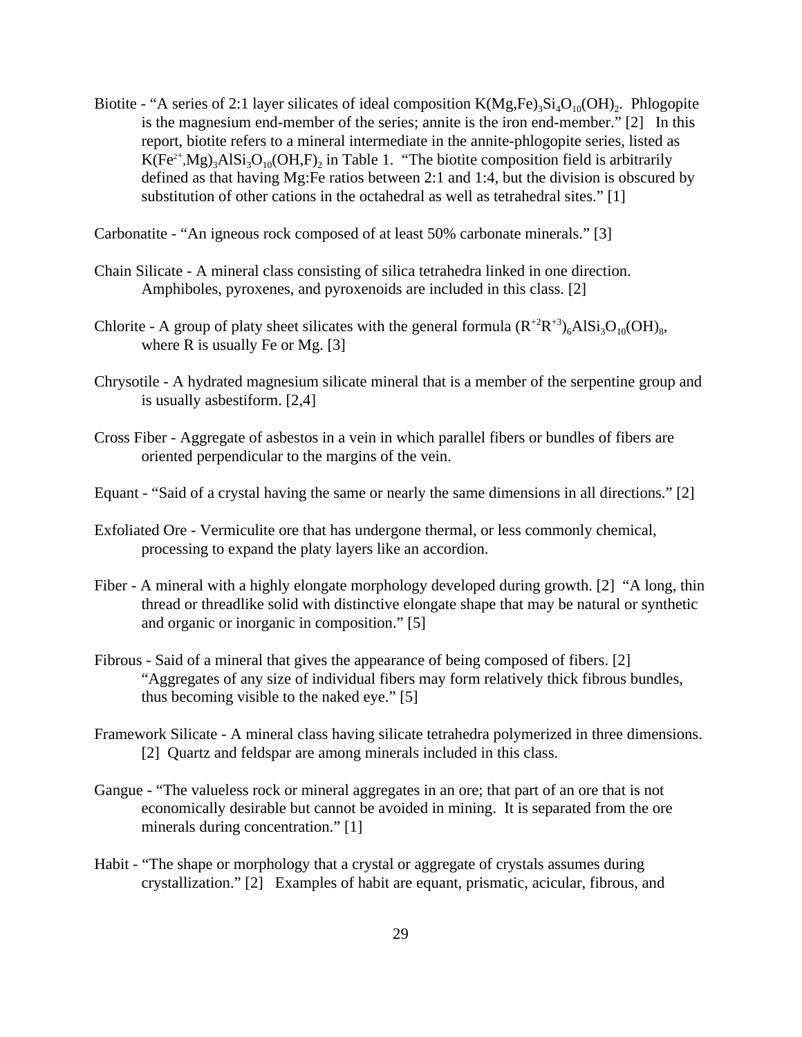Biotite - "A series of 2:1 layer silicates of ideal composition $K(Mg,Fe)_3Si_4O_{10}(OH)_2$. Phlogopite is the magnesium end-member of the series; annite is the iron end-member." [2] In this report, biotite refers to a mineral intermediate in the annite-phlogopite series, listed as $K(Fe^{2+},Mg)_3AlSi_3O_{10}(OH,F)_2$ in Table 1. "The biotite composition field is arbitrarily defined as that having Mg:Fe ratios between 2:1 and 1:4, but the division is obscured by substitution of other cations in the octahedral as well as tetrahedral sites." [1]

Carbonatite - "An igneous rock composed of at least 50% carbonate minerals." [3]

Chain Silicate - A mineral class consisting of silica tetrahedra linked in one direction. Amphiboles, pyroxenes, and pyroxenoids are included in this class. [2]

Chlorite - A group of platy sheet silicates with the general formula $(R^{+2}R^{+3})_6AlSi_3O_{10}(OH)_8$, where R is usually Fe or Mg. [3]

Chrysotile - A hydrated magnesium silicate mineral that is a member of the serpentine group and is usually asbestiform. [2,4]

Cross Fiber - Aggregate of asbestos in a vein in which parallel fibers or bundles of fibers are oriented perpendicular to the margins of the vein.

Equant - "Said of a crystal having the same or nearly the same dimensions in all directions." [2]

Exfoliated Ore - Vermiculite ore that has undergone thermal, or less commonly chemical, processing to expand the platy layers like an accordion.

Fiber - A mineral with a highly elongate morphology developed during growth. [2] "A long, thin thread or threadlike solid with distinctive elongate shape that may be natural or synthetic and organic or inorganic in composition." [5]

Fibrous - Said of a mineral that gives the appearance of being composed of fibers. [2] "Aggregates of any size of individual fibers may form relatively thick fibrous bundles, thus becoming visible to the naked eye." [5]

Framework Silicate - A mineral class having silicate tetrahedra polymerized in three dimensions. [2] Quartz and feldspar are among minerals included in this class.

Gangue - "The valueless rock or mineral aggregates in an ore; that part of an ore that is not economically desirable but cannot be avoided in mining. It is separated from the ore minerals during concentration." [1]

Habit - "The shape or morphology that a crystal or aggregate of crystals assumes during crystallization." [2] Examples of habit are equant, prismatic, acicular, fibrous, and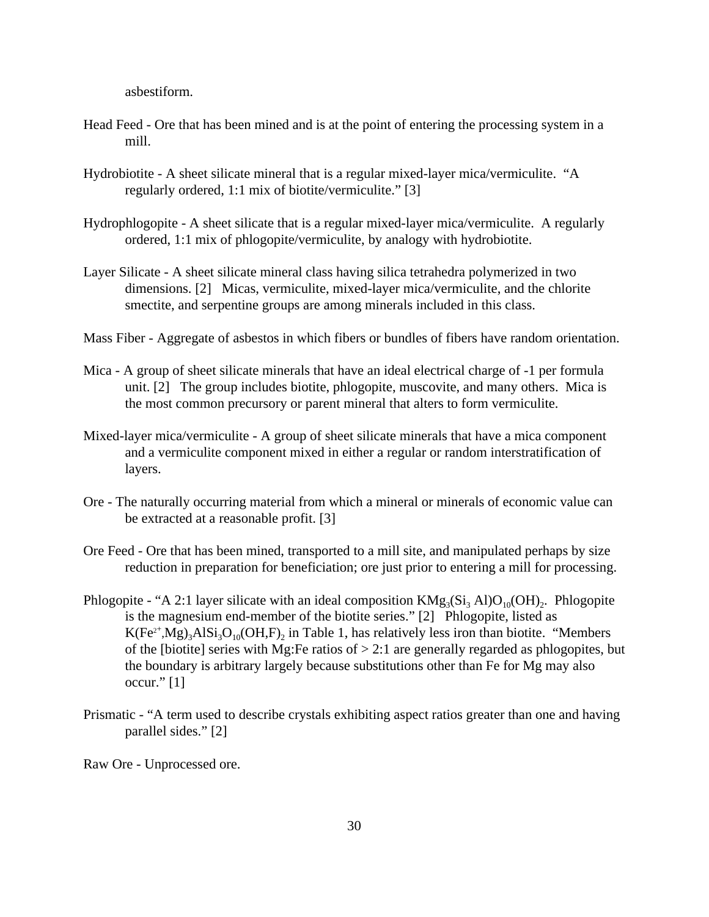asbestiform.

Head Feed - Ore that has been mined and is at the point of entering the processing system in a mill.

Hydrobiotite - A sheet silicate mineral that is a regular mixed-layer mica/vermiculite. "A regularly ordered, 1:1 mix of biotite/vermiculite." [3]

Hydrophlogopite - A sheet silicate that is a regular mixed-layer mica/vermiculite. A regularly ordered, 1:1 mix of phlogopite/vermiculite, by analogy with hydrobiotite.

Layer Silicate - A sheet silicate mineral class having silica tetrahedra polymerized in two dimensions. [2] Micas, vermiculite, mixed-layer mica/vermiculite, and the chlorite smectite, and serpentine groups are among minerals included in this class.

Mass Fiber - Aggregate of asbestos in which fibers or bundles of fibers have random orientation.

Mica - A group of sheet silicate minerals that have an ideal electrical charge of -1 per formula unit. [2] The group includes biotite, phlogopite, muscovite, and many others. Mica is the most common precursory or parent mineral that alters to form vermiculite.

Mixed-layer mica/vermiculite - A group of sheet silicate minerals that have a mica component and a vermiculite component mixed in either a regular or random interstratification of layers.

Ore - The naturally occurring material from which a mineral or minerals of economic value can be extracted at a reasonable profit. [3]

Ore Feed - Ore that has been mined, transported to a mill site, and manipulated perhaps by size reduction in preparation for beneficiation; ore just prior to entering a mill for processing.

Phlogopite - "A 2:1 layer silicate with an ideal composition $KMg_3(Si_3Al)O_{10}(OH)_2$. Phlogopite is the magnesium end-member of the biotite series." [2] Phlogopite, listed as $K(Fe^{2+},Mg)_3AlSi_3O_{10}(OH,F)_2$ in Table 1, has relatively less iron than biotite. "Members of the [biotite] series with Mg:Fe ratios of > 2:1 are generally regarded as phlogopites, but the boundary is arbitrary largely because substitutions other than Fe for Mg may also occur." [1]

Prismatic - "A term used to describe crystals exhibiting aspect ratios greater than one and having parallel sides." [2]

Raw Ore - Unprocessed ore.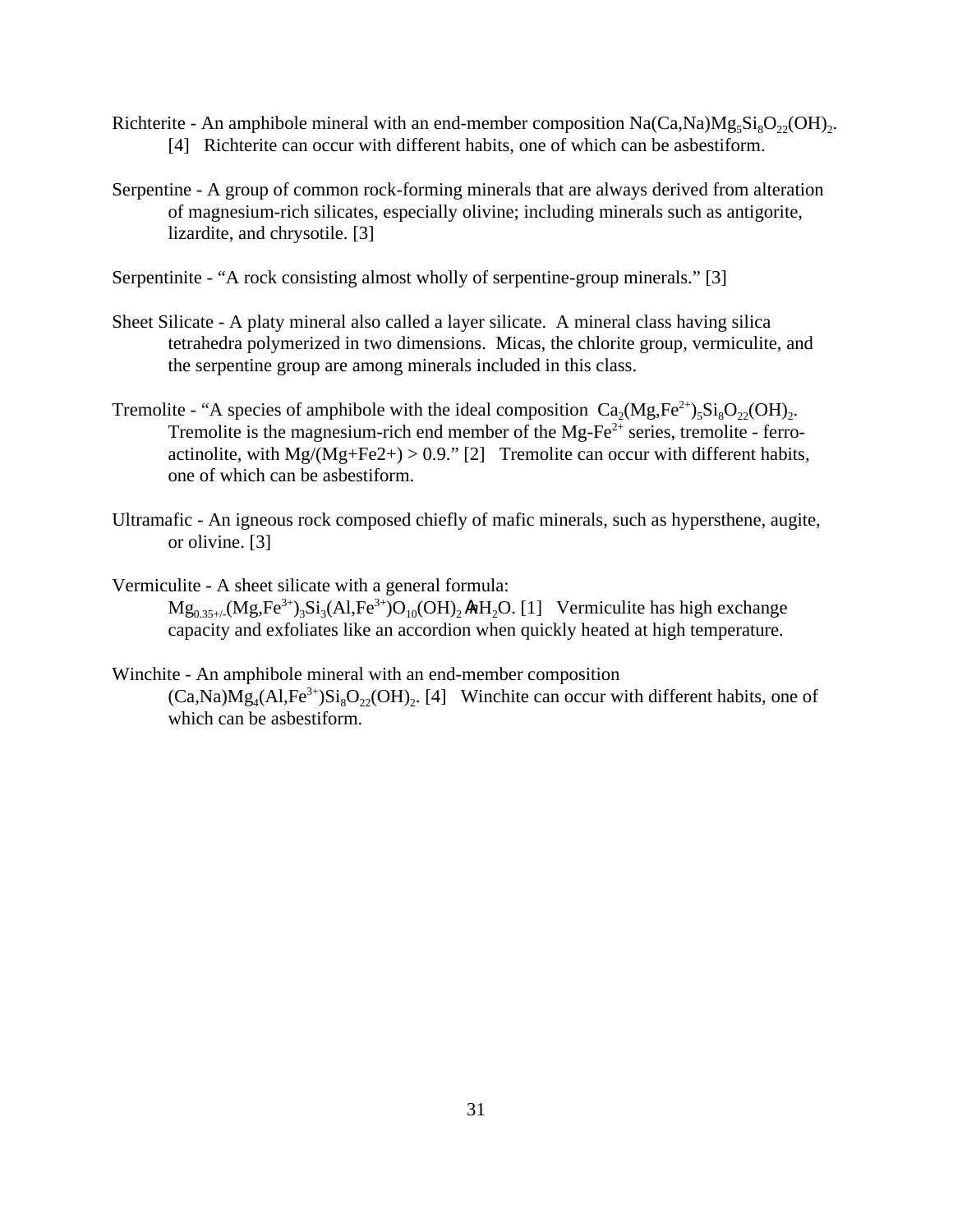Richterite - An amphibole mineral with an end-member composition $Na(Ca,Na)Mg_5Si_8O_{22}(OH)_2$. [4] Richterite can occur with different habits, one of which can be asbestiform.

Serpentine - A group of common rock-forming minerals that are always derived from alteration of magnesium-rich silicates, especially olivine; including minerals such as antigorite, lizardite, and chrysotile. [3]

Serpentinite - "A rock consisting almost wholly of serpentine-group minerals." [3]

Sheet Silicate - A platy mineral also called a layer silicate. A mineral class having silica tetrahedra polymerized in two dimensions. Micas, the chlorite group, vermiculite, and the serpentine group are among minerals included in this class.

Tremolite - "A species of amphibole with the ideal composition $Ca_2(Mg,Fe^{2+})_5Si_8O_{22}(OH)_2$. Tremolite is the magnesium-rich end member of the $Mg$-$Fe^{2+}$ series, tremolite - ferro-actinolite, with Mg/(Mg+Fe2+) > 0.9." [2] Tremolite can occur with different habits, one of which can be asbestiform.

Ultramafic - An igneous rock composed chiefly of mafic minerals, such as hypersthene, augite, or olivine. [3]

Vermiculite - A sheet silicate with a general formula: $Mg_{0.35+/-}(Mg,Fe^{3+})_3Si_3(Al,Fe^{3+})O_{10}(OH)_2 \cdot nH_2O$. [1] Vermiculite has high exchange capacity and exfoliates like an accordion when quickly heated at high temperature.

Winchite - An amphibole mineral with an end-member composition $(Ca,Na)Mg_4(Al,Fe^{3+})Si_8O_{22}(OH)_2$. [4] Winchite can occur with different habits, one of which can be asbestiform.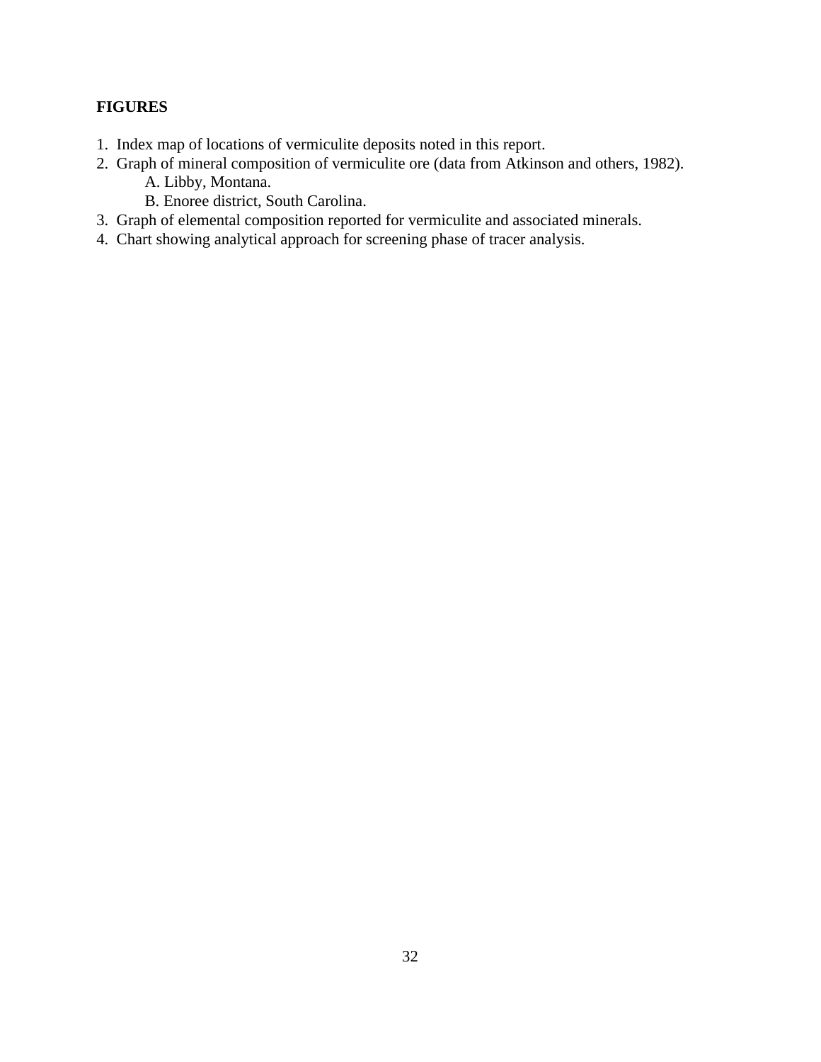**FIGURES**

1. Index map of locations of vermiculite deposits noted in this report.
2. Graph of mineral composition of vermiculite ore (data from Atkinson and others, 1982).
   A. Libby, Montana.
   B. Enoree district, South Carolina.
3. Graph of elemental composition reported for vermiculite and associated minerals.
4. Chart showing analytical approach for screening phase of tracer analysis.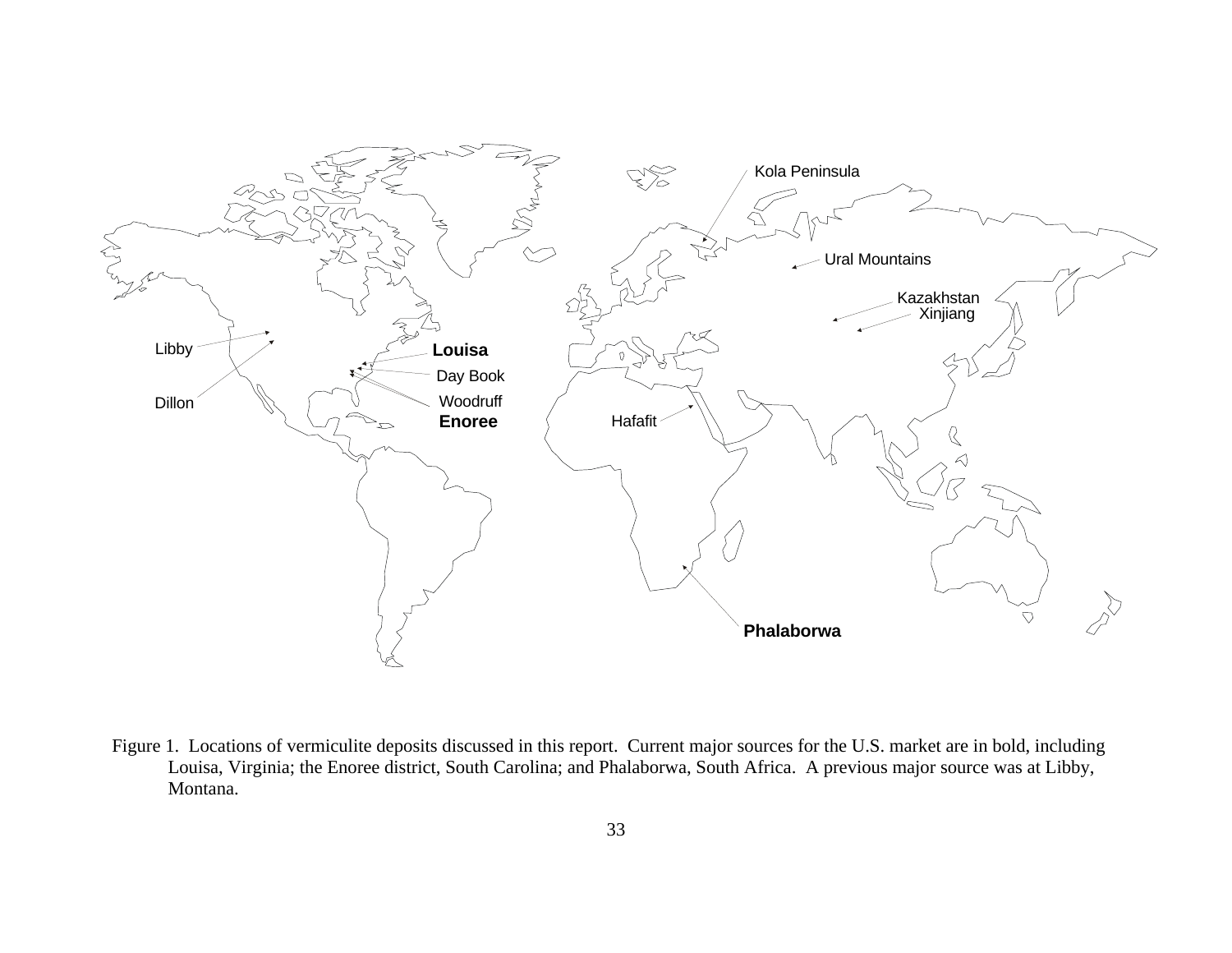Figure 1. Locations of vermiculite deposits discussed in this report. Current major sources for the U.S. market are in bold, including Louisa, Virginia; the Enoree district, South Carolina; and Phalaborwa, South Africa. A previous major source was at Libby, Montana.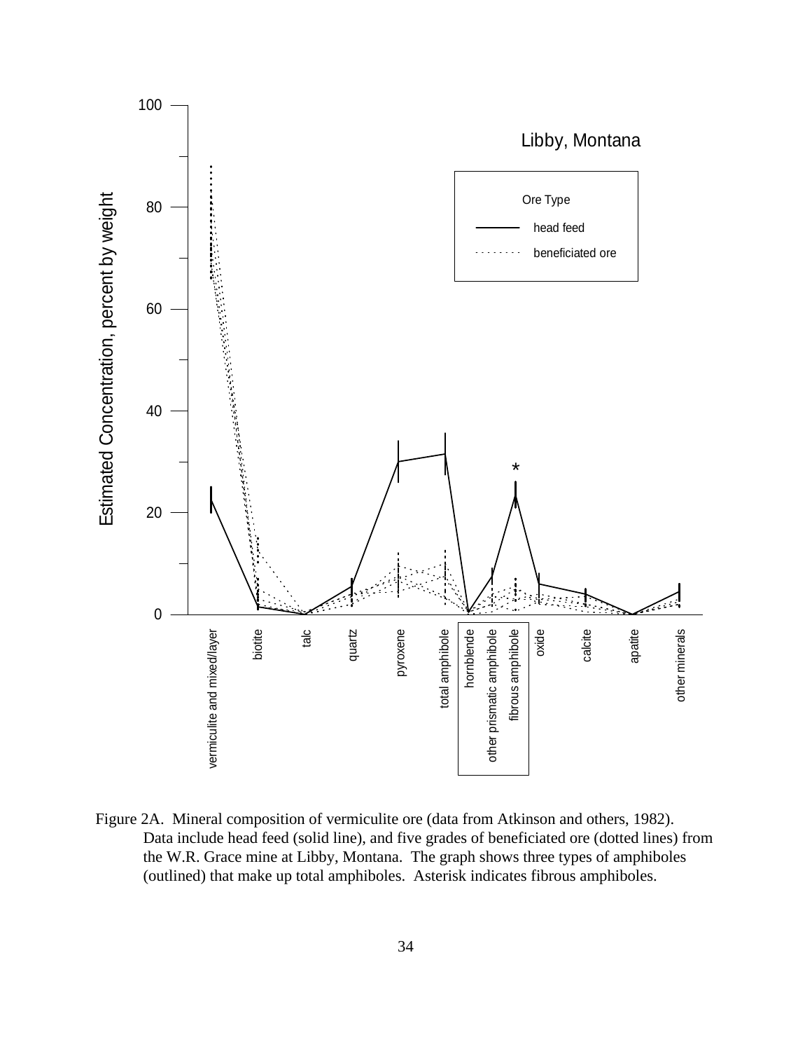Figure 2A. Mineral composition of vermiculite ore (data from Atkinson and others, 1982). Data include head feed (solid line), and five grades of beneficiated ore (dotted lines) from the W.R. Grace mine at Libby, Montana. The graph shows three types of amphiboles (outlined) that make up total amphiboles. Asterisk indicates fibrous amphiboles.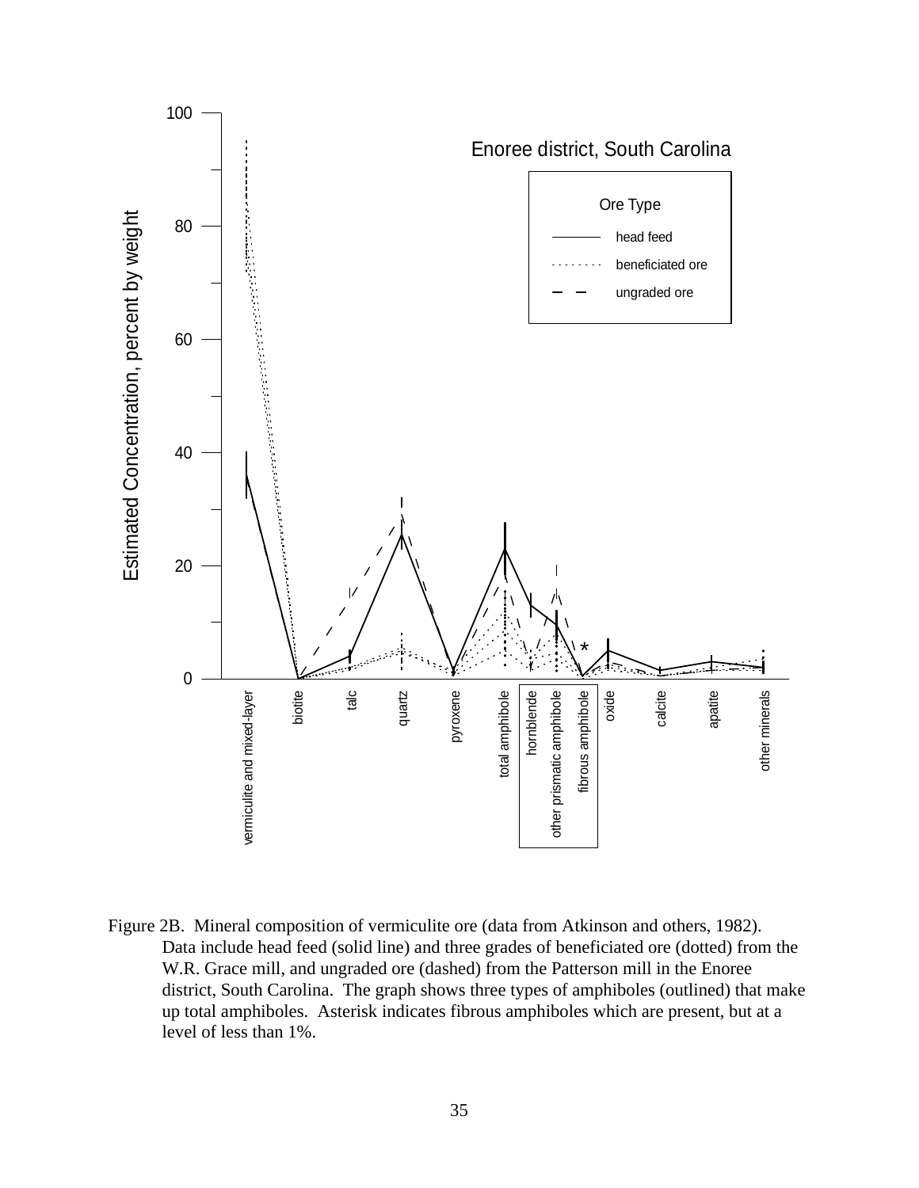Figure 2B. Mineral composition of vermiculite ore (data from Atkinson and others, 1982). Data include head feed (solid line) and three grades of beneficiated ore (dotted) from the W.R. Grace mill, and ungraded ore (dashed) from the Patterson mill in the Enoree district, South Carolina. The graph shows three types of amphiboles (outlined) that make up total amphiboles. Asterisk indicates fibrous amphiboles which are present, but at a level of less than 1%.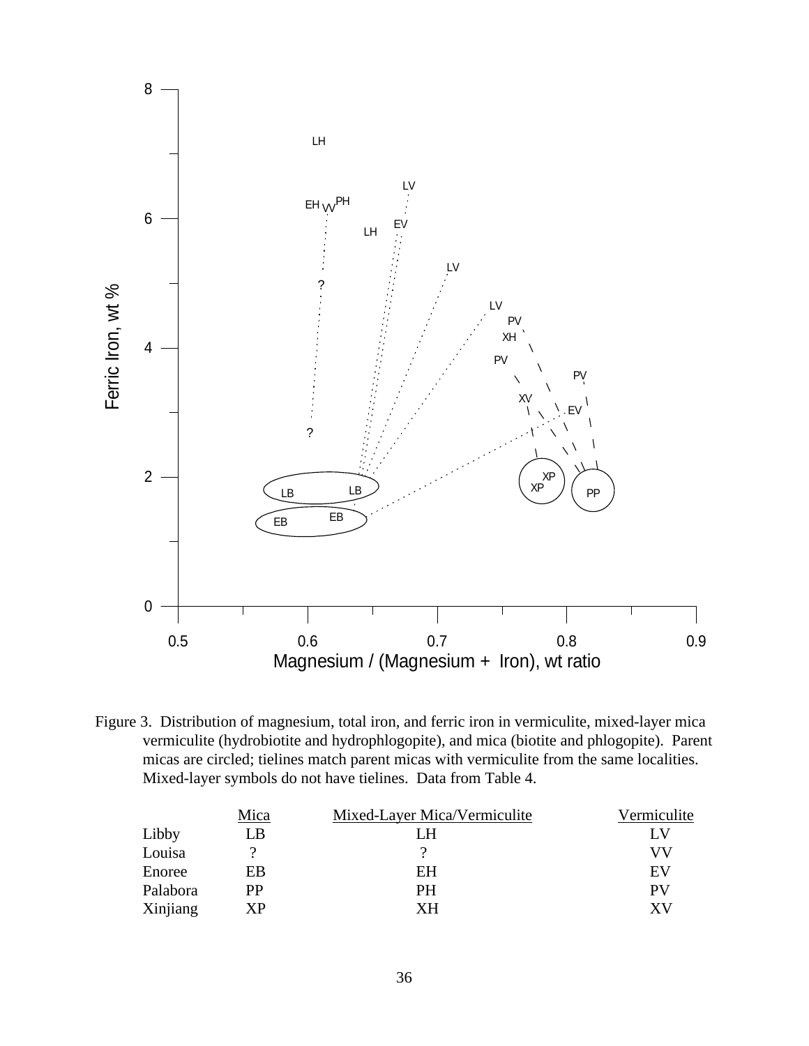Figure 3. Distribution of magnesium, total iron, and ferric iron in vermiculite, mixed-layer mica vermiculite (hydrobiotite and hydrophlogopite), and mica (biotite and phlogopite). Parent micas are circled; tielines match parent micas with vermiculite from the same localities. Mixed-layer symbols do not have tielines. Data from Table 4.

| | Mica | Mixed-Layer Mica/Vermiculite | Vermiculite |
|---|---|---|---|
| Libby | LB | LH | LV |
| Louisa | ? | ? | VV |
| Enoree | EB | EH | EV |
| Palabora | PP | PH | PV |
| Xinjiang | XP | XH | XV |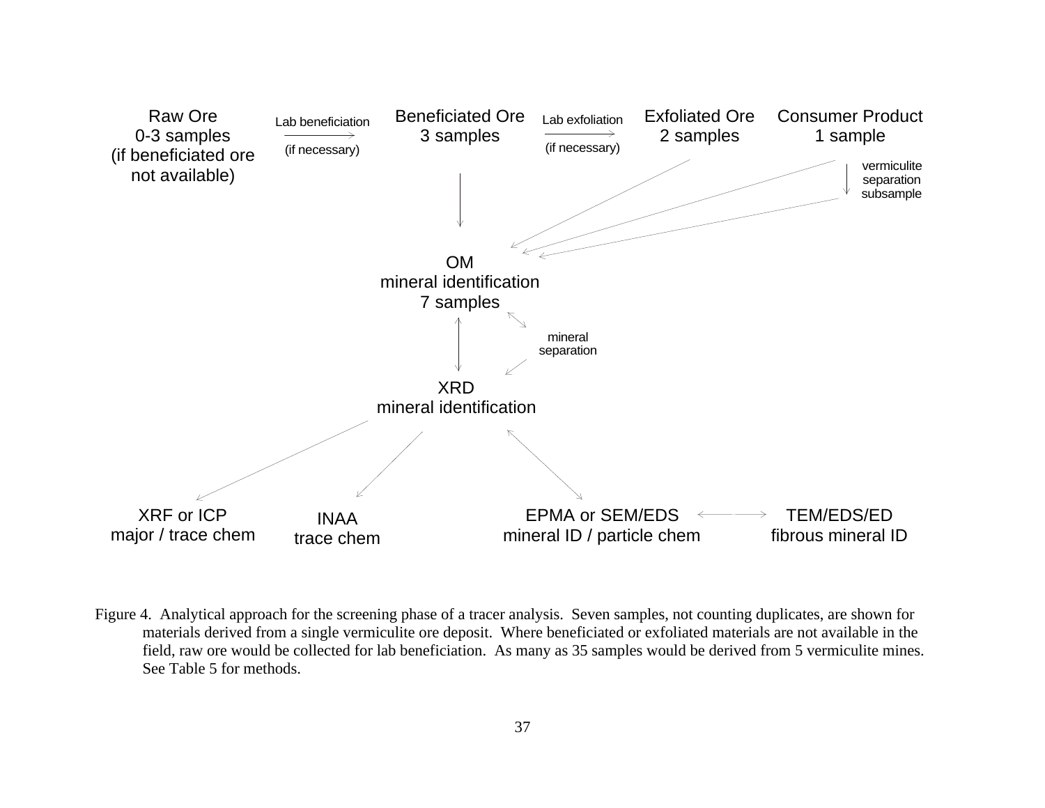Raw Ore
0-3 samples
(if beneficiated ore not available)

Lab beneficiation (if necessary) →

Beneficiated Ore
3 samples

Lab exfoliation (if necessary) →

Exfoliated Ore
2 samples

Consumer Product
1 sample

vermiculite separation subsample

OM
mineral identification
7 samples

mineral separation

XRD
mineral identification

XRF or ICP
major / trace chem

INAA
trace chem

EPMA or SEM/EDS
mineral ID / particle chem

TEM/EDS/ED
fibrous mineral ID

Figure 4. Analytical approach for the screening phase of a tracer analysis. Seven samples, not counting duplicates, are shown for materials derived from a single vermiculite ore deposit. Where beneficiated or exfoliated materials are not available in the field, raw ore would be collected for lab beneficiation. As many as 35 samples would be derived from 5 vermiculite mines. See Table 5 for methods.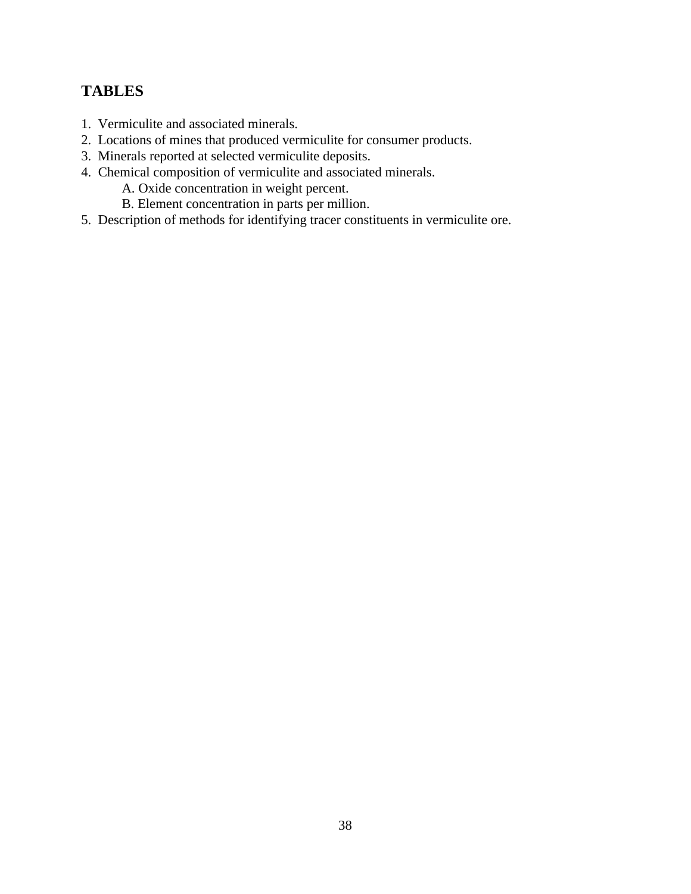## TABLES

1. Vermiculite and associated minerals.
2. Locations of mines that produced vermiculite for consumer products.
3. Minerals reported at selected vermiculite deposits.
4. Chemical composition of vermiculite and associated minerals.
   - A. Oxide concentration in weight percent.
   - B. Element concentration in parts per million.
5. Description of methods for identifying tracer constituents in vermiculite ore.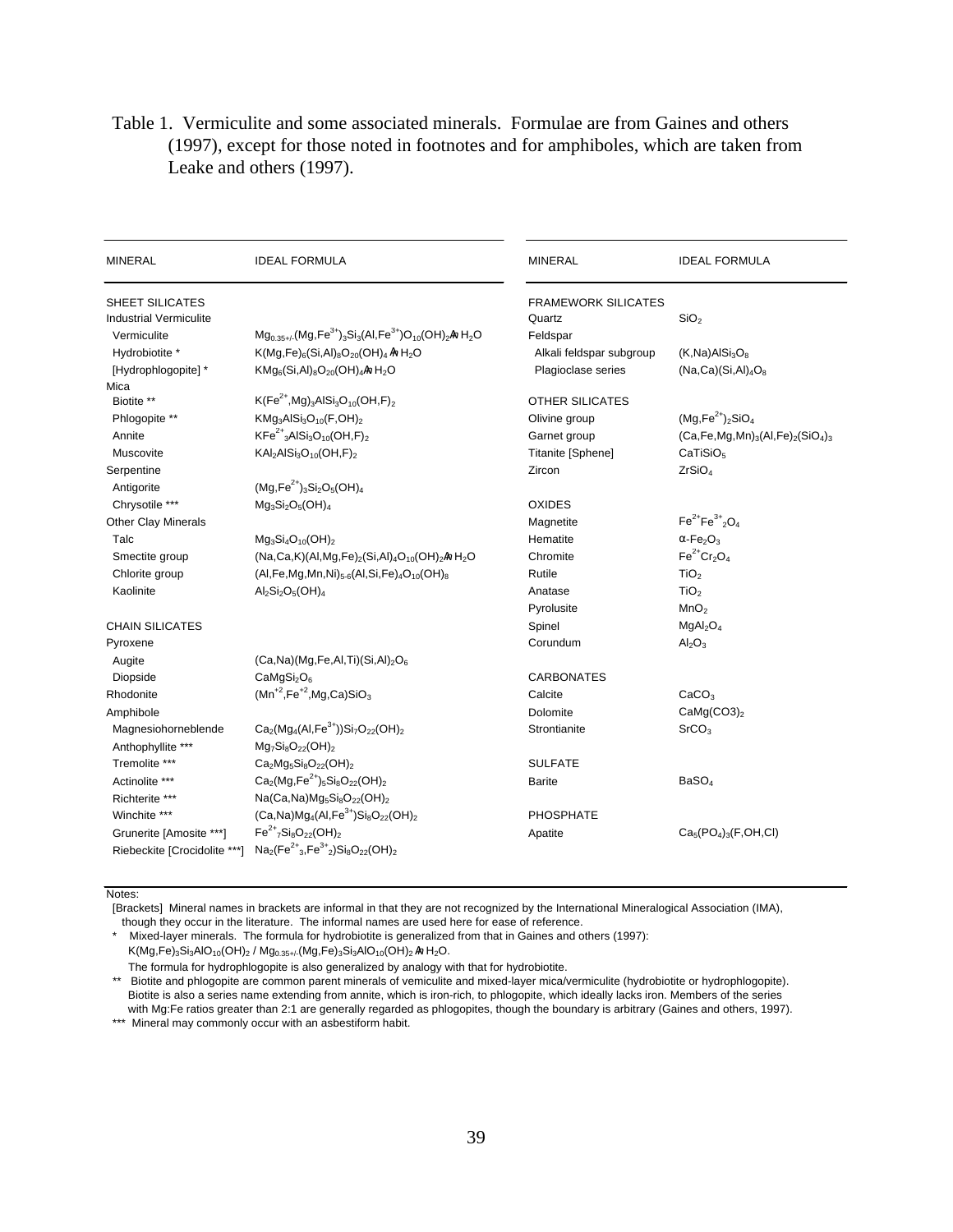Table 1. Vermiculite and some associated minerals. Formulae are from Gaines and others (1997), except for those noted in footnotes and for amphiboles, which are taken from Leake and others (1997).

| MINERAL | IDEAL FORMULA |
|---|---|
| SHEET SILICATES | |
| Industrial Vermiculite | |
| Vermiculite | $Mg_{0.35+/-}(Mg,Fe^{3+})_3Si_3(Al,Fe^{3+})O_{10}(OH)_2 \cdot n\,H_2O$ |
| Hydrobiotite * | $K(Mg,Fe)_6(Si,Al)_8O_{20}(OH)_4 \cdot n\,H_2O$ |
| [Hydrophlogopite] * | $KMg_6(Si,Al)_8O_{20}(OH)_4 \cdot n\,H_2O$ |
| Mica | |
| Biotite ** | $K(Fe^{2+},Mg)_3AlSi_3O_{10}(OH,F)_2$ |
| Phlogopite ** | $KMg_3AlSi_3O_{10}(F,OH)_2$ |
| Annite | $KFe^{2+}{}_3AlSi_3O_{10}(OH,F)_2$ |
| Muscovite | $KAl_2AlSi_3O_{10}(OH,F)_2$ |
| Serpentine | |
| Antigorite | $(Mg,Fe^{2+})_3Si_2O_5(OH)_4$ |
| Chrysotile *** | $Mg_3Si_2O_5(OH)_4$ |
| Other Clay Minerals | |
| Talc | $Mg_3Si_4O_{10}(OH)_2$ |
| Smectite group | $(Na,Ca,K)(Al,Mg,Fe)_2(Si,Al)_4O_{10}(OH)_2 \cdot n\,H_2O$ |
| Chlorite group | $(Al,Fe,Mg,Mn,Ni)_{5\text{-}6}(Al,Si,Fe)_4O_{10}(OH)_8$ |
| Kaolinite | $Al_2Si_2O_5(OH)_4$ |
| CHAIN SILICATES | |
| Pyroxene | |
| Augite | $(Ca,Na)(Mg,Fe,Al,Ti)(Si,Al)_2O_6$ |
| Diopside | $CaMgSi_2O_6$ |
| Rhodonite | $(Mn^{+2},Fe^{+2},Mg,Ca)SiO_3$ |
| Amphibole | |
| Magnesiohorneblende | $Ca_2(Mg_4(Al,Fe^{3+}))Si_7O_{22}(OH)_2$ |
| Anthophyllite *** | $Mg_7Si_8O_{22}(OH)_2$ |
| Tremolite *** | $Ca_2Mg_5Si_8O_{22}(OH)_2$ |
| Actinolite *** | $Ca_2(Mg,Fe^{2+})_5Si_8O_{22}(OH)_2$ |
| Richterite *** | $Na(Ca,Na)Mg_5Si_8O_{22}(OH)_2$ |
| Winchite *** | $(Ca,Na)Mg_4(Al,Fe^{3+})Si_8O_{22}(OH)_2$ |
| Grunerite [Amosite ***] | $Fe^{2+}{}_7Si_8O_{22}(OH)_2$ |
| Riebeckite [Crocidolite ***] | $Na_2(Fe^{2+}{}_3,Fe^{3+}{}_2)Si_8O_{22}(OH)_2$ |
| FRAMEWORK SILICATES | |
| Quartz | $SiO_2$ |
| Feldspar | |
| Alkali feldspar subgroup | $(K,Na)AlSi_3O_8$ |
| Plagioclase series | $(Na,Ca)(Si,Al)_4O_8$ |
| OTHER SILICATES | |
| Olivine group | $(Mg,Fe^{2+})_2SiO_4$ |
| Garnet group | $(Ca,Fe,Mg,Mn)_3(Al,Fe)_2(SiO_4)_3$ |
| Titanite [Sphene] | $CaTiSiO_5$ |
| Zircon | $ZrSiO_4$ |
| OXIDES | |
| Magnetite | $Fe^{2+}Fe^{3+}{}_2O_4$ |
| Hematite | $\alpha\text{-}Fe_2O_3$ |
| Chromite | $Fe^{2+}Cr_2O_4$ |
| Rutile | $TiO_2$ |
| Anatase | $TiO_2$ |
| Pyrolusite | $MnO_2$ |
| Spinel | $MgAl_2O_4$ |
| Corundum | $Al_2O_3$ |
| CARBONATES | |
| Calcite | $CaCO_3$ |
| Dolomite | $CaMg(CO3)_2$ |
| Strontianite | $SrCO_3$ |
| SULFATE | |
| Barite | $BaSO_4$ |
| PHOSPHATE | |
| Apatite | $Ca_5(PO_4)_3(F,OH,Cl)$ |

Notes:

[Brackets] Mineral names in brackets are informal in that they are not recognized by the International Mineralogical Association (IMA), though they occur in the literature. The informal names are used here for ease of reference.

\* Mixed-layer minerals. The formula for hydrobiotite is generalized from that in Gaines and others (1997): $K(Mg,Fe)_3Si_3AlO_{10}(OH)_2$ / $Mg_{0.35+/-}(Mg,Fe)_3Si_3AlO_{10}(OH)_2 \cdot n\,H_2O$. The formula for hydrophlogopite is also generalized by analogy with that for hydrobiotite.

\** Biotite and phlogopite are common parent minerals of vemiculite and mixed-layer mica/vermiculite (hydrobiotite or hydrophlogopite). Biotite is also a series name extending from annite, which is iron-rich, to phlogopite, which ideally lacks iron. Members of the series with Mg:Fe ratios greater than 2:1 are generally regarded as phlogopites, though the boundary is arbitrary (Gaines and others, 1997).

\*** Mineral may commonly occur with an asbestiform habit.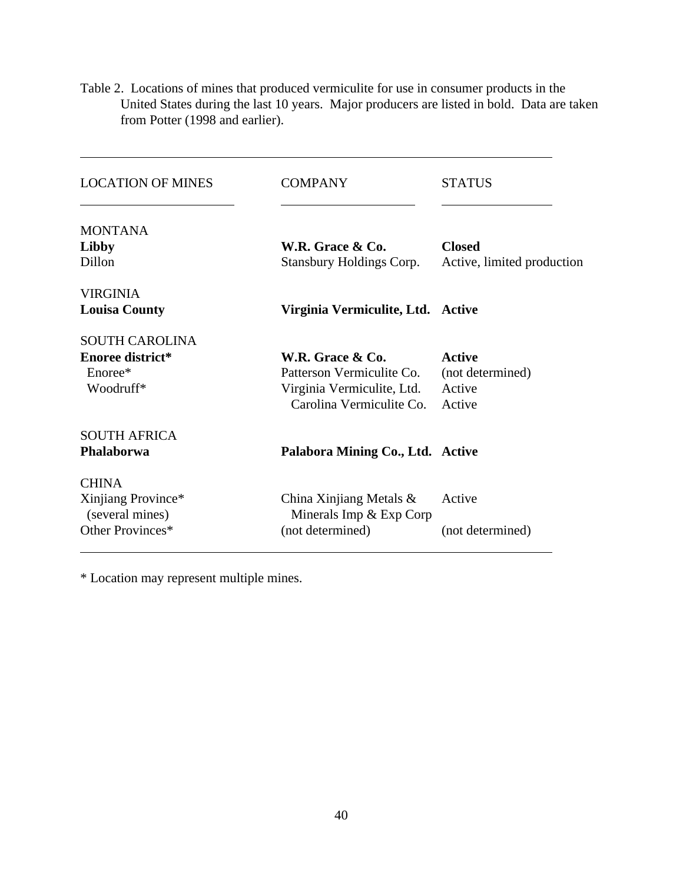Table 2. Locations of mines that produced vermiculite for use in consumer products in the United States during the last 10 years. Major producers are listed in bold. Data are taken from Potter (1998 and earlier).

| LOCATION OF MINES | COMPANY | STATUS |
|---|---|---|
| MONTANA | | |
| **Libby** | **W.R. Grace & Co.** | **Closed** |
| Dillon | Stansbury Holdings Corp. | Active, limited production |
| VIRGINIA | | |
| **Louisa County** | **Virginia Vermiculite, Ltd.** | **Active** |
| SOUTH CAROLINA | | |
| **Enoree district*** | **W.R. Grace & Co.** | **Active** |
| Enoree* | Patterson Vermiculite Co. | (not determined) |
| Woodruff* | Virginia Vermiculite, Ltd. | Active |
| | Carolina Vermiculite Co. | Active |
| SOUTH AFRICA | | |
| **Phalaborwa** | **Palabora Mining Co., Ltd.** | **Active** |
| CHINA | | |
| Xinjiang Province* (several mines) | China Xinjiang Metals & Minerals Imp & Exp Corp | Active |
| Other Provinces* | (not determined) | (not determined) |

* Location may represent multiple mines.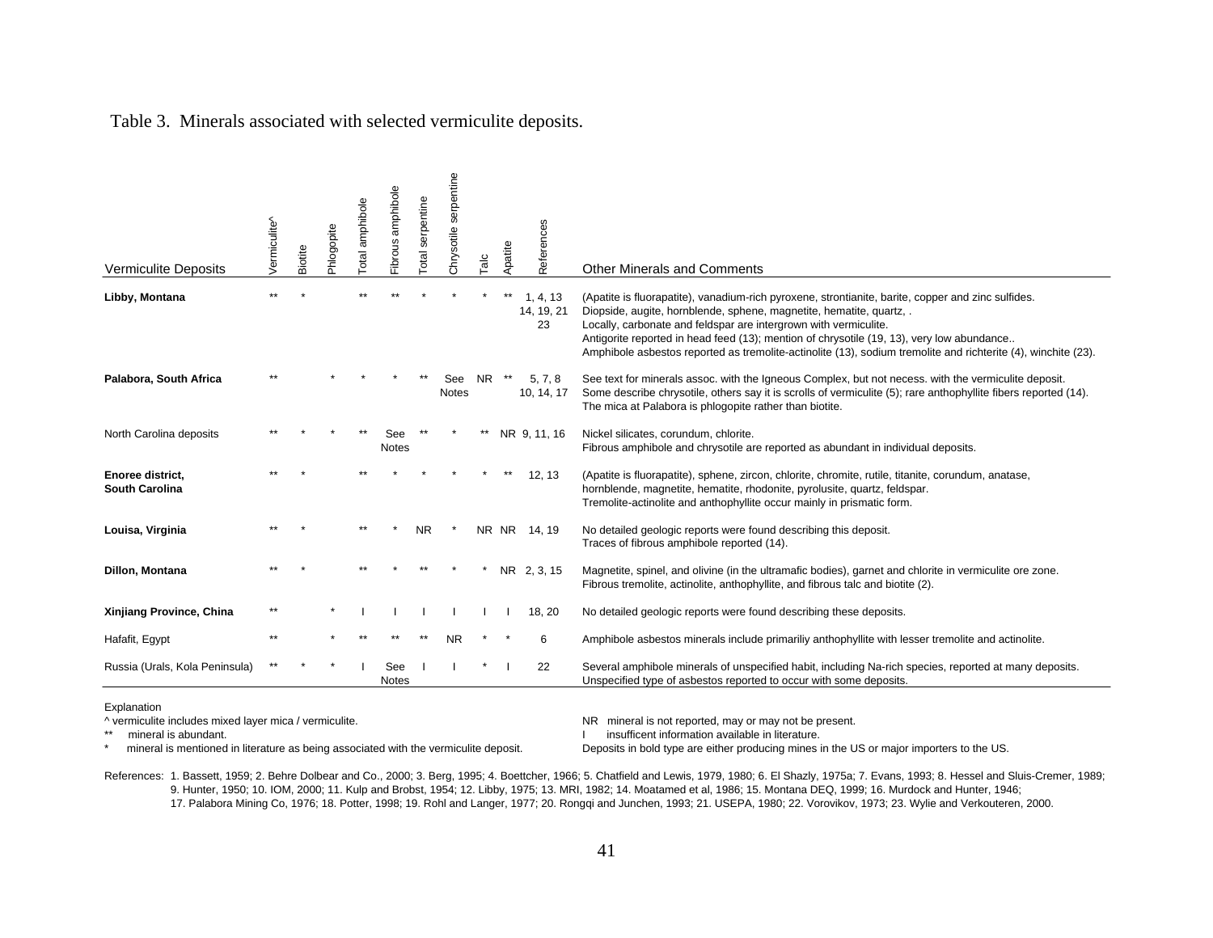Table 3. Minerals associated with selected vermiculite deposits.

| Vermiculite Deposits | Vermiculite^ | Biotite | Phlogopite | Total amphibole | Fibrous amphibole | Total serpentine | Chrysotile serpentine | Talc | Apatite | References | Other Minerals and Comments |
|---|---|---|---|---|---|---|---|---|---|---|---|
| **Libby, Montana** | ** | * | | ** | ** | * | * | * | ** | 1, 4, 13 14, 19, 21 23 | (Apatite is fluorapatite), vanadium-rich pyroxene, strontianite, barite, copper and zinc sulfides. Diopside, augite, hornblende, sphene, magnetite, hematite, quartz, . Locally, carbonate and feldspar are intergrown with vermiculite. Antigorite reported in head feed (13); mention of chrysotile (19, 13), very low abundance.. Amphibole asbestos reported as tremolite-actinolite (13), sodium tremolite and richterite (4), winchite (23). |
| **Palabora, South Africa** | ** | | * | * | * | ** | See Notes | NR | ** | 5, 7, 8 10, 14, 17 | See text for minerals assoc. with the Igneous Complex, but not necess. with the vermiculite deposit. Some describe chrysotile, others say it is scrolls of vermiculite (5); rare anthophyllite fibers reported (14). The mica at Palabora is phlogopite rather than biotite. |
| North Carolina deposits | ** | * | * | ** | See Notes | ** | * | ** | NR | 9, 11, 16 | Nickel silicates, corundum, chlorite. Fibrous amphibole and chrysotile are reported as abundant in individual deposits. |
| **Enoree district, South Carolina** | ** | * | | ** | * | * | * | * | ** | 12, 13 | (Apatite is fluorapatite), sphene, zircon, chlorite, chromite, rutile, titanite, corundum, anatase, hornblende, magnetite, hematite, rhodonite, pyrolusite, quartz, feldspar. Tremolite-actinolite and anthophyllite occur mainly in prismatic form. |
| **Louisa, Virginia** | ** | * | | ** | * | NR | * | NR | NR | 14, 19 | No detailed geologic reports were found describing this deposit. Traces of fibrous amphibole reported (14). |
| **Dillon, Montana** | ** | * | | ** | * | ** | * | * | NR | 2, 3, 15 | Magnetite, spinel, and olivine (in the ultramafic bodies), garnet and chlorite in vermiculite ore zone. Fibrous tremolite, actinolite, anthophyllite, and fibrous talc and biotite (2). |
| **Xinjiang Province, China** | ** | | * | I | I | I | I | I | I | 18, 20 | No detailed geologic reports were found describing these deposits. |
| Hafafit, Egypt | ** | | * | ** | ** | ** | NR | * | * | 6 | Amphibole asbestos minerals include primariliy anthophyllite with lesser tremolite and actinolite. |
| Russia (Urals, Kola Peninsula) | ** | * | * | I | See Notes | I | I | * | I | 22 | Several amphibole minerals of unspecified habit, including Na-rich species, reported at many deposits. Unspecified type of asbestos reported to occur with some deposits. |

Explanation

^ vermiculite includes mixed layer mica / vermiculite.

** mineral is abundant.

* mineral is mentioned in literature as being associated with the vermiculite deposit.

NR mineral is not reported, may or may not be present.

I insufficent information available in literature.

Deposits in bold type are either producing mines in the US or major importers to the US.

References: 1. Bassett, 1959; 2. Behre Dolbear and Co., 2000; 3. Berg, 1995; 4. Boettcher, 1966; 5. Chatfield and Lewis, 1979, 1980; 6. El Shazly, 1975a; 7. Evans, 1993; 8. Hessel and Sluis-Cremer, 1989; 9. Hunter, 1950; 10. IOM, 2000; 11. Kulp and Brobst, 1954; 12. Libby, 1975; 13. MRI, 1982; 14. Moatamed et al, 1986; 15. Montana DEQ, 1999; 16. Murdock and Hunter, 1946; 17. Palabora Mining Co, 1976; 18. Potter, 1998; 19. Rohl and Langer, 1977; 20. Rongqi and Junchen, 1993; 21. USEPA, 1980; 22. Vorovikov, 1973; 23. Wylie and Verkouteren, 2000.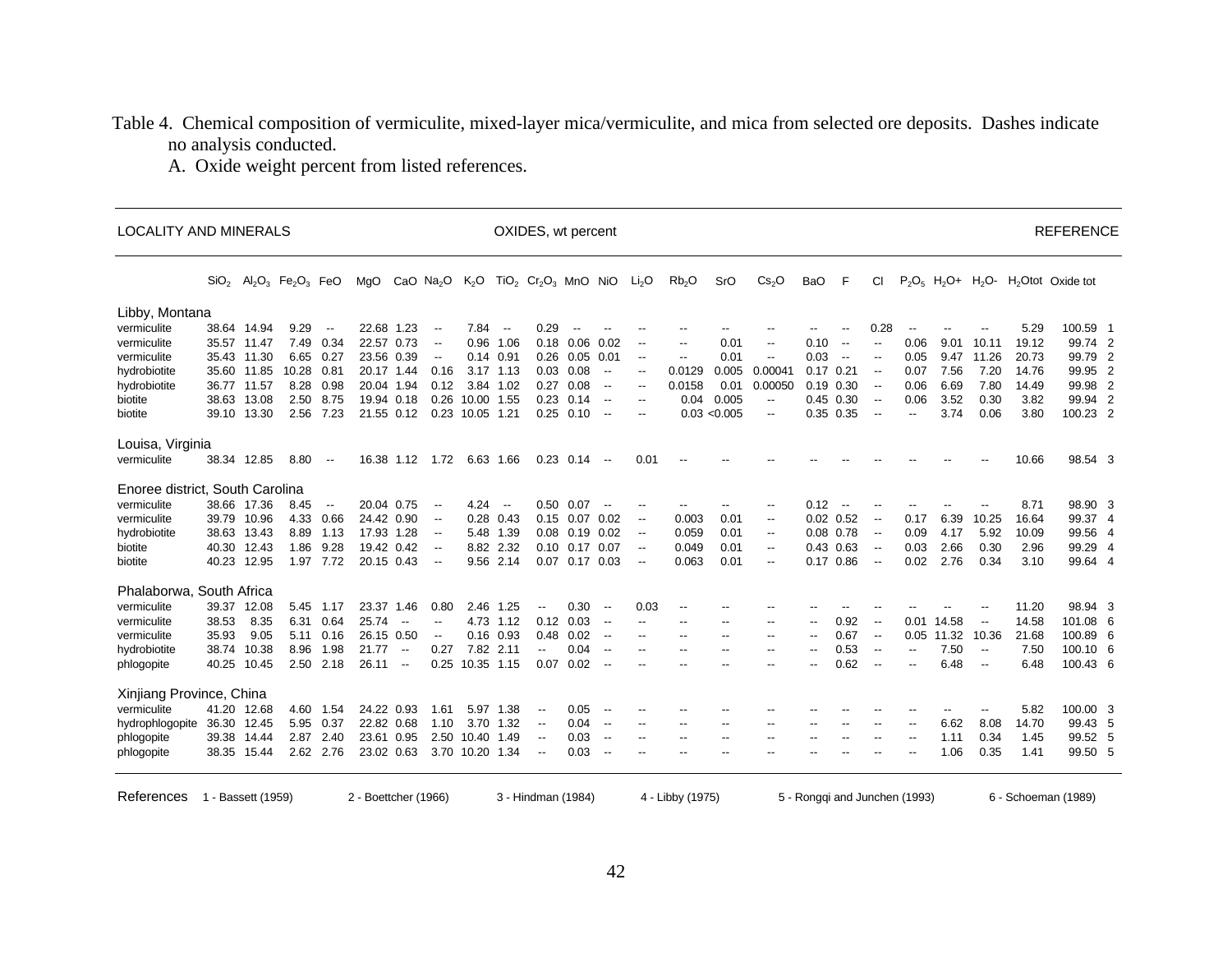Table 4. Chemical composition of vermiculite, mixed-layer mica/vermiculite, and mica from selected ore deposits. Dashes indicate no analysis conducted.

A. Oxide weight percent from listed references.

| LOCALITY AND MINERALS | OXIDES, wt percent | | | | | | | | | | | | | | | | | | | | | | | | REFERENCE |
|---|---|---|---|---|---|---|---|---|---|---|---|---|---|---|---|---|---|---|---|---|---|---|---|---|---|
| | $SiO_2$ | $Al_2O_3$ | $Fe_2O_3$ | FeO | MgO | CaO | $Na_2O$ | $K_2O$ | $TiO_2$ | $Cr_2O_3$ | MnO | NiO | $Li_2O$ | $Rb_2O$ | SrO | $Cs_2O$ | BaO | F | Cl | $P_2O_5$ | $H_2O$+ | $H_2O$- | $H_2O$tot | Oxide tot | |
| **Libby, Montana** | | | | | | | | | | | | | | | | | | | | | | | | | |
| vermiculite | 38.64 | 14.94 | 9.29 | -- | 22.68 | 1.23 | -- | 7.84 | -- | 0.29 | -- | -- | -- | -- | -- | -- | -- | -- | 0.28 | -- | -- | -- | 5.29 | 100.59 | 1 |
| vermiculite | 35.57 | 11.47 | 7.49 | 0.34 | 22.57 | 0.73 | -- | 0.96 | 1.06 | 0.18 | 0.06 | 0.02 | -- | -- | 0.01 | -- | 0.10 | -- | -- | 0.06 | 9.01 | 10.11 | 19.12 | 99.74 | 2 |
| vermiculite | 35.43 | 11.30 | 6.65 | 0.27 | 23.56 | 0.39 | -- | 0.14 | 0.91 | 0.26 | 0.05 | 0.01 | -- | -- | 0.01 | -- | 0.03 | -- | -- | 0.05 | 9.47 | 11.26 | 20.73 | 99.79 | 2 |
| hydrobiotite | 35.60 | 11.85 | 10.28 | 0.81 | 20.17 | 1.44 | 0.16 | 3.17 | 1.13 | 0.03 | 0.08 | -- | -- | 0.0129 | 0.005 | 0.00041 | 0.17 | 0.21 | -- | 0.07 | 7.56 | 7.20 | 14.76 | 99.95 | 2 |
| hydrobiotite | 36.77 | 11.57 | 8.28 | 0.98 | 20.04 | 1.94 | 0.12 | 3.84 | 1.02 | 0.27 | 0.08 | -- | -- | 0.0158 | 0.01 | 0.00050 | 0.19 | 0.30 | -- | 0.06 | 6.69 | 7.80 | 14.49 | 99.98 | 2 |
| biotite | 38.63 | 13.08 | 2.50 | 8.75 | 19.94 | 0.18 | 0.26 | 10.00 | 1.55 | 0.23 | 0.14 | -- | -- | 0.04 | 0.005 | -- | 0.45 | 0.30 | -- | 0.06 | 3.52 | 0.30 | 3.82 | 99.94 | 2 |
| biotite | 39.10 | 13.30 | 2.56 | 7.23 | 21.55 | 0.12 | 0.23 | 10.05 | 1.21 | 0.25 | 0.10 | -- | -- | 0.03 | <0.005 | -- | 0.35 | 0.35 | -- | -- | 3.74 | 0.06 | 3.80 | 100.23 | 2 |
| **Louisa, Virginia** | | | | | | | | | | | | | | | | | | | | | | | | | |
| vermiculite | 38.34 | 12.85 | 8.80 | -- | 16.38 | 1.12 | 1.72 | 6.63 | 1.66 | 0.23 | 0.14 | -- | 0.01 | -- | -- | -- | -- | -- | -- | -- | -- | -- | 10.66 | 98.54 | 3 |
| **Enoree district, South Carolina** | | | | | | | | | | | | | | | | | | | | | | | | | |
| vermiculite | 38.66 | 17.36 | 8.45 | -- | 20.04 | 0.75 | -- | 4.24 | -- | 0.50 | 0.07 | -- | -- | -- | -- | -- | 0.12 | -- | -- | -- | -- | -- | 8.71 | 98.90 | 3 |
| vermiculite | 39.79 | 10.96 | 4.33 | 0.66 | 24.42 | 0.90 | -- | 0.28 | 0.43 | 0.15 | 0.07 | 0.02 | -- | 0.003 | 0.01 | -- | 0.02 | 0.52 | -- | 0.17 | 6.39 | 10.25 | 16.64 | 99.37 | 4 |
| hydrobiotite | 38.63 | 13.43 | 8.89 | 1.13 | 17.93 | 1.28 | -- | 5.48 | 1.39 | 0.08 | 0.19 | 0.02 | -- | 0.059 | 0.01 | -- | 0.08 | 0.78 | -- | 0.09 | 4.17 | 5.92 | 10.09 | 99.56 | 4 |
| biotite | 40.30 | 12.43 | 1.86 | 9.28 | 19.42 | 0.42 | -- | 8.82 | 2.32 | 0.10 | 0.17 | 0.07 | -- | 0.049 | 0.01 | -- | 0.43 | 0.63 | -- | 0.03 | 2.66 | 0.30 | 2.96 | 99.29 | 4 |
| biotite | 40.23 | 12.95 | 1.97 | 7.72 | 20.15 | 0.43 | -- | 9.56 | 2.14 | 0.07 | 0.17 | 0.03 | -- | 0.063 | 0.01 | -- | 0.17 | 0.86 | -- | 0.02 | 2.76 | 0.34 | 3.10 | 99.64 | 4 |
| **Phalaborwa, South Africa** | | | | | | | | | | | | | | | | | | | | | | | | | |
| vermiculite | 39.37 | 12.08 | 5.45 | 1.17 | 23.37 | 1.46 | 0.80 | 2.46 | 1.25 | -- | 0.30 | -- | 0.03 | -- | -- | -- | -- | -- | -- | -- | -- | -- | 11.20 | 98.94 | 3 |
| vermiculite | 38.53 | 8.35 | 6.31 | 0.64 | 25.74 | -- | -- | 4.73 | 1.12 | 0.12 | 0.03 | -- | -- | -- | -- | -- | -- | 0.92 | -- | 0.01 | 14.58 | -- | 14.58 | 101.08 | 6 |
| vermiculite | 35.93 | 9.05 | 5.11 | 0.16 | 26.15 | 0.50 | -- | 0.16 | 0.93 | 0.48 | 0.02 | -- | -- | -- | -- | -- | -- | 0.67 | -- | 0.05 | 11.32 | 10.36 | 21.68 | 100.89 | 6 |
| hydrobiotite | 38.74 | 10.38 | 8.96 | 1.98 | 21.77 | -- | 0.27 | 7.82 | 2.11 | -- | 0.04 | -- | -- | -- | -- | -- | -- | 0.53 | -- | -- | 7.50 | -- | 7.50 | 100.10 | 6 |
| phlogopite | 40.25 | 10.45 | 2.50 | 2.18 | 26.11 | -- | 0.25 | 10.35 | 1.15 | 0.07 | 0.02 | -- | -- | -- | -- | -- | -- | 0.62 | -- | -- | 6.48 | -- | 6.48 | 100.43 | 6 |
| **Xinjiang Province, China** | | | | | | | | | | | | | | | | | | | | | | | | | |
| vermiculite | 41.20 | 12.68 | 4.60 | 1.54 | 24.22 | 0.93 | 1.61 | 5.97 | 1.38 | -- | 0.05 | -- | -- | -- | -- | -- | -- | -- | -- | -- | -- | -- | 5.82 | 100.00 | 3 |
| hydrophlogopite | 36.30 | 12.45 | 5.95 | 0.37 | 22.82 | 0.68 | 1.10 | 3.70 | 1.32 | -- | 0.04 | -- | -- | -- | -- | -- | -- | -- | -- | -- | 6.62 | 8.08 | 14.70 | 99.43 | 5 |
| phlogopite | 39.38 | 14.44 | 2.87 | 2.40 | 23.61 | 0.95 | 2.50 | 10.40 | 1.49 | -- | 0.03 | -- | -- | -- | -- | -- | -- | -- | -- | -- | 1.11 | 0.34 | 1.45 | 99.52 | 5 |
| phlogopite | 38.35 | 15.44 | 2.62 | 2.76 | 23.02 | 0.63 | 3.70 | 10.20 | 1.34 | -- | 0.03 | -- | -- | -- | -- | -- | -- | -- | -- | -- | 1.06 | 0.35 | 1.41 | 99.50 | 5 |

References 1 - Bassett (1959) 2 - Boettcher (1966) 3 - Hindman (1984) 4 - Libby (1975) 5 - Rongqi and Junchen (1993) 6 - Schoeman (1989)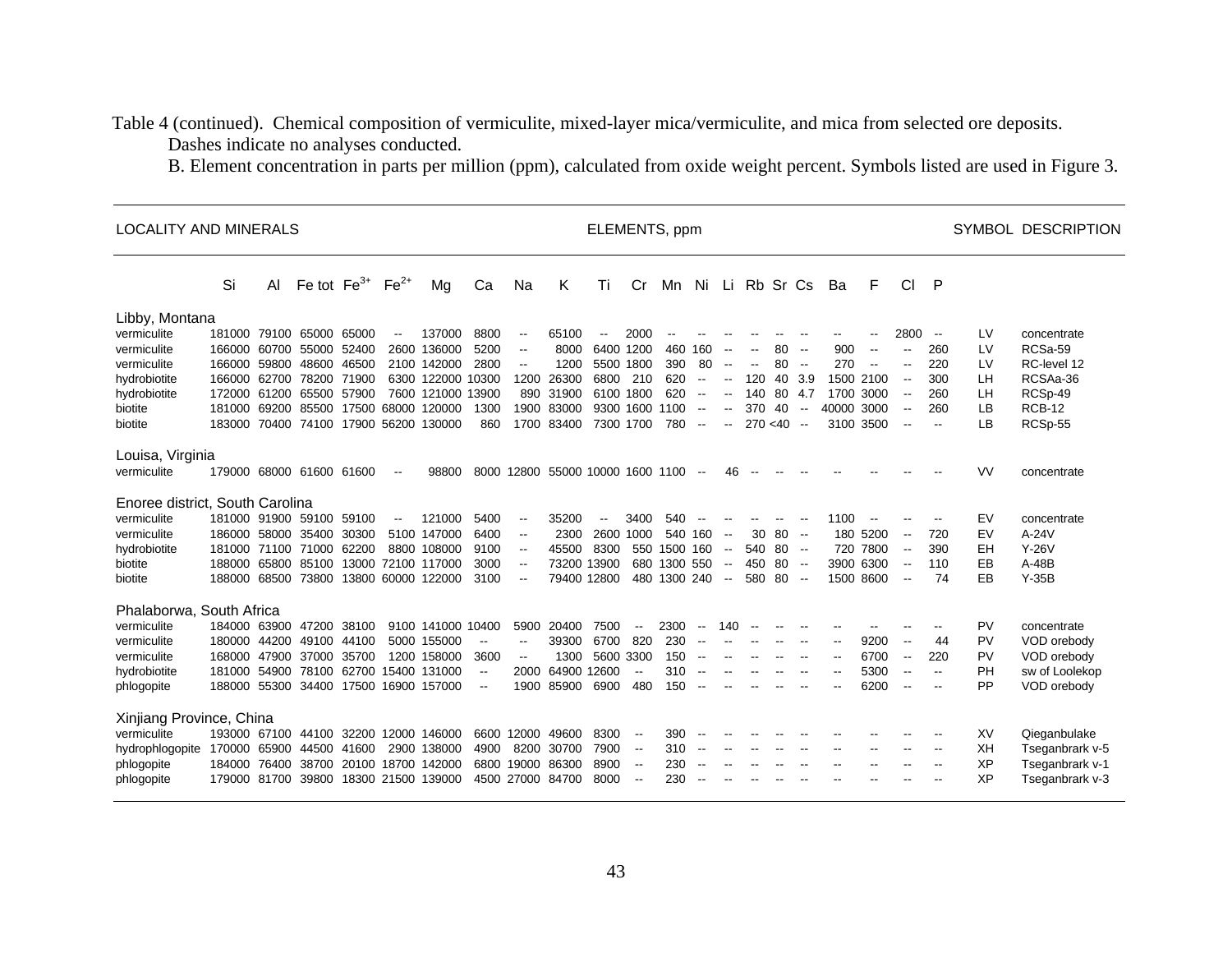Table 4 (continued). Chemical composition of vermiculite, mixed-layer mica/vermiculite, and mica from selected ore deposits. Dashes indicate no analyses conducted.

B. Element concentration in parts per million (ppm), calculated from oxide weight percent. Symbols listed are used in Figure 3.

| LOCALITY AND MINERALS | ELEMENTS, ppm | | | | | | | | | | | | | | | | | | | | | SYMBOL | DESCRIPTION |
|---|---|---|---|---|---|---|---|---|---|---|---|---|---|---|---|---|---|---|---|---|---|---|---|
| | Si | Al | Fe tot | $Fe^{3+}$ | $Fe^{2+}$ | Mg | Ca | Na | K | Ti | Cr | Mn | Ni | Li | Rb | Sr | Cs | Ba | F | Cl | P | | |
| **Libby, Montana** | | | | | | | | | | | | | | | | | | | | | | | |
| vermiculite | 181000 | 79100 | 65000 | 65000 | -- | 137000 | 8800 | -- | 65100 | -- | 2000 | -- | -- | -- | -- | -- | -- | -- | -- | 2800 | -- | LV | concentrate |
| vermiculite | 166000 | 60700 | 55000 | 52400 | 2600 | 136000 | 5200 | -- | 8000 | 6400 | 1200 | 460 | 160 | -- | -- | 80 | -- | 900 | -- | -- | 260 | LV | RCSa-59 |
| vermiculite | 166000 | 59800 | 48600 | 46500 | 2100 | 142000 | 2800 | -- | 1200 | 5500 | 1800 | 390 | 80 | -- | -- | 80 | -- | 270 | -- | -- | 220 | LV | RC-level 12 |
| hydrobiotite | 166000 | 62700 | 78200 | 71900 | 6300 | 122000 | 10300 | 1200 | 26300 | 6800 | 210 | 620 | -- | -- | 120 | 40 | 3.9 | 1500 | 2100 | -- | 300 | LH | RCSAa-36 |
| hydrobiotite | 172000 | 61200 | 65500 | 57900 | 7600 | 121000 | 13900 | 890 | 31900 | 6100 | 1800 | 620 | -- | -- | 140 | 80 | 4.7 | 1700 | 3000 | -- | 260 | LH | RCSp-49 |
| biotite | 181000 | 69200 | 85500 | 17500 | 68000 | 120000 | 1300 | 1900 | 83000 | 9300 | 1600 | 1100 | -- | -- | 370 | 40 | -- | 40000 | 3000 | -- | 260 | LB | RCB-12 |
| biotite | 183000 | 70400 | 74100 | 17900 | 56200 | 130000 | 860 | 1700 | 83400 | 7300 | 1700 | 780 | -- | -- | 270 | <40 | -- | 3100 | 3500 | -- | -- | LB | RCSp-55 |
| **Louisa, Virginia** | | | | | | | | | | | | | | | | | | | | | | | |
| vermiculite | 179000 | 68000 | 61600 | 61600 | -- | 98800 | 8000 | 12800 | 55000 | 10000 | 1600 | 1100 | -- | 46 | -- | -- | -- | -- | -- | -- | -- | VV | concentrate |
| **Enoree district, South Carolina** | | | | | | | | | | | | | | | | | | | | | | | |
| vermiculite | 181000 | 91900 | 59100 | 59100 | -- | 121000 | 5400 | -- | 35200 | -- | 3400 | 540 | -- | -- | -- | -- | -- | 1100 | -- | -- | -- | EV | concentrate |
| vermiculite | 186000 | 58000 | 35400 | 30300 | 5100 | 147000 | 6400 | -- | 2300 | 2600 | 1000 | 540 | 160 | -- | 30 | 80 | -- | 180 | 5200 | -- | 720 | EV | A-24V |
| hydrobiotite | 181000 | 71100 | 71000 | 62200 | 8800 | 108000 | 9100 | -- | 45500 | 8300 | 550 | 1500 | 160 | -- | 540 | 80 | -- | 720 | 7800 | -- | 390 | EH | Y-26V |
| biotite | 188000 | 65800 | 85100 | 13000 | 72100 | 117000 | 3000 | -- | 73200 | 13900 | 680 | 1300 | 550 | -- | 450 | 80 | -- | 3900 | 6300 | -- | 110 | EB | A-48B |
| biotite | 188000 | 68500 | 73800 | 13800 | 60000 | 122000 | 3100 | -- | 79400 | 12800 | 480 | 1300 | 240 | -- | 580 | 80 | -- | 1500 | 8600 | -- | 74 | EB | Y-35B |
| **Phalaborwa, South Africa** | | | | | | | | | | | | | | | | | | | | | | | |
| vermiculite | 184000 | 63900 | 47200 | 38100 | 9100 | 141000 | 10400 | 5900 | 20400 | 7500 | -- | 2300 | -- | 140 | -- | -- | -- | -- | -- | -- | -- | PV | concentrate |
| vermiculite | 180000 | 44200 | 49100 | 44100 | 5000 | 155000 | -- | -- | 39300 | 6700 | 820 | 230 | -- | -- | -- | -- | -- | -- | 9200 | -- | 44 | PV | VOD orebody |
| vermiculite | 168000 | 47900 | 37000 | 35700 | 1200 | 158000 | 3600 | -- | 1300 | 5600 | 3300 | 150 | -- | -- | -- | -- | -- | -- | 6700 | -- | 220 | PV | VOD orebody |
| hydrobiotite | 181000 | 54900 | 78100 | 62700 | 15400 | 131000 | -- | 2000 | 64900 | 12600 | -- | 310 | -- | -- | -- | -- | -- | -- | 5300 | -- | -- | PH | sw of Loolekop |
| phlogopite | 188000 | 55300 | 34400 | 17500 | 16900 | 157000 | -- | 1900 | 85900 | 6900 | 480 | 150 | -- | -- | -- | -- | -- | -- | 6200 | -- | -- | PP | VOD orebody |
| **Xinjiang Province, China** | | | | | | | | | | | | | | | | | | | | | | | |
| vermiculite | 193000 | 67100 | 44100 | 32200 | 12000 | 146000 | 6600 | 12000 | 49600 | 8300 | -- | 390 | -- | -- | -- | -- | -- | -- | -- | -- | -- | XV | Qieganbulake |
| hydrophlogopite | 170000 | 65900 | 44500 | 41600 | 2900 | 138000 | 4900 | 8200 | 30700 | 7900 | -- | 310 | -- | -- | -- | -- | -- | -- | -- | -- | -- | XH | Tseganbrark v-5 |
| phlogopite | 184000 | 76400 | 38700 | 20100 | 18700 | 142000 | 6800 | 19000 | 86300 | 8900 | -- | 230 | -- | -- | -- | -- | -- | -- | -- | -- | -- | XP | Tseganbrark v-1 |
| phlogopite | 179000 | 81700 | 39800 | 18300 | 21500 | 139000 | 4500 | 27000 | 84700 | 8000 | -- | 230 | -- | -- | -- | -- | -- | -- | -- | -- | -- | XP | Tseganbrark v-3 |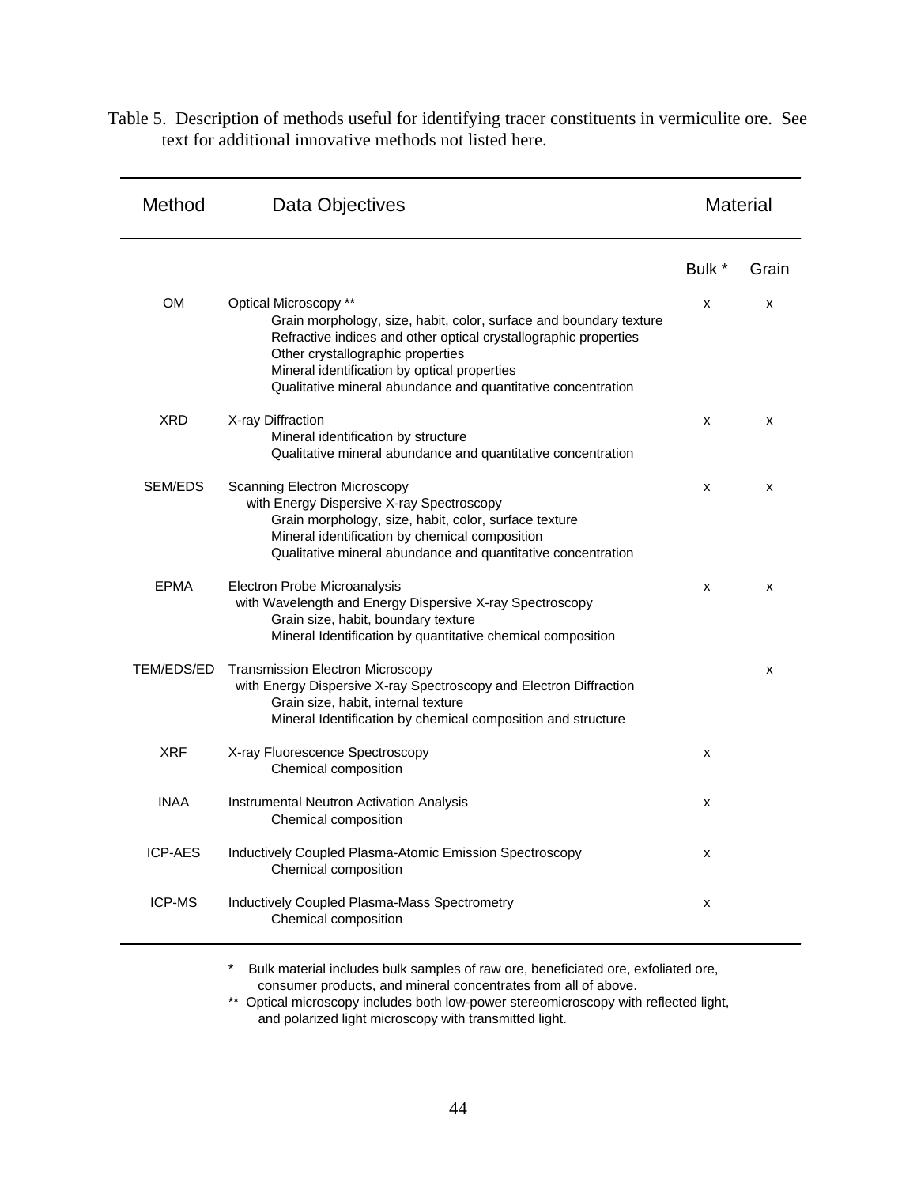Table 5. Description of methods useful for identifying tracer constituents in vermiculite ore. See text for additional innovative methods not listed here.

| Method | Data Objectives | Material | |
|---|---|---|---|
| | | Bulk * | Grain |
| OM | Optical Microscopy **<br>Grain morphology, size, habit, color, surface and boundary texture<br>Refractive indices and other optical crystallographic properties<br>Other crystallographic properties<br>Mineral identification by optical properties<br>Qualitative mineral abundance and quantitative concentration | x | x |
| XRD | X-ray Diffraction<br>Mineral identification by structure<br>Qualitative mineral abundance and quantitative concentration | x | x |
| SEM/EDS | Scanning Electron Microscopy with Energy Dispersive X-ray Spectroscopy<br>Grain morphology, size, habit, color, surface texture<br>Mineral identification by chemical composition<br>Qualitative mineral abundance and quantitative concentration | x | x |
| EPMA | Electron Probe Microanalysis with Wavelength and Energy Dispersive X-ray Spectroscopy<br>Grain size, habit, boundary texture<br>Mineral Identification by quantitative chemical composition | x | x |
| TEM/EDS/ED | Transmission Electron Microscopy with Energy Dispersive X-ray Spectroscopy and Electron Diffraction<br>Grain size, habit, internal texture<br>Mineral Identification by chemical composition and structure | | x |
| XRF | X-ray Fluorescence Spectroscopy<br>Chemical composition | x | |
| INAA | Instrumental Neutron Activation Analysis<br>Chemical composition | x | |
| ICP-AES | Inductively Coupled Plasma-Atomic Emission Spectroscopy<br>Chemical composition | x | |
| ICP-MS | Inductively Coupled Plasma-Mass Spectrometry<br>Chemical composition | x | |

\* Bulk material includes bulk samples of raw ore, beneficiated ore, exfoliated ore, consumer products, and mineral concentrates from all of above.

** Optical microscopy includes both low-power stereomicroscopy with reflected light, and polarized light microscopy with transmitted light.